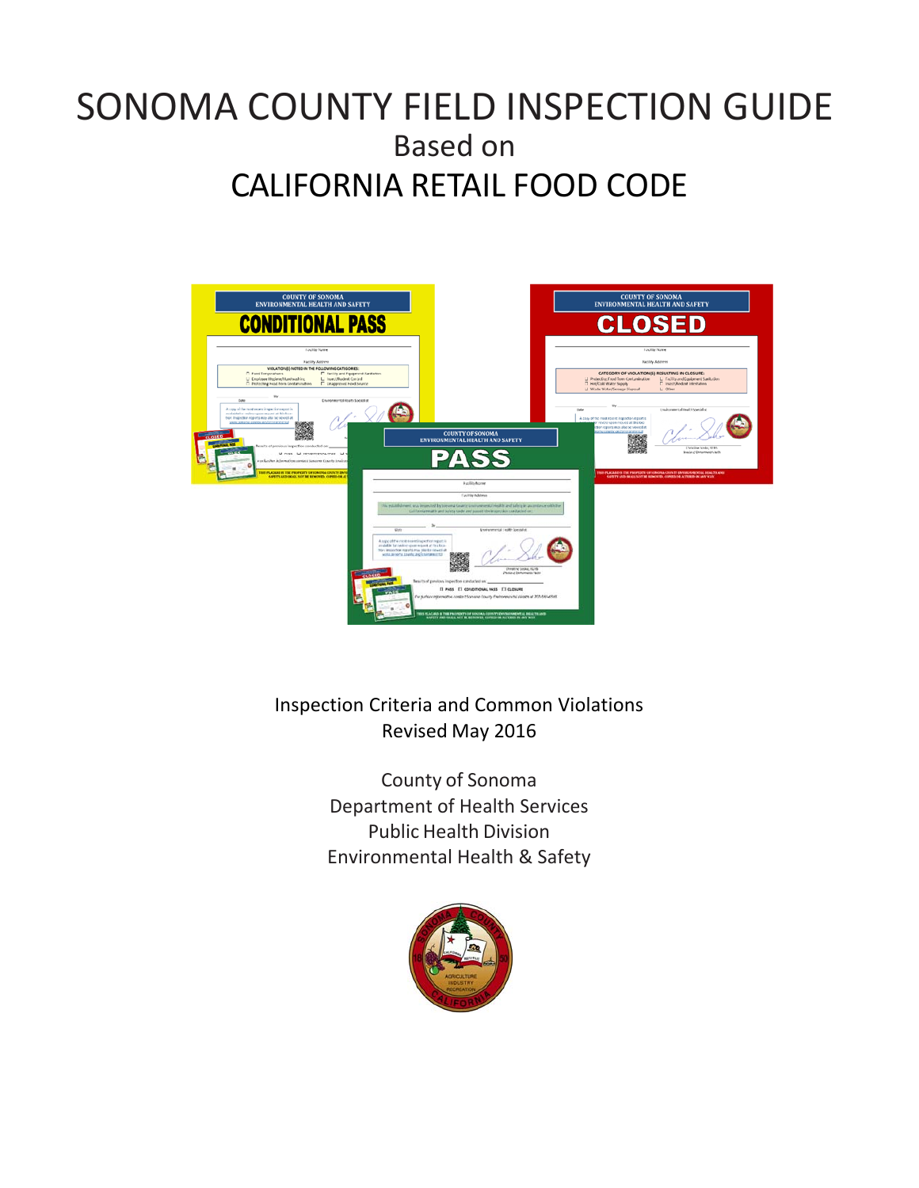# SONOMA COUNTY FIELD INSPECTION GUIDE

## Based on

# CALIFORNIA RETAIL FOOD CODE

Inspection Criteria and Common Violations
Revised May 2016

County of Sonoma
Department of Health Services
Public Health Division
Environmental Health & Safety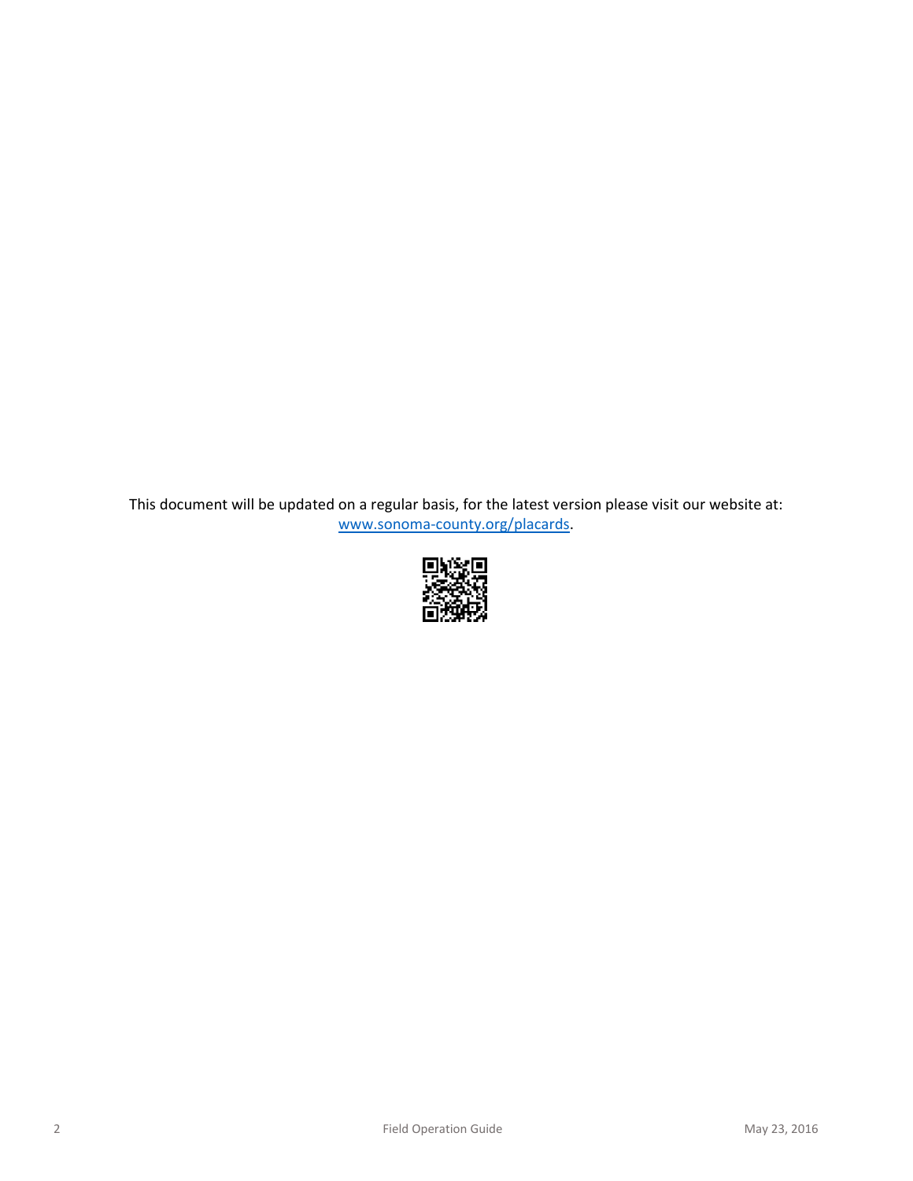This document will be updated on a regular basis, for the latest version please visit our website at: [www.sonoma-county.org/placards](http://www.sonoma-county.org/placards).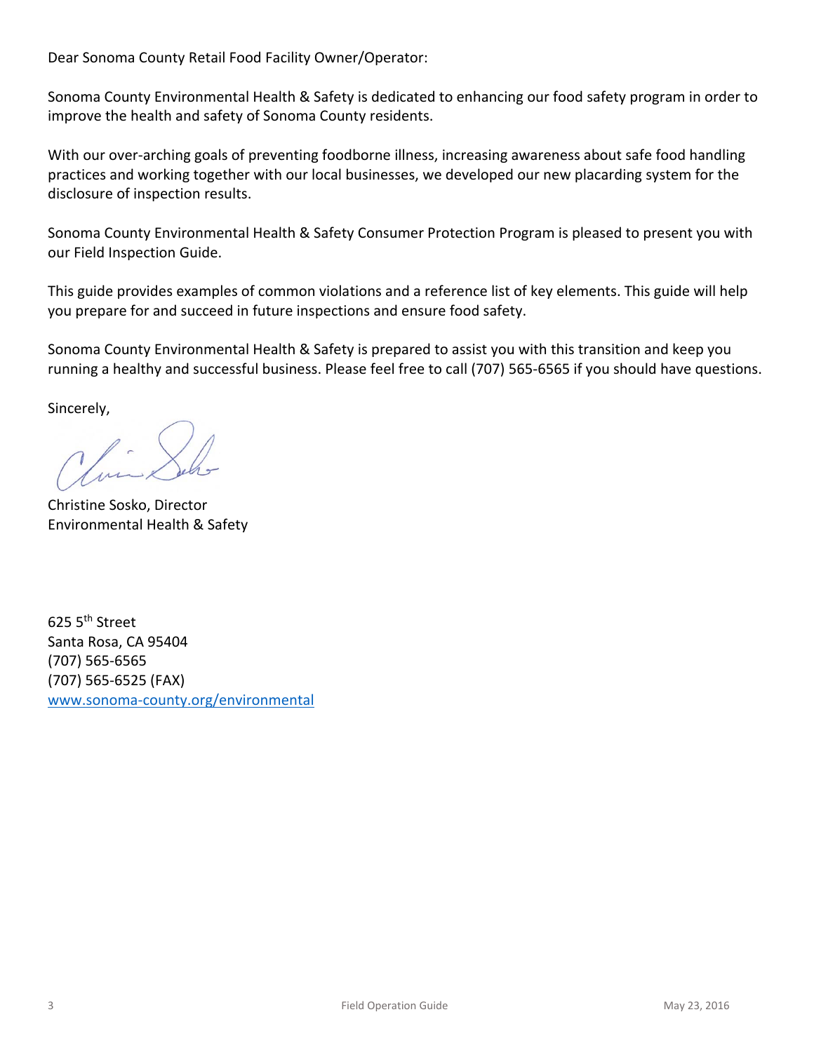Dear Sonoma County Retail Food Facility Owner/Operator:

Sonoma County Environmental Health & Safety is dedicated to enhancing our food safety program in order to improve the health and safety of Sonoma County residents.

With our over-arching goals of preventing foodborne illness, increasing awareness about safe food handling practices and working together with our local businesses, we developed our new placarding system for the disclosure of inspection results.

Sonoma County Environmental Health & Safety Consumer Protection Program is pleased to present you with our Field Inspection Guide.

This guide provides examples of common violations and a reference list of key elements. This guide will help you prepare for and succeed in future inspections and ensure food safety.

Sonoma County Environmental Health & Safety is prepared to assist you with this transition and keep you running a healthy and successful business. Please feel free to call (707) 565-6565 if you should have questions.

Sincerely,

Christine Sosko, Director
Environmental Health & Safety

625 5th Street
Santa Rosa, CA 95404
(707) 565-6565
(707) 565-6525 (FAX)
[www.sonoma-county.org/environmental](http://www.sonoma-county.org/environmental)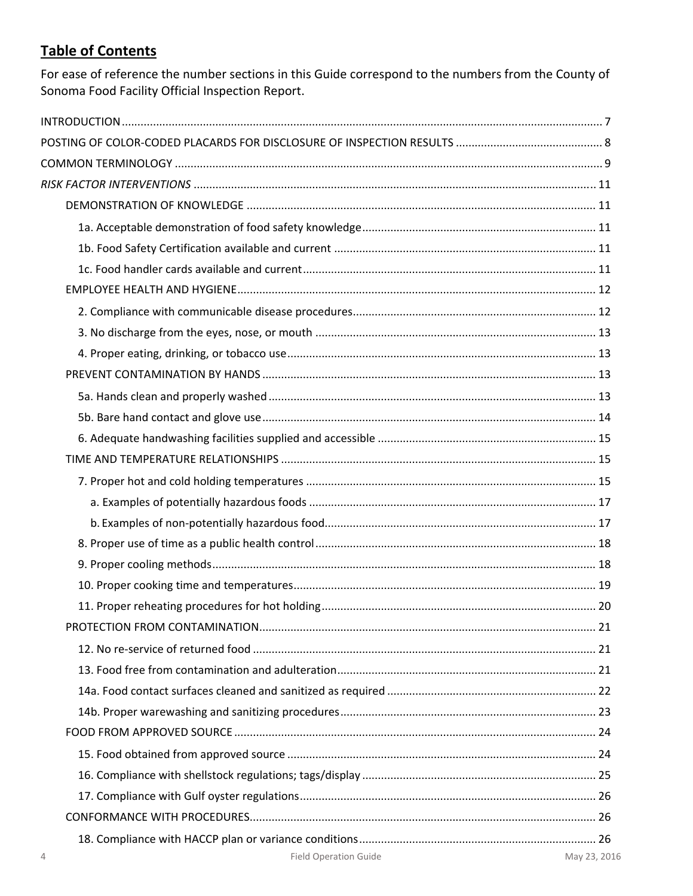## Table of Contents

For ease of reference the number sections in this Guide correspond to the numbers from the County of Sonoma Food Facility Official Inspection Report.

INTRODUCTION ........................................................ 7

POSTING OF COLOR-CODED PLACARDS FOR DISCLOSURE OF INSPECTION RESULTS ........................................................ 8

COMMON TERMINOLOGY ........................................................ 9

*RISK FACTOR INTERVENTIONS* ........................................................ 11

- DEMONSTRATION OF KNOWLEDGE ........................................................ 11
  - 1a. Acceptable demonstration of food safety knowledge ........................................................ 11
  - 1b. Food Safety Certification available and current ........................................................ 11
  - 1c. Food handler cards available and current ........................................................ 11
- EMPLOYEE HEALTH AND HYGIENE ........................................................ 12
  - 2. Compliance with communicable disease procedures ........................................................ 12
  - 3. No discharge from the eyes, nose, or mouth ........................................................ 13
  - 4. Proper eating, drinking, or tobacco use ........................................................ 13
- PREVENT CONTAMINATION BY HANDS ........................................................ 13
  - 5a. Hands clean and properly washed ........................................................ 13
  - 5b. Bare hand contact and glove use ........................................................ 14
  - 6. Adequate handwashing facilities supplied and accessible ........................................................ 15
- TIME AND TEMPERATURE RELATIONSHIPS ........................................................ 15
  - 7. Proper hot and cold holding temperatures ........................................................ 15
    - a. Examples of potentially hazardous foods ........................................................ 17
    - b. Examples of non-potentially hazardous food ........................................................ 17
  - 8. Proper use of time as a public health control ........................................................ 18
  - 9. Proper cooling methods ........................................................ 18
  - 10. Proper cooking time and temperatures ........................................................ 19
  - 11. Proper reheating procedures for hot holding ........................................................ 20
- PROTECTION FROM CONTAMINATION ........................................................ 21
  - 12. No re-service of returned food ........................................................ 21
  - 13. Food free from contamination and adulteration ........................................................ 21
  - 14a. Food contact surfaces cleaned and sanitized as required ........................................................ 22
  - 14b. Proper warewashing and sanitizing procedures ........................................................ 23
- FOOD FROM APPROVED SOURCE ........................................................ 24
  - 15. Food obtained from approved source ........................................................ 24
  - 16. Compliance with shellstock regulations; tags/display ........................................................ 25
  - 17. Compliance with Gulf oyster regulations ........................................................ 26
- CONFORMANCE WITH PROCEDURES ........................................................ 26
  - 18. Compliance with HACCP plan or variance conditions ........................................................ 26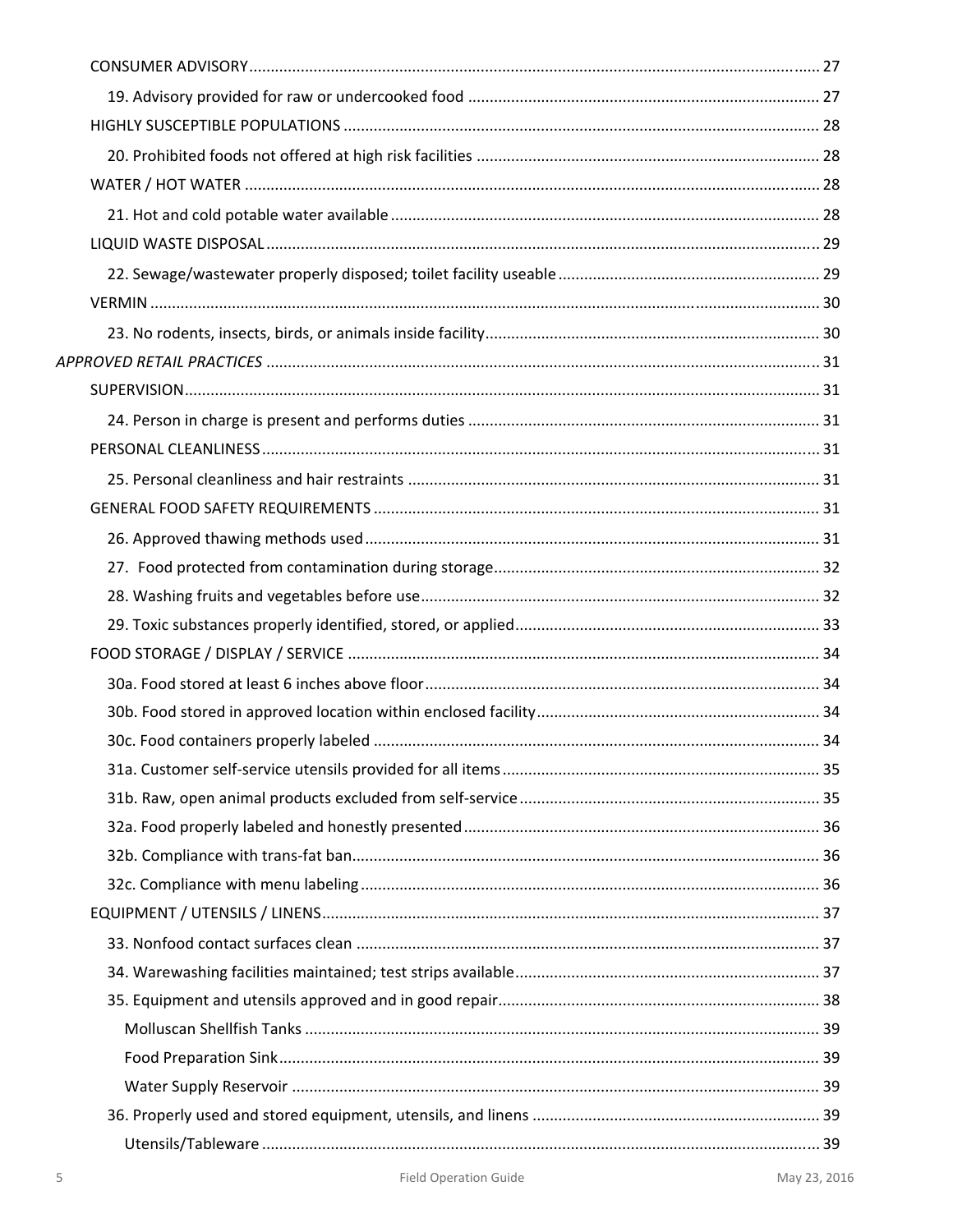CONSUMER ADVISORY ........ 27

19. Advisory provided for raw or undercooked food ........ 27

HIGHLY SUSCEPTIBLE POPULATIONS ........ 28

20. Prohibited foods not offered at high risk facilities ........ 28

WATER / HOT WATER ........ 28

21. Hot and cold potable water available ........ 28

LIQUID WASTE DISPOSAL ........ 29

22. Sewage/wastewater properly disposed; toilet facility useable ........ 29

VERMIN ........ 30

23. No rodents, insects, birds, or animals inside facility ........ 30

*APPROVED RETAIL PRACTICES* ........ 31

SUPERVISION ........ 31

24. Person in charge is present and performs duties ........ 31

PERSONAL CLEANLINESS ........ 31

25. Personal cleanliness and hair restraints ........ 31

GENERAL FOOD SAFETY REQUIREMENTS ........ 31

26. Approved thawing methods used ........ 31

27. Food protected from contamination during storage ........ 32

28. Washing fruits and vegetables before use ........ 32

29. Toxic substances properly identified, stored, or applied ........ 33

FOOD STORAGE / DISPLAY / SERVICE ........ 34

30a. Food stored at least 6 inches above floor ........ 34

30b. Food stored in approved location within enclosed facility ........ 34

30c. Food containers properly labeled ........ 34

31a. Customer self-service utensils provided for all items ........ 35

31b. Raw, open animal products excluded from self-service ........ 35

32a. Food properly labeled and honestly presented ........ 36

32b. Compliance with trans-fat ban ........ 36

32c. Compliance with menu labeling ........ 36

EQUIPMENT / UTENSILS / LINENS ........ 37

33. Nonfood contact surfaces clean ........ 37

34. Warewashing facilities maintained; test strips available ........ 37

35. Equipment and utensils approved and in good repair ........ 38

Molluscan Shellfish Tanks ........ 39

Food Preparation Sink ........ 39

Water Supply Reservoir ........ 39

36. Properly used and stored equipment, utensils, and linens ........ 39

Utensils/Tableware ........ 39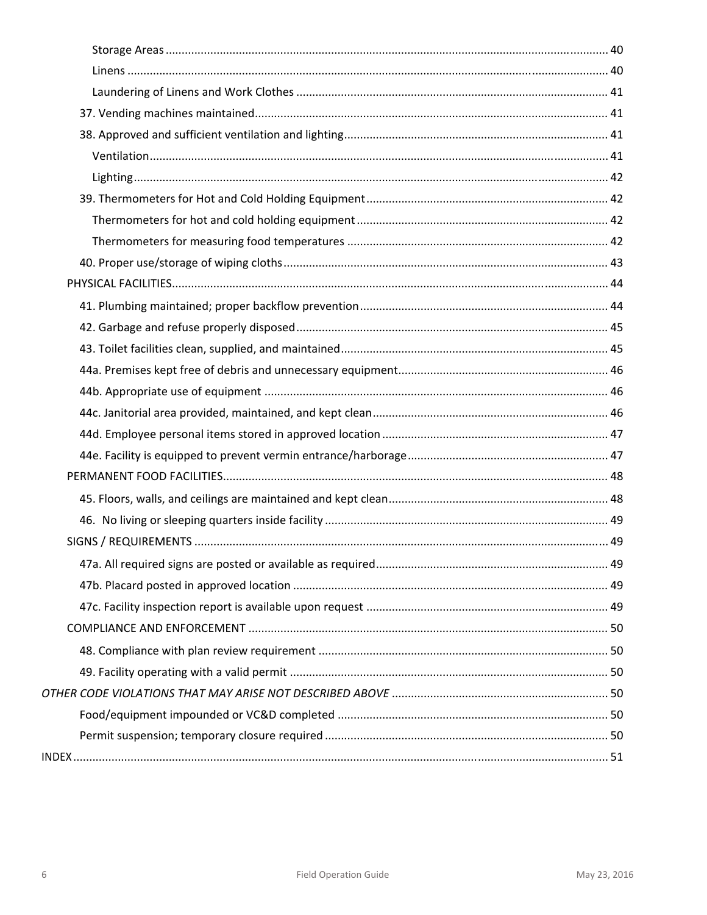Storage Areas ........................................................................................................................... 40

Linens ...................................................................................................................................... 40

Laundering of Linens and Work Clothes ................................................................................ 41

37. Vending machines maintained.............................................................................................. 41

38. Approved and sufficient ventilation and lighting.................................................................. 41

Ventilation............................................................................................................................... 41

Lighting.................................................................................................................................... 42

39. Thermometers for Hot and Cold Holding Equipment........................................................... 42

Thermometers for hot and cold holding equipment .............................................................. 42

Thermometers for measuring food temperatures ................................................................. 42

40. Proper use/storage of wiping cloths..................................................................................... 43

PHYSICAL FACILITIES......................................................................................................................... 44

41. Plumbing maintained; proper backflow prevention.............................................................. 44

42. Garbage and refuse properly disposed................................................................................. 45

43. Toilet facilities clean, supplied, and maintained................................................................... 45

44a. Premises kept free of debris and unnecessary equipment................................................. 46

44b. Appropriate use of equipment ........................................................................................... 46

44c. Janitorial area provided, maintained, and kept clean.......................................................... 46

44d. Employee personal items stored in approved location ...................................................... 47

44e. Facility is equipped to prevent vermin entrance/harborage.............................................. 47

PERMANENT FOOD FACILITIES........................................................................................................ 48

45. Floors, walls, and ceilings are maintained and kept clean.................................................... 48

46. No living or sleeping quarters inside facility ........................................................................ 49

SIGNS / REQUIREMENTS ................................................................................................................. 49

47a. All required signs are posted or available as required........................................................ 49

47b. Placard posted in approved location .................................................................................. 49

47c. Facility inspection report is available upon request ........................................................... 49

COMPLIANCE AND ENFORCEMENT ................................................................................................ 50

48. Compliance with plan review requirement .......................................................................... 50

49. Facility operating with a valid permit ................................................................................... 50

*OTHER CODE VIOLATIONS THAT MAY ARISE NOT DESCRIBED ABOVE* .................................................... 50

Food/equipment impounded or VC&D completed .................................................................... 50

Permit suspension; temporary closure required ........................................................................ 50

INDEX ...................................................................................................................................................... 51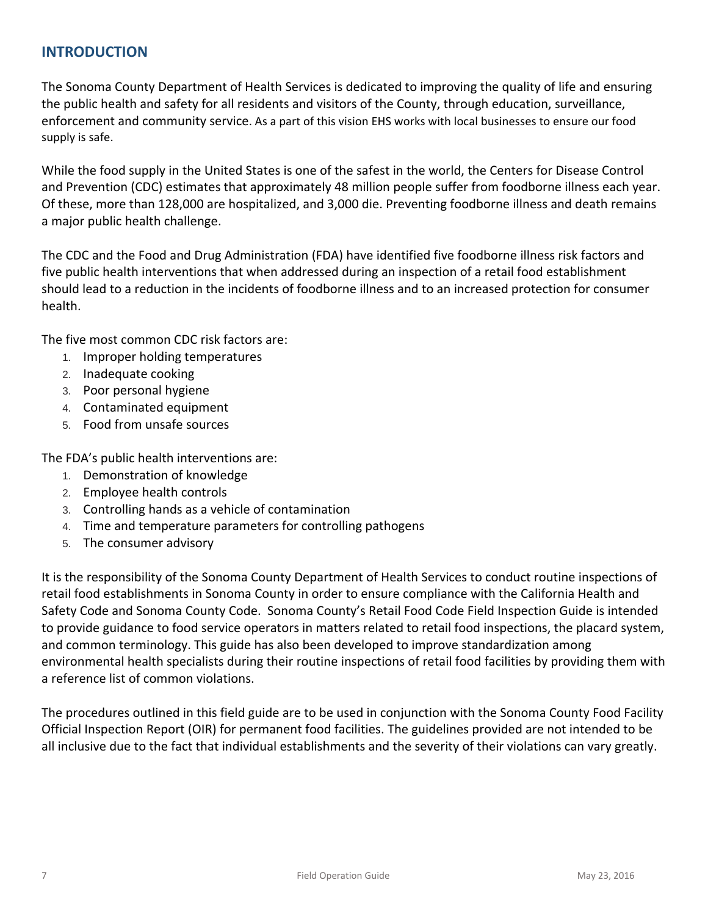## INTRODUCTION

The Sonoma County Department of Health Services is dedicated to improving the quality of life and ensuring the public health and safety for all residents and visitors of the County, through education, surveillance, enforcement and community service. As a part of this vision EHS works with local businesses to ensure our food supply is safe.

While the food supply in the United States is one of the safest in the world, the Centers for Disease Control and Prevention (CDC) estimates that approximately 48 million people suffer from foodborne illness each year. Of these, more than 128,000 are hospitalized, and 3,000 die. Preventing foodborne illness and death remains a major public health challenge.

The CDC and the Food and Drug Administration (FDA) have identified five foodborne illness risk factors and five public health interventions that when addressed during an inspection of a retail food establishment should lead to a reduction in the incidents of foodborne illness and to an increased protection for consumer health.

The five most common CDC risk factors are:

1. Improper holding temperatures
2. Inadequate cooking
3. Poor personal hygiene
4. Contaminated equipment
5. Food from unsafe sources

The FDA's public health interventions are:

1. Demonstration of knowledge
2. Employee health controls
3. Controlling hands as a vehicle of contamination
4. Time and temperature parameters for controlling pathogens
5. The consumer advisory

It is the responsibility of the Sonoma County Department of Health Services to conduct routine inspections of retail food establishments in Sonoma County in order to ensure compliance with the California Health and Safety Code and Sonoma County Code. Sonoma County's Retail Food Code Field Inspection Guide is intended to provide guidance to food service operators in matters related to retail food inspections, the placard system, and common terminology. This guide has also been developed to improve standardization among environmental health specialists during their routine inspections of retail food facilities by providing them with a reference list of common violations.

The procedures outlined in this field guide are to be used in conjunction with the Sonoma County Food Facility Official Inspection Report (OIR) for permanent food facilities. The guidelines provided are not intended to be all inclusive due to the fact that individual establishments and the severity of their violations can vary greatly.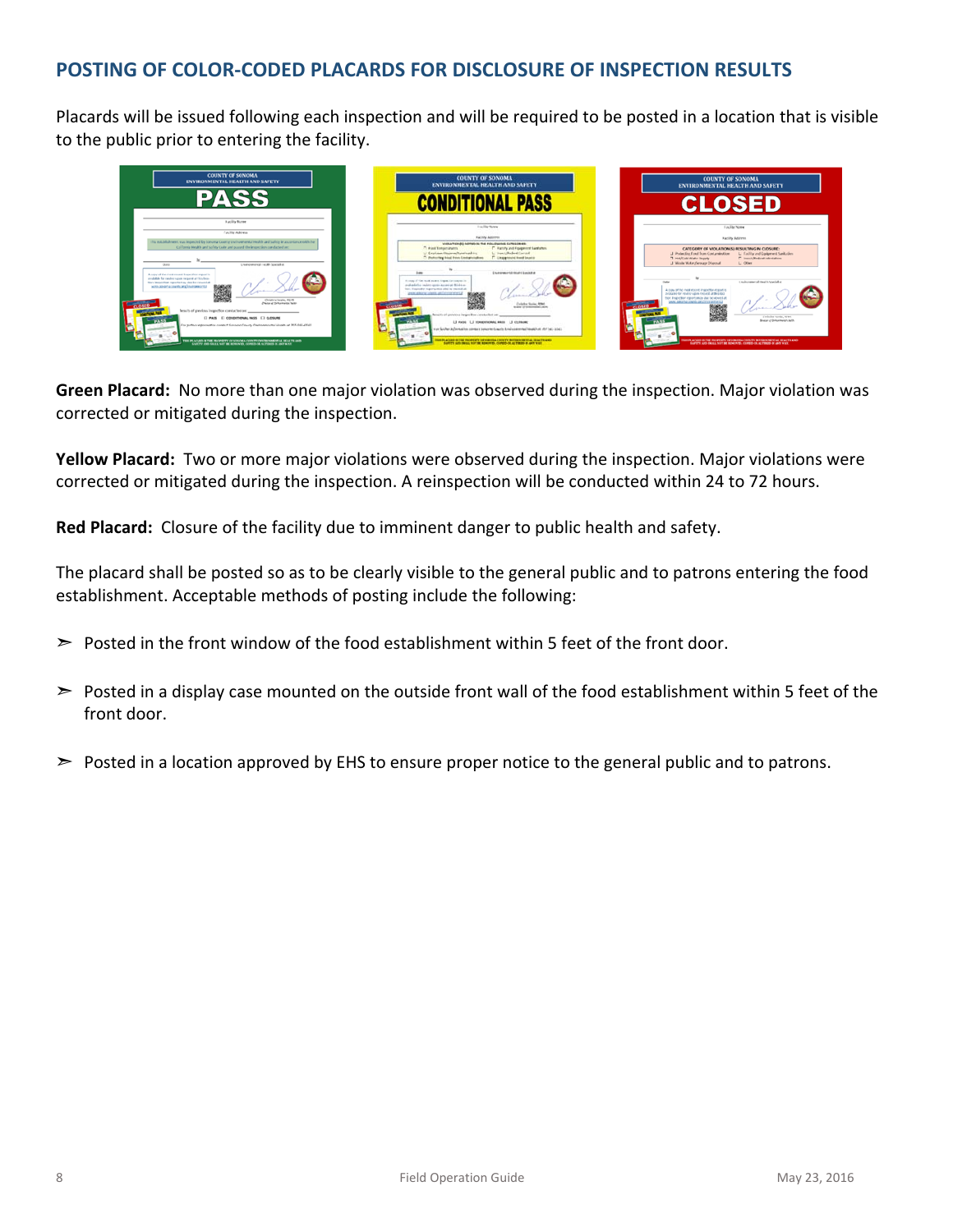## POSTING OF COLOR-CODED PLACARDS FOR DISCLOSURE OF INSPECTION RESULTS

Placards will be issued following each inspection and will be required to be posted in a location that is visible to the public prior to entering the facility.

**Green Placard:** No more than one major violation was observed during the inspection. Major violation was corrected or mitigated during the inspection.

**Yellow Placard:** Two or more major violations were observed during the inspection. Major violations were corrected or mitigated during the inspection. A reinspection will be conducted within 24 to 72 hours.

**Red Placard:** Closure of the facility due to imminent danger to public health and safety.

The placard shall be posted so as to be clearly visible to the general public and to patrons entering the food establishment. Acceptable methods of posting include the following:

- Posted in the front window of the food establishment within 5 feet of the front door.
- Posted in a display case mounted on the outside front wall of the food establishment within 5 feet of the front door.
- Posted in a location approved by EHS to ensure proper notice to the general public and to patrons.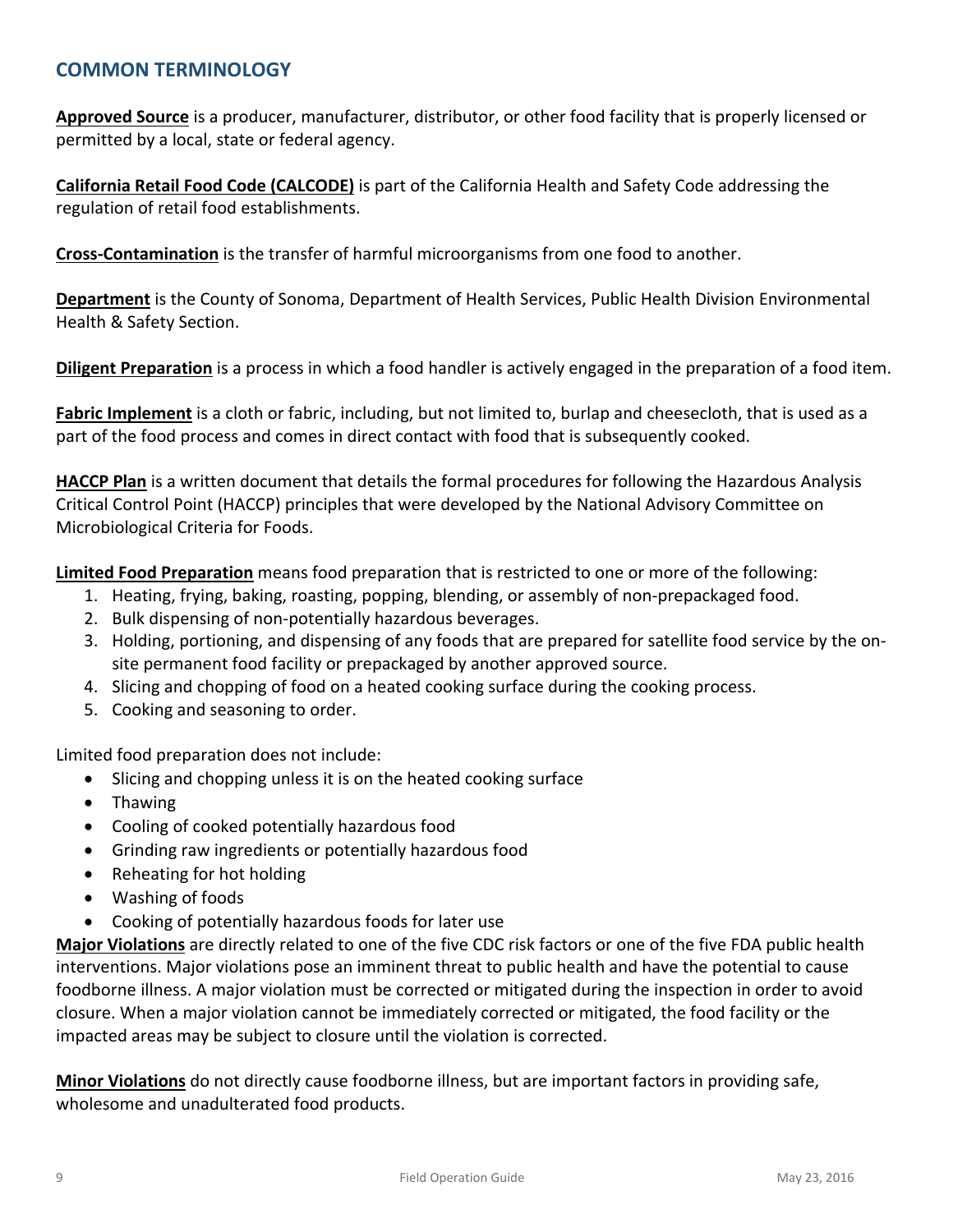## COMMON TERMINOLOGY

**Approved Source** is a producer, manufacturer, distributor, or other food facility that is properly licensed or permitted by a local, state or federal agency.

**California Retail Food Code (CALCODE)** is part of the California Health and Safety Code addressing the regulation of retail food establishments.

**Cross-Contamination** is the transfer of harmful microorganisms from one food to another.

**Department** is the County of Sonoma, Department of Health Services, Public Health Division Environmental Health & Safety Section.

**Diligent Preparation** is a process in which a food handler is actively engaged in the preparation of a food item.

**Fabric Implement** is a cloth or fabric, including, but not limited to, burlap and cheesecloth, that is used as a part of the food process and comes in direct contact with food that is subsequently cooked.

**HACCP Plan** is a written document that details the formal procedures for following the Hazardous Analysis Critical Control Point (HACCP) principles that were developed by the National Advisory Committee on Microbiological Criteria for Foods.

**Limited Food Preparation** means food preparation that is restricted to one or more of the following:

1. Heating, frying, baking, roasting, popping, blending, or assembly of non-prepackaged food.
2. Bulk dispensing of non-potentially hazardous beverages.
3. Holding, portioning, and dispensing of any foods that are prepared for satellite food service by the on-site permanent food facility or prepackaged by another approved source.
4. Slicing and chopping of food on a heated cooking surface during the cooking process.
5. Cooking and seasoning to order.

Limited food preparation does not include:

- Slicing and chopping unless it is on the heated cooking surface
- Thawing
- Cooling of cooked potentially hazardous food
- Grinding raw ingredients or potentially hazardous food
- Reheating for hot holding
- Washing of foods
- Cooking of potentially hazardous foods for later use

**Major Violations** are directly related to one of the five CDC risk factors or one of the five FDA public health interventions. Major violations pose an imminent threat to public health and have the potential to cause foodborne illness. A major violation must be corrected or mitigated during the inspection in order to avoid closure. When a major violation cannot be immediately corrected or mitigated, the food facility or the impacted areas may be subject to closure until the violation is corrected.

**Minor Violations** do not directly cause foodborne illness, but are important factors in providing safe, wholesome and unadulterated food products.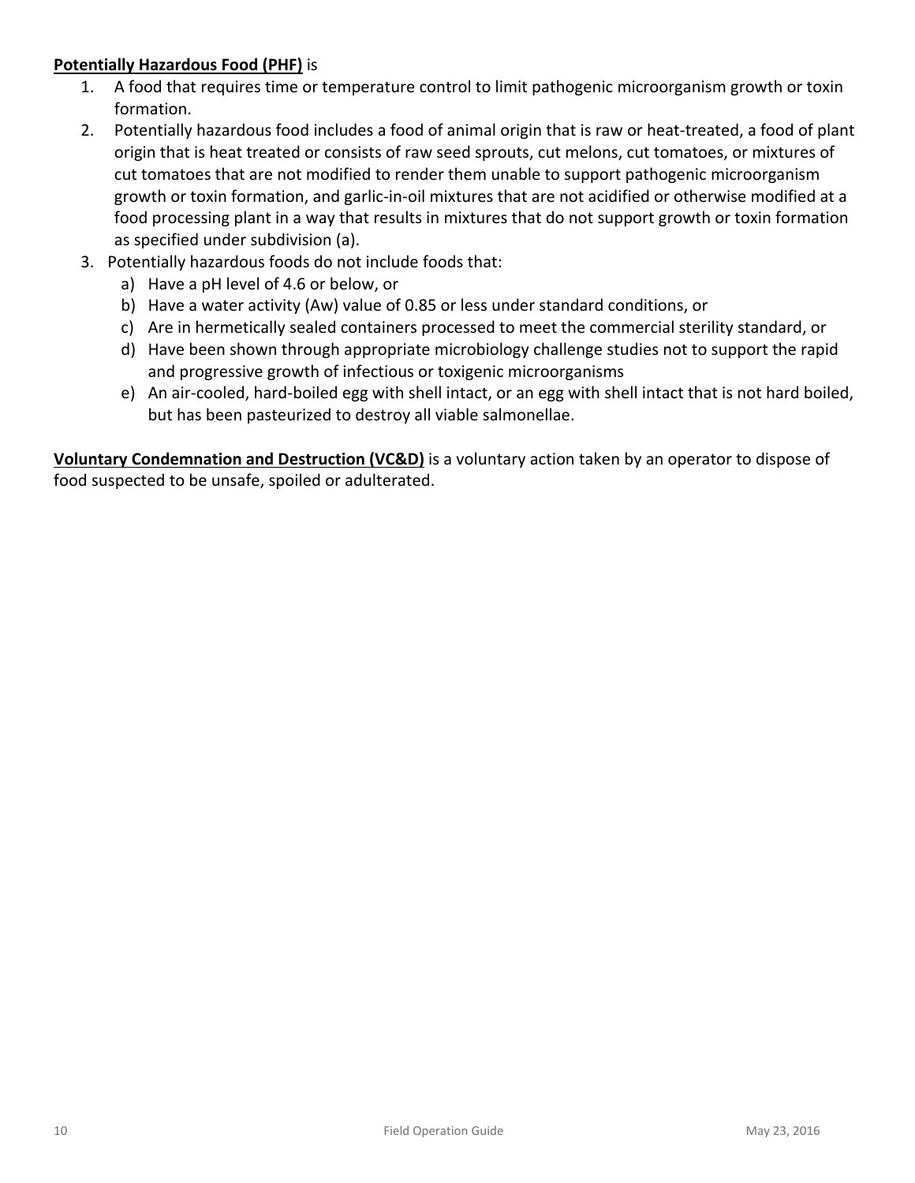**<u>Potentially Hazardous Food (PHF)</u>** is

1. A food that requires time or temperature control to limit pathogenic microorganism growth or toxin formation.
2. Potentially hazardous food includes a food of animal origin that is raw or heat-treated, a food of plant origin that is heat treated or consists of raw seed sprouts, cut melons, cut tomatoes, or mixtures of cut tomatoes that are not modified to render them unable to support pathogenic microorganism growth or toxin formation, and garlic-in-oil mixtures that are not acidified or otherwise modified at a food processing plant in a way that results in mixtures that do not support growth or toxin formation as specified under subdivision (a).
3. Potentially hazardous foods do not include foods that:
   a) Have a pH level of 4.6 or below, or
   b) Have a water activity (Aw) value of 0.85 or less under standard conditions, or
   c) Are in hermetically sealed containers processed to meet the commercial sterility standard, or
   d) Have been shown through appropriate microbiology challenge studies not to support the rapid and progressive growth of infectious or toxigenic microorganisms
   e) An air-cooled, hard-boiled egg with shell intact, or an egg with shell intact that is not hard boiled, but has been pasteurized to destroy all viable salmonellae.

**<u>Voluntary Condemnation and Destruction (VC&D)</u>** is a voluntary action taken by an operator to dispose of food suspected to be unsafe, spoiled or adulterated.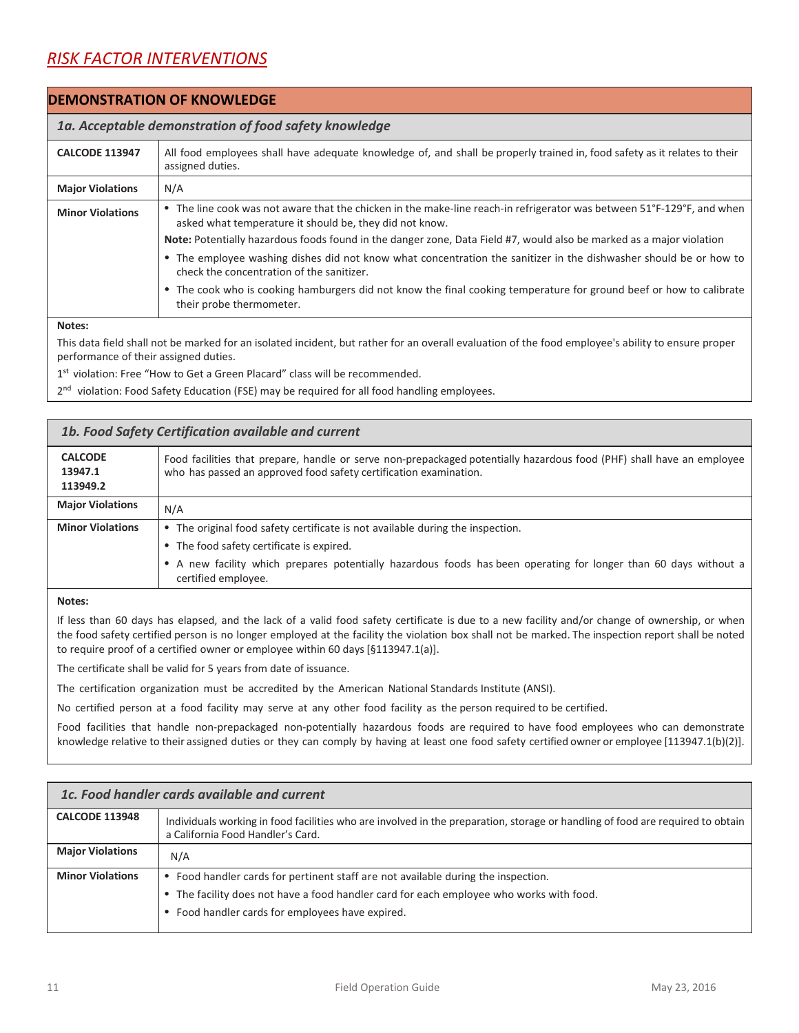# *RISK FACTOR INTERVENTIONS*

## DEMONSTRATION OF KNOWLEDGE

### *1a. Acceptable demonstration of food safety knowledge*

| | |
|---|---|
| **CALCODE 113947** | All food employees shall have adequate knowledge of, and shall be properly trained in, food safety as it relates to their assigned duties. |
| **Major Violations** | N/A |
| **Minor Violations** | • The line cook was not aware that the chicken in the make-line reach-in refrigerator was between 51°F-129°F, and when asked what temperature it should be, they did not know.<br>**Note:** Potentially hazardous foods found in the danger zone, Data Field #7, would also be marked as a major violation<br>• The employee washing dishes did not know what concentration the sanitizer in the dishwasher should be or how to check the concentration of the sanitizer.<br>• The cook who is cooking hamburgers did not know the final cooking temperature for ground beef or how to calibrate their probe thermometer. |

**Notes:**

This data field shall not be marked for an isolated incident, but rather for an overall evaluation of the food employee's ability to ensure proper performance of their assigned duties.

1st violation: Free "How to Get a Green Placard" class will be recommended.

2nd violation: Food Safety Education (FSE) may be required for all food handling employees.

### *1b. Food Safety Certification available and current*

| | |
|---|---|
| **CALCODE 13947.1 113949.2** | Food facilities that prepare, handle or serve non-prepackaged potentially hazardous food (PHF) shall have an employee who has passed an approved food safety certification examination. |
| **Major Violations** | N/A |
| **Minor Violations** | • The original food safety certificate is not available during the inspection.<br>• The food safety certificate is expired.<br>• A new facility which prepares potentially hazardous foods has been operating for longer than 60 days without a certified employee. |

**Notes:**

If less than 60 days has elapsed, and the lack of a valid food safety certificate is due to a new facility and/or change of ownership, or when the food safety certified person is no longer employed at the facility the violation box shall not be marked. The inspection report shall be noted to require proof of a certified owner or employee within 60 days [§113947.1(a)].

The certificate shall be valid for 5 years from date of issuance.

The certification organization must be accredited by the American National Standards Institute (ANSI).

No certified person at a food facility may serve at any other food facility as the person required to be certified.

Food facilities that handle non-prepackaged non-potentially hazardous foods are required to have food employees who can demonstrate knowledge relative to their assigned duties or they can comply by having at least one food safety certified owner or employee [113947.1(b)(2)].

### *1c. Food handler cards available and current*

| | |
|---|---|
| **CALCODE 113948** | Individuals working in food facilities who are involved in the preparation, storage or handling of food are required to obtain a California Food Handler's Card. |
| **Major Violations** | N/A |
| **Minor Violations** | • Food handler cards for pertinent staff are not available during the inspection.<br>• The facility does not have a food handler card for each employee who works with food.<br>• Food handler cards for employees have expired. |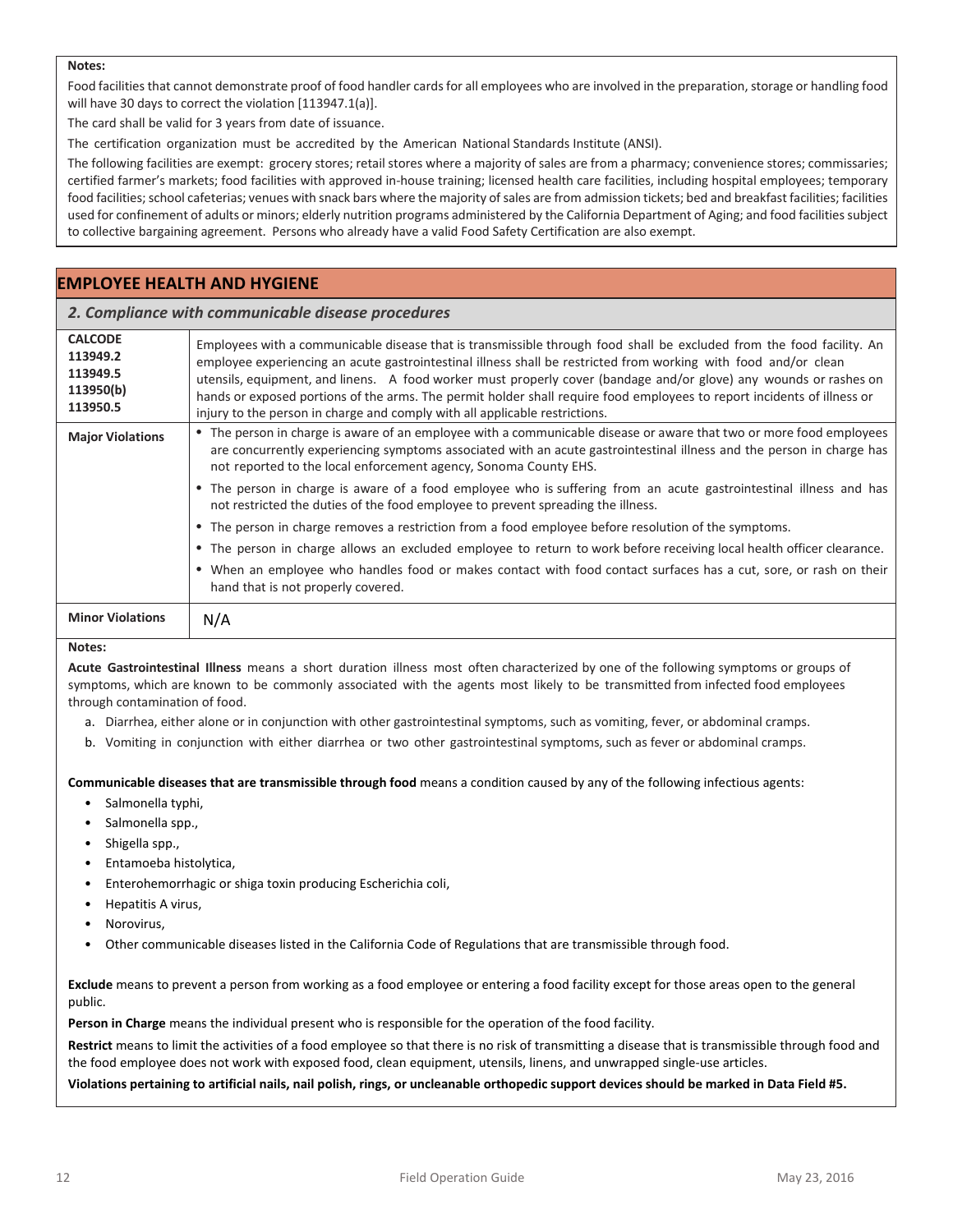**Notes:**

Food facilities that cannot demonstrate proof of food handler cards for all employees who are involved in the preparation, storage or handling food will have 30 days to correct the violation [113947.1(a)].

The card shall be valid for 3 years from date of issuance.

The certification organization must be accredited by the American National Standards Institute (ANSI).

The following facilities are exempt: grocery stores; retail stores where a majority of sales are from a pharmacy; convenience stores; commissaries; certified farmer's markets; food facilities with approved in-house training; licensed health care facilities, including hospital employees; temporary food facilities; school cafeterias; venues with snack bars where the majority of sales are from admission tickets; bed and breakfast facilities; facilities used for confinement of adults or minors; elderly nutrition programs administered by the California Department of Aging; and food facilities subject to collective bargaining agreement. Persons who already have a valid Food Safety Certification are also exempt.

## EMPLOYEE HEALTH AND HYGIENE

### *2. Compliance with communicable disease procedures*

| | |
|---|---|
| **CALCODE** 113949.2 113949.5 113950(b) 113950.5 | Employees with a communicable disease that is transmissible through food shall be excluded from the food facility. An employee experiencing an acute gastrointestinal illness shall be restricted from working with food and/or clean utensils, equipment, and linens. A food worker must properly cover (bandage and/or glove) any wounds or rashes on hands or exposed portions of the arms. The permit holder shall require food employees to report incidents of illness or injury to the person in charge and comply with all applicable restrictions. |
| **Major Violations** | • The person in charge is aware of an employee with a communicable disease or aware that two or more food employees are concurrently experiencing symptoms associated with an acute gastrointestinal illness and the person in charge has not reported to the local enforcement agency, Sonoma County EHS.<br>• The person in charge is aware of a food employee who is suffering from an acute gastrointestinal illness and has not restricted the duties of the food employee to prevent spreading the illness.<br>• The person in charge removes a restriction from a food employee before resolution of the symptoms.<br>• The person in charge allows an excluded employee to return to work before receiving local health officer clearance.<br>• When an employee who handles food or makes contact with food contact surfaces has a cut, sore, or rash on their hand that is not properly covered. |
| **Minor Violations** | N/A |

**Notes:**

**Acute Gastrointestinal Illness** means a short duration illness most often characterized by one of the following symptoms or groups of symptoms, which are known to be commonly associated with the agents most likely to be transmitted from infected food employees through contamination of food.

a. Diarrhea, either alone or in conjunction with other gastrointestinal symptoms, such as vomiting, fever, or abdominal cramps.
b. Vomiting in conjunction with either diarrhea or two other gastrointestinal symptoms, such as fever or abdominal cramps.

**Communicable diseases that are transmissible through food** means a condition caused by any of the following infectious agents:

- Salmonella typhi,
- Salmonella spp.,
- Shigella spp.,
- Entamoeba histolytica,
- Enterohemorrhagic or shiga toxin producing Escherichia coli,
- Hepatitis A virus,
- Norovirus,
- Other communicable diseases listed in the California Code of Regulations that are transmissible through food.

**Exclude** means to prevent a person from working as a food employee or entering a food facility except for those areas open to the general public.

**Person in Charge** means the individual present who is responsible for the operation of the food facility.

**Restrict** means to limit the activities of a food employee so that there is no risk of transmitting a disease that is transmissible through food and the food employee does not work with exposed food, clean equipment, utensils, linens, and unwrapped single-use articles.

**Violations pertaining to artificial nails, nail polish, rings, or uncleanable orthopedic support devices should be marked in Data Field #5.**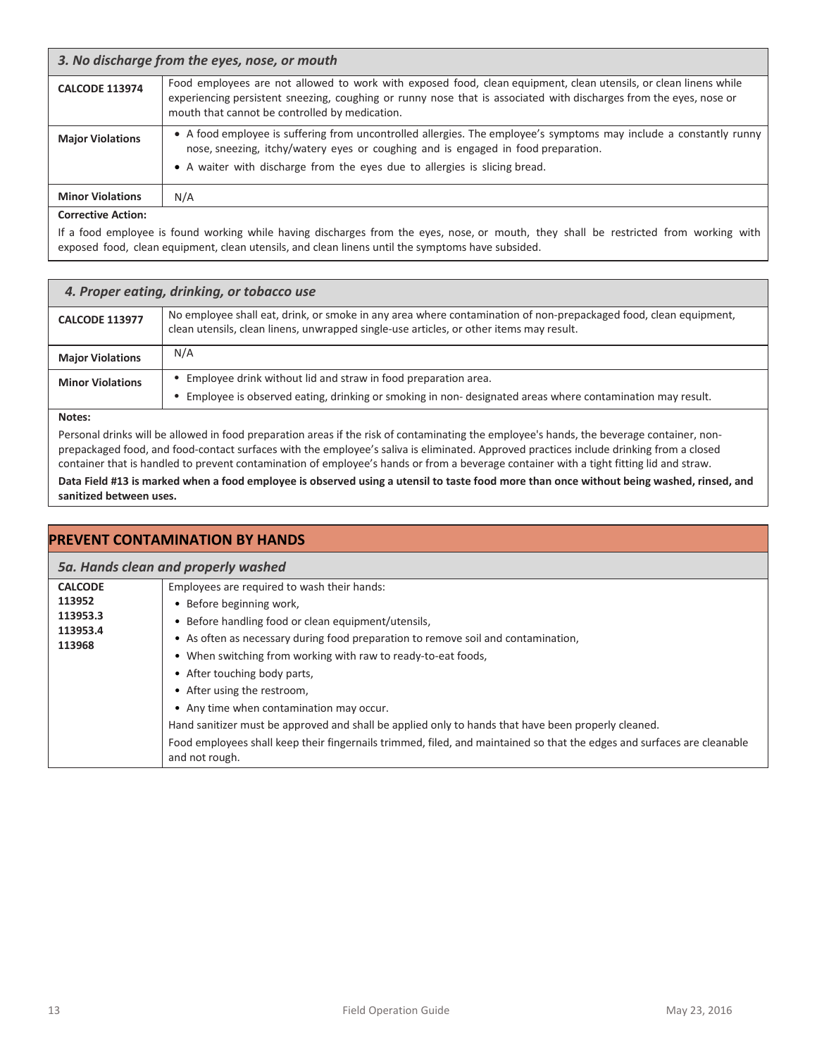### *3. No discharge from the eyes, nose, or mouth*

| | |
|---|---|
| **CALCODE 113974** | Food employees are not allowed to work with exposed food, clean equipment, clean utensils, or clean linens while experiencing persistent sneezing, coughing or runny nose that is associated with discharges from the eyes, nose or mouth that cannot be controlled by medication. |
| **Major Violations** | • A food employee is suffering from uncontrolled allergies. The employee's symptoms may include a constantly runny nose, sneezing, itchy/watery eyes or coughing and is engaged in food preparation.<br>• A waiter with discharge from the eyes due to allergies is slicing bread. |
| **Minor Violations** | N/A |

**Corrective Action:**

If a food employee is found working while having discharges from the eyes, nose, or mouth, they shall be restricted from working with exposed food, clean equipment, clean utensils, and clean linens until the symptoms have subsided.

### *4. Proper eating, drinking, or tobacco use*

| | |
|---|---|
| **CALCODE 113977** | No employee shall eat, drink, or smoke in any area where contamination of non-prepackaged food, clean equipment, clean utensils, clean linens, unwrapped single-use articles, or other items may result. |
| **Major Violations** | N/A |
| **Minor Violations** | • Employee drink without lid and straw in food preparation area.<br>• Employee is observed eating, drinking or smoking in non- designated areas where contamination may result. |

**Notes:**

Personal drinks will be allowed in food preparation areas if the risk of contaminating the employee's hands, the beverage container, non-prepackaged food, and food-contact surfaces with the employee's saliva is eliminated. Approved practices include drinking from a closed container that is handled to prevent contamination of employee's hands or from a beverage container with a tight fitting lid and straw.

**Data Field #13 is marked when a food employee is observed using a utensil to taste food more than once without being washed, rinsed, and sanitized between uses.**

## PREVENT CONTAMINATION BY HANDS

### *5a. Hands clean and properly washed*

| | |
|---|---|
| **CALCODE**<br>**113952**<br>**113953.3**<br>**113953.4**<br>**113968** | Employees are required to wash their hands:<br>• Before beginning work,<br>• Before handling food or clean equipment/utensils,<br>• As often as necessary during food preparation to remove soil and contamination,<br>• When switching from working with raw to ready-to-eat foods,<br>• After touching body parts,<br>• After using the restroom,<br>• Any time when contamination may occur.<br>Hand sanitizer must be approved and shall be applied only to hands that have been properly cleaned.<br>Food employees shall keep their fingernails trimmed, filed, and maintained so that the edges and surfaces are cleanable and not rough. |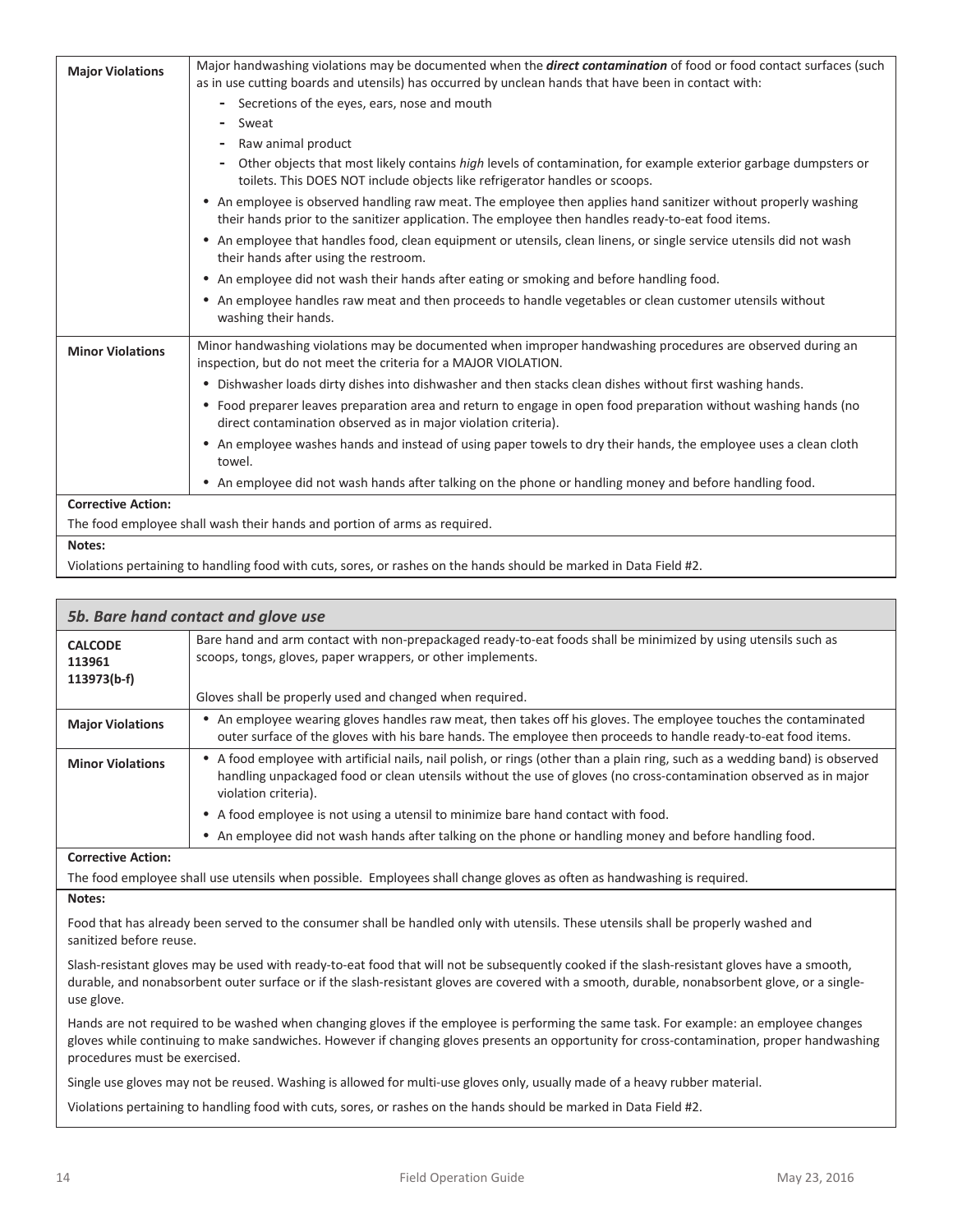| | |
|---|---|
| **Major Violations** | Major handwashing violations may be documented when the ***direct contamination*** of food or food contact surfaces (such as in use cutting boards and utensils) has occurred by unclean hands that have been in contact with:<br>- Secretions of the eyes, ears, nose and mouth<br>- Sweat<br>- Raw animal product<br>- Other objects that most likely contains *high* levels of contamination, for example exterior garbage dumpsters or toilets. This DOES NOT include objects like refrigerator handles or scoops.<br>• An employee is observed handling raw meat. The employee then applies hand sanitizer without properly washing their hands prior to the sanitizer application. The employee then handles ready-to-eat food items.<br>• An employee that handles food, clean equipment or utensils, clean linens, or single service utensils did not wash their hands after using the restroom.<br>• An employee did not wash their hands after eating or smoking and before handling food.<br>• An employee handles raw meat and then proceeds to handle vegetables or clean customer utensils without washing their hands. |
| **Minor Violations** | Minor handwashing violations may be documented when improper handwashing procedures are observed during an inspection, but do not meet the criteria for a MAJOR VIOLATION.<br>• Dishwasher loads dirty dishes into dishwasher and then stacks clean dishes without first washing hands.<br>• Food preparer leaves preparation area and return to engage in open food preparation without washing hands (no direct contamination observed as in major violation criteria).<br>• An employee washes hands and instead of using paper towels to dry their hands, the employee uses a clean cloth towel.<br>• An employee did not wash hands after talking on the phone or handling money and before handling food. |

**Corrective Action:**

The food employee shall wash their hands and portion of arms as required.

**Notes:**

Violations pertaining to handling food with cuts, sores, or rashes on the hands should be marked in Data Field #2.

### *5b. Bare hand contact and glove use*

| | |
|---|---|
| **CALCODE 113961 113973(b-f)** | Bare hand and arm contact with non-prepackaged ready-to-eat foods shall be minimized by using utensils such as scoops, tongs, gloves, paper wrappers, or other implements.<br><br>Gloves shall be properly used and changed when required. |
| **Major Violations** | • An employee wearing gloves handles raw meat, then takes off his gloves. The employee touches the contaminated outer surface of the gloves with his bare hands. The employee then proceeds to handle ready-to-eat food items. |
| **Minor Violations** | • A food employee with artificial nails, nail polish, or rings (other than a plain ring, such as a wedding band) is observed handling unpackaged food or clean utensils without the use of gloves (no cross-contamination observed as in major violation criteria).<br>• A food employee is not using a utensil to minimize bare hand contact with food.<br>• An employee did not wash hands after talking on the phone or handling money and before handling food. |

**Corrective Action:**

The food employee shall use utensils when possible. Employees shall change gloves as often as handwashing is required.

**Notes:**

Food that has already been served to the consumer shall be handled only with utensils. These utensils shall be properly washed and sanitized before reuse.

Slash-resistant gloves may be used with ready-to-eat food that will not be subsequently cooked if the slash-resistant gloves have a smooth, durable, and nonabsorbent outer surface or if the slash-resistant gloves are covered with a smooth, durable, nonabsorbent glove, or a single-use glove.

Hands are not required to be washed when changing gloves if the employee is performing the same task. For example: an employee changes gloves while continuing to make sandwiches. However if changing gloves presents an opportunity for cross-contamination, proper handwashing procedures must be exercised.

Single use gloves may not be reused. Washing is allowed for multi-use gloves only, usually made of a heavy rubber material.

Violations pertaining to handling food with cuts, sores, or rashes on the hands should be marked in Data Field #2.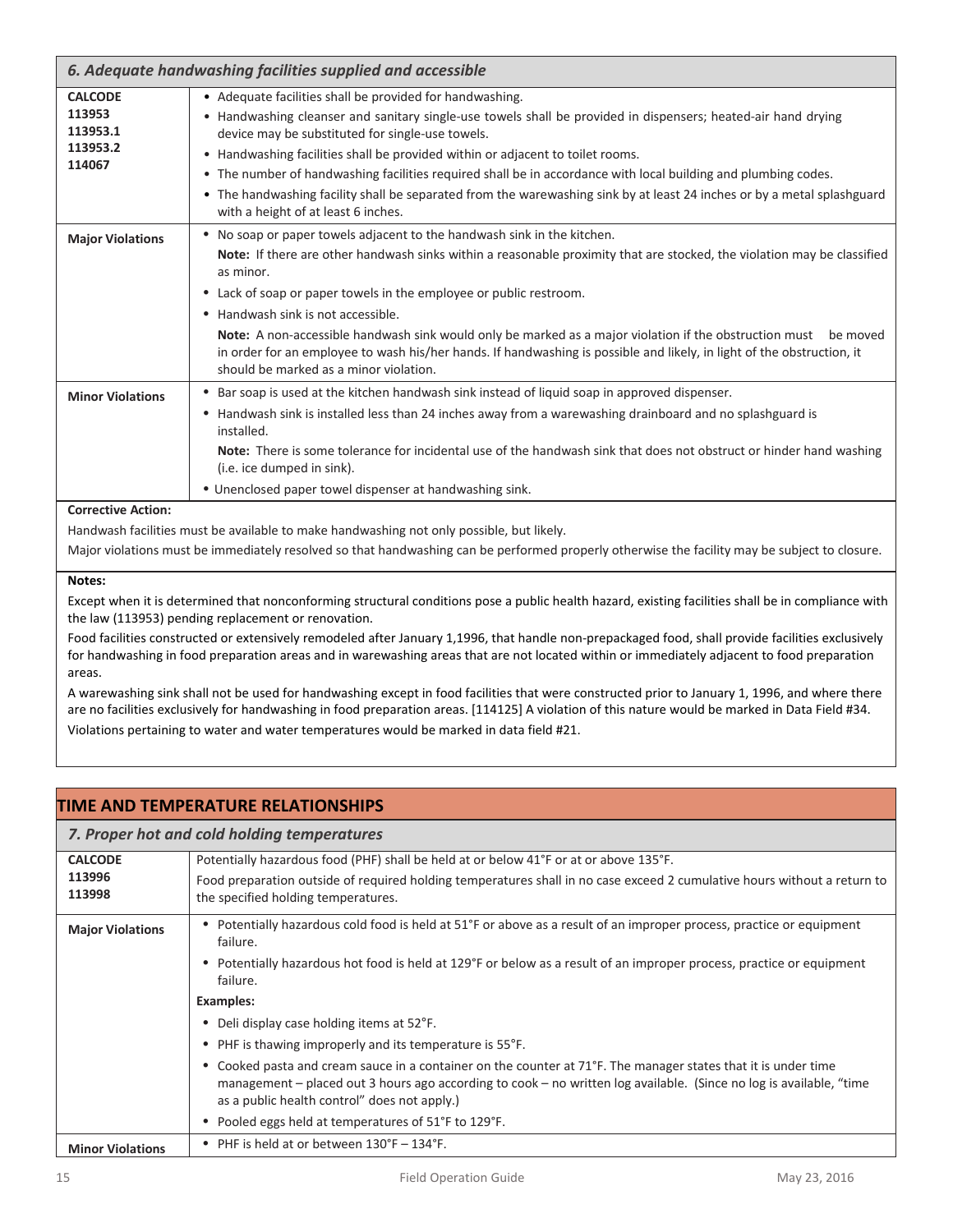## 6. Adequate handwashing facilities supplied and accessible

| | |
|---|---|
| **CALCODE**<br>113953<br>113953.1<br>113953.2<br>114067 | • Adequate facilities shall be provided for handwashing.<br>• Handwashing cleanser and sanitary single-use towels shall be provided in dispensers; heated-air hand drying device may be substituted for single-use towels.<br>• Handwashing facilities shall be provided within or adjacent to toilet rooms.<br>• The number of handwashing facilities required shall be in accordance with local building and plumbing codes.<br>• The handwashing facility shall be separated from the warewashing sink by at least 24 inches or by a metal splashguard with a height of at least 6 inches. |
| **Major Violations** | • No soap or paper towels adjacent to the handwash sink in the kitchen.<br>**Note:** If there are other handwash sinks within a reasonable proximity that are stocked, the violation may be classified as minor.<br>• Lack of soap or paper towels in the employee or public restroom.<br>• Handwash sink is not accessible.<br>**Note:** A non-accessible handwash sink would only be marked as a major violation if the obstruction must be moved in order for an employee to wash his/her hands. If handwashing is possible and likely, in light of the obstruction, it should be marked as a minor violation. |
| **Minor Violations** | • Bar soap is used at the kitchen handwash sink instead of liquid soap in approved dispenser.<br>• Handwash sink is installed less than 24 inches away from a warewashing drainboard and no splashguard is installed.<br>**Note:** There is some tolerance for incidental use of the handwash sink that does not obstruct or hinder hand washing (i.e. ice dumped in sink).<br>• Unenclosed paper towel dispenser at handwashing sink. |

**Corrective Action:**

Handwash facilities must be available to make handwashing not only possible, but likely.

Major violations must be immediately resolved so that handwashing can be performed properly otherwise the facility may be subject to closure.

**Notes:**

Except when it is determined that nonconforming structural conditions pose a public health hazard, existing facilities shall be in compliance with the law (113953) pending replacement or renovation.

Food facilities constructed or extensively remodeled after January 1,1996, that handle non-prepackaged food, shall provide facilities exclusively for handwashing in food preparation areas and in warewashing areas that are not located within or immediately adjacent to food preparation areas.

A warewashing sink shall not be used for handwashing except in food facilities that were constructed prior to January 1, 1996, and where there are no facilities exclusively for handwashing in food preparation areas. [114125] A violation of this nature would be marked in Data Field #34.

Violations pertaining to water and water temperatures would be marked in data field #21.

# TIME AND TEMPERATURE RELATIONSHIPS

## 7. Proper hot and cold holding temperatures

| | |
|---|---|
| **CALCODE**<br>113996<br>113998 | Potentially hazardous food (PHF) shall be held at or below 41°F or at or above 135°F.<br>Food preparation outside of required holding temperatures shall in no case exceed 2 cumulative hours without a return to the specified holding temperatures. |
| **Major Violations** | • Potentially hazardous cold food is held at 51°F or above as a result of an improper process, practice or equipment failure.<br>• Potentially hazardous hot food is held at 129°F or below as a result of an improper process, practice or equipment failure.<br>**Examples:**<br>• Deli display case holding items at 52°F.<br>• PHF is thawing improperly and its temperature is 55°F.<br>• Cooked pasta and cream sauce in a container on the counter at 71°F. The manager states that it is under time management – placed out 3 hours ago according to cook – no written log available. (Since no log is available, "time as a public health control" does not apply.)<br>• Pooled eggs held at temperatures of 51°F to 129°F. |
| **Minor Violations** | • PHF is held at or between 130°F – 134°F. |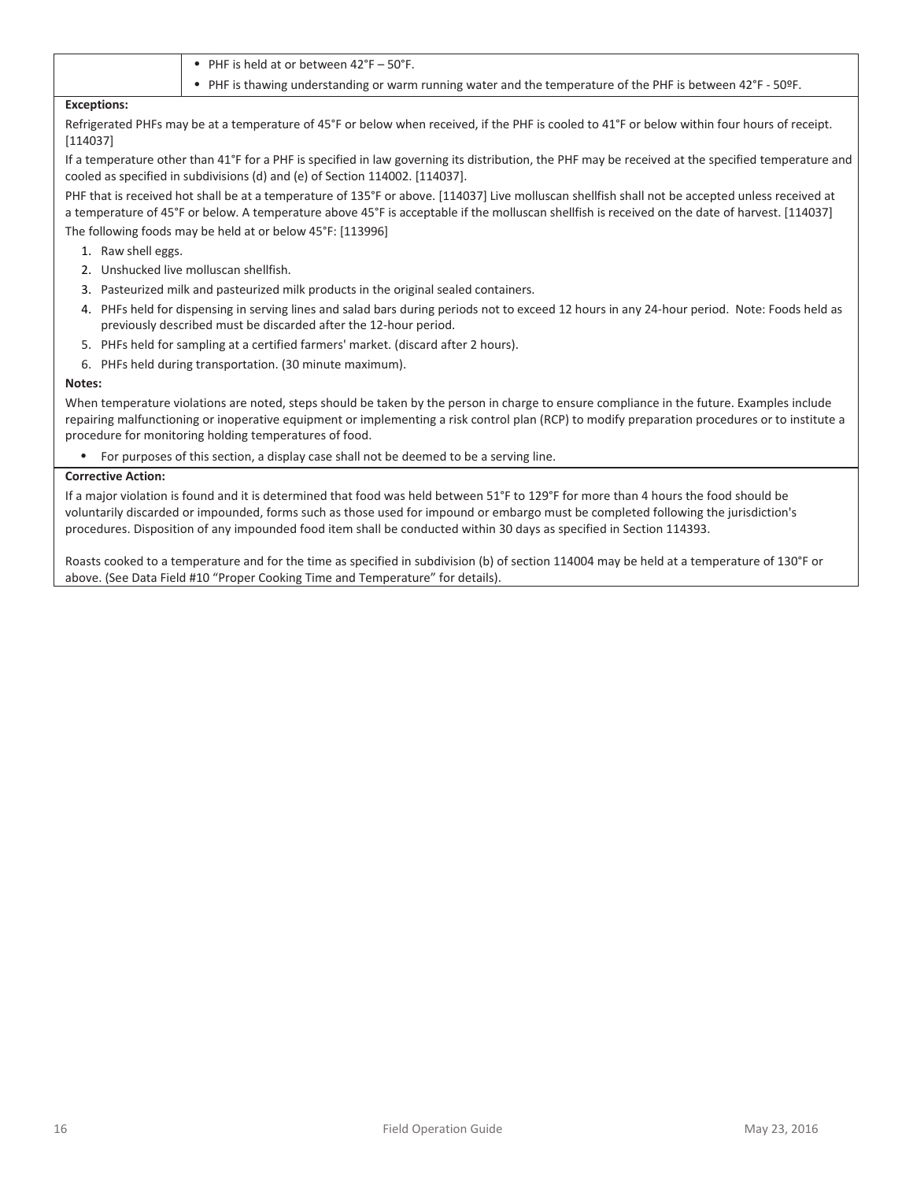| | |
|---|---|
| | • PHF is held at or between 42°F – 50°F. |
| | • PHF is thawing understanding or warm running water and the temperature of the PHF is between 42°F - 50ºF. |

**Exceptions:**

Refrigerated PHFs may be at a temperature of 45°F or below when received, if the PHF is cooled to 41°F or below within four hours of receipt. [114037]

If a temperature other than 41°F for a PHF is specified in law governing its distribution, the PHF may be received at the specified temperature and cooled as specified in subdivisions (d) and (e) of Section 114002. [114037].

PHF that is received hot shall be at a temperature of 135°F or above. [114037] Live molluscan shellfish shall not be accepted unless received at a temperature of 45°F or below. A temperature above 45°F is acceptable if the molluscan shellfish is received on the date of harvest. [114037]

The following foods may be held at or below 45°F: [113996]

1. Raw shell eggs.
2. Unshucked live molluscan shellfish.
3. Pasteurized milk and pasteurized milk products in the original sealed containers.
4. PHFs held for dispensing in serving lines and salad bars during periods not to exceed 12 hours in any 24-hour period. Note: Foods held as previously described must be discarded after the 12-hour period.
5. PHFs held for sampling at a certified farmers' market. (discard after 2 hours).
6. PHFs held during transportation. (30 minute maximum).

**Notes:**

When temperature violations are noted, steps should be taken by the person in charge to ensure compliance in the future. Examples include repairing malfunctioning or inoperative equipment or implementing a risk control plan (RCP) to modify preparation procedures or to institute a procedure for monitoring holding temperatures of food.

- For purposes of this section, a display case shall not be deemed to be a serving line.

**Corrective Action:**

If a major violation is found and it is determined that food was held between 51°F to 129°F for more than 4 hours the food should be voluntarily discarded or impounded, forms such as those used for impound or embargo must be completed following the jurisdiction's procedures. Disposition of any impounded food item shall be conducted within 30 days as specified in Section 114393.

Roasts cooked to a temperature and for the time as specified in subdivision (b) of section 114004 may be held at a temperature of 130°F or above. (See Data Field #10 "Proper Cooking Time and Temperature" for details).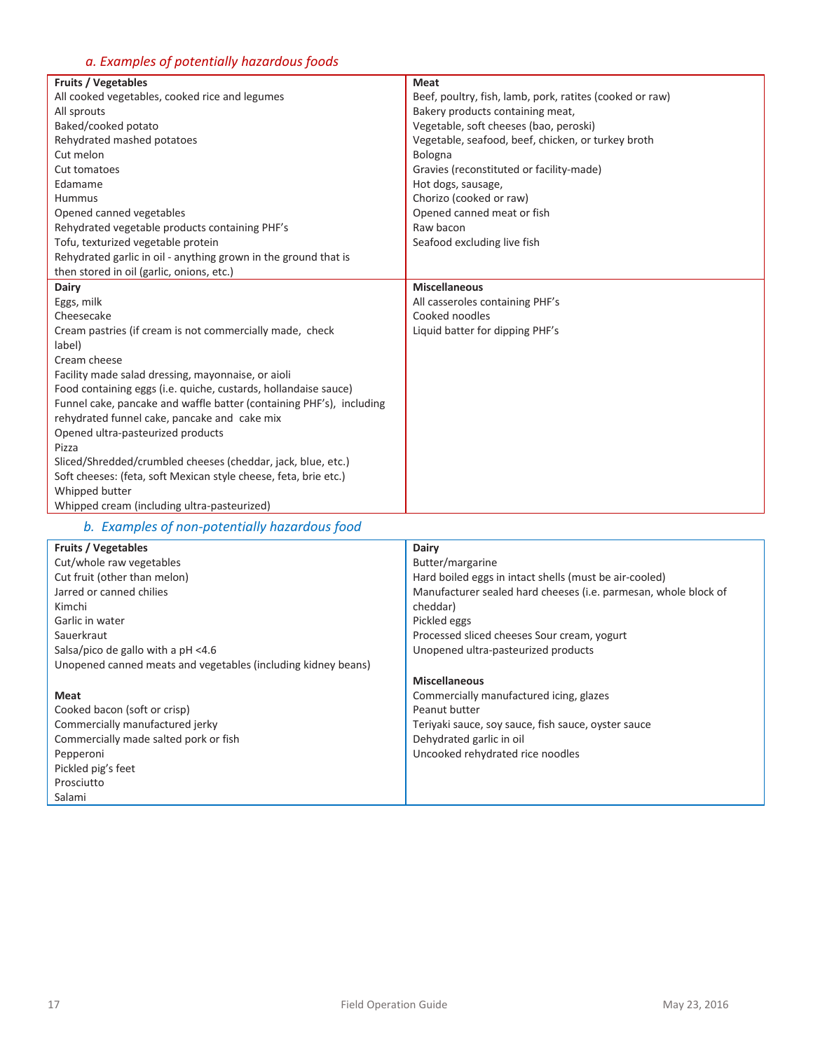### *a. Examples of potentially hazardous foods*

| | |
|---|---|
| **Fruits / Vegetables**<br>All cooked vegetables, cooked rice and legumes<br>All sprouts<br>Baked/cooked potato<br>Rehydrated mashed potatoes<br>Cut melon<br>Cut tomatoes<br>Edamame<br>Hummus<br>Opened canned vegetables<br>Rehydrated vegetable products containing PHF's<br>Tofu, texturized vegetable protein<br>Rehydrated garlic in oil - anything grown in the ground that is then stored in oil (garlic, onions, etc.) | **Meat**<br>Beef, poultry, fish, lamb, pork, ratites (cooked or raw)<br>Bakery products containing meat,<br>Vegetable, soft cheeses (bao, peroski)<br>Vegetable, seafood, beef, chicken, or turkey broth<br>Bologna<br>Gravies (reconstituted or facility-made)<br>Hot dogs, sausage,<br>Chorizo (cooked or raw)<br>Opened canned meat or fish<br>Raw bacon<br>Seafood excluding live fish |
| **Dairy**<br>Eggs, milk<br>Cheesecake<br>Cream pastries (if cream is not commercially made, check label)<br>Cream cheese<br>Facility made salad dressing, mayonnaise, or aioli<br>Food containing eggs (i.e. quiche, custards, hollandaise sauce)<br>Funnel cake, pancake and waffle batter (containing PHF's), including rehydrated funnel cake, pancake and cake mix<br>Opened ultra-pasteurized products<br>Pizza<br>Sliced/Shredded/crumbled cheeses (cheddar, jack, blue, etc.)<br>Soft cheeses: (feta, soft Mexican style cheese, feta, brie etc.)<br>Whipped butter<br>Whipped cream (including ultra-pasteurized) | **Miscellaneous**<br>All casseroles containing PHF's<br>Cooked noodles<br>Liquid batter for dipping PHF's |

### *b. Examples of non-potentially hazardous food*

| | |
|---|---|
| **Fruits / Vegetables**<br>Cut/whole raw vegetables<br>Cut fruit (other than melon)<br>Jarred or canned chilies<br>Kimchi<br>Garlic in water<br>Sauerkraut<br>Salsa/pico de gallo with a pH <4.6<br>Unopened canned meats and vegetables (including kidney beans)<br><br>**Meat**<br>Cooked bacon (soft or crisp)<br>Commercially manufactured jerky<br>Commercially made salted pork or fish<br>Pepperoni<br>Pickled pig's feet<br>Prosciutto<br>Salami | **Dairy**<br>Butter/margarine<br>Hard boiled eggs in intact shells (must be air-cooled)<br>Manufacturer sealed hard cheeses (i.e. parmesan, whole block of cheddar)<br>Pickled eggs<br>Processed sliced cheeses Sour cream, yogurt<br>Unopened ultra-pasteurized products<br><br>**Miscellaneous**<br>Commercially manufactured icing, glazes<br>Peanut butter<br>Teriyaki sauce, soy sauce, fish sauce, oyster sauce<br>Dehydrated garlic in oil<br>Uncooked rehydrated rice noodles |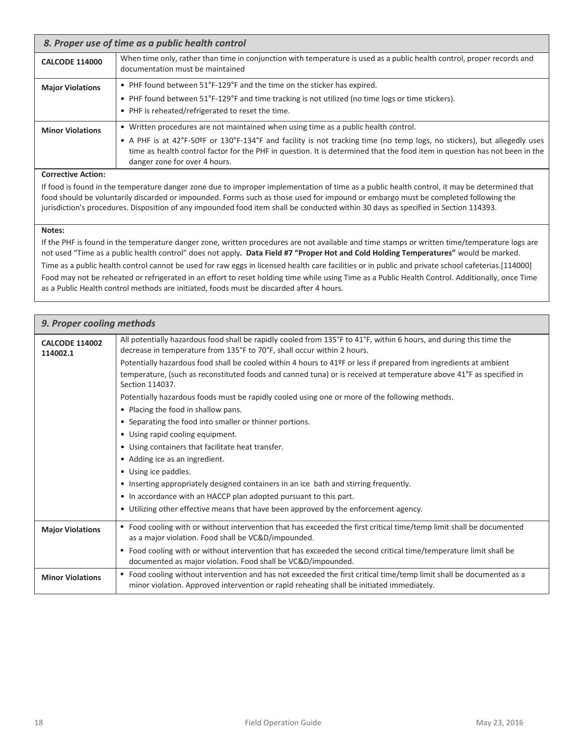## *8. Proper use of time as a public health control*

| | |
|---|---|
| **CALCODE 114000** | When time only, rather than time in conjunction with temperature is used as a public health control, proper records and documentation must be maintained |
| **Major Violations** | • PHF found between 51°F-129°F and the time on the sticker has expired.<br>• PHF found between 51°F-129°F and time tracking is not utilized (no time logs or time stickers).<br>• PHF is reheated/refrigerated to reset the time. |
| **Minor Violations** | • Written procedures are not maintained when using time as a public health control.<br>• A PHF is at 42°F-50ºF or 130°F-134°F and facility is not tracking time (no temp logs, no stickers), but allegedly uses time as health control factor for the PHF in question. It is determined that the food item in question has not been in the danger zone for over 4 hours. |

**Corrective Action:**

If food is found in the temperature danger zone due to improper implementation of time as a public health control, it may be determined that food should be voluntarily discarded or impounded. Forms such as those used for impound or embargo must be completed following the jurisdiction's procedures. Disposition of any impounded food item shall be conducted within 30 days as specified in Section 114393.

**Notes:**

If the PHF is found in the temperature danger zone, written procedures are not available and time stamps or written time/temperature logs are not used "Time as a public health control" does not apply**. Data Field #7 "Proper Hot and Cold Holding Temperatures"** would be marked.

Time as a public health control cannot be used for raw eggs in licensed health care facilities or in public and private school cafeterias.[114000]

Food may not be reheated or refrigerated in an effort to reset holding time while using Time as a Public Health Control. Additionally, once Time as a Public Health control methods are initiated, foods must be discarded after 4 hours.

## *9. Proper cooling methods*

| | |
|---|---|
| **CALCODE 114002 114002.1** | All potentially hazardous food shall be rapidly cooled from 135°F to 41°F, within 6 hours, and during this time the decrease in temperature from 135°F to 70°F, shall occur within 2 hours.<br>Potentially hazardous food shall be cooled within 4 hours to 41ºF or less if prepared from ingredients at ambient temperature, (such as reconstituted foods and canned tuna) or is received at temperature above 41°F as specified in Section 114037.<br>Potentially hazardous foods must be rapidly cooled using one or more of the following methods.<br>• Placing the food in shallow pans.<br>• Separating the food into smaller or thinner portions.<br>• Using rapid cooling equipment.<br>• Using containers that facilitate heat transfer.<br>• Adding ice as an ingredient.<br>• Using ice paddles.<br>• Inserting appropriately designed containers in an ice bath and stirring frequently.<br>• In accordance with an HACCP plan adopted pursuant to this part.<br>• Utilizing other effective means that have been approved by the enforcement agency. |
| **Major Violations** | • Food cooling with or without intervention that has exceeded the first critical time/temp limit shall be documented as a major violation. Food shall be VC&D/impounded.<br>• Food cooling with or without intervention that has exceeded the second critical time/temperature limit shall be documented as major violation. Food shall be VC&D/impounded. |
| **Minor Violations** | • Food cooling without intervention and has not exceeded the first critical time/temp limit shall be documented as a minor violation. Approved intervention or rapid reheating shall be initiated immediately. |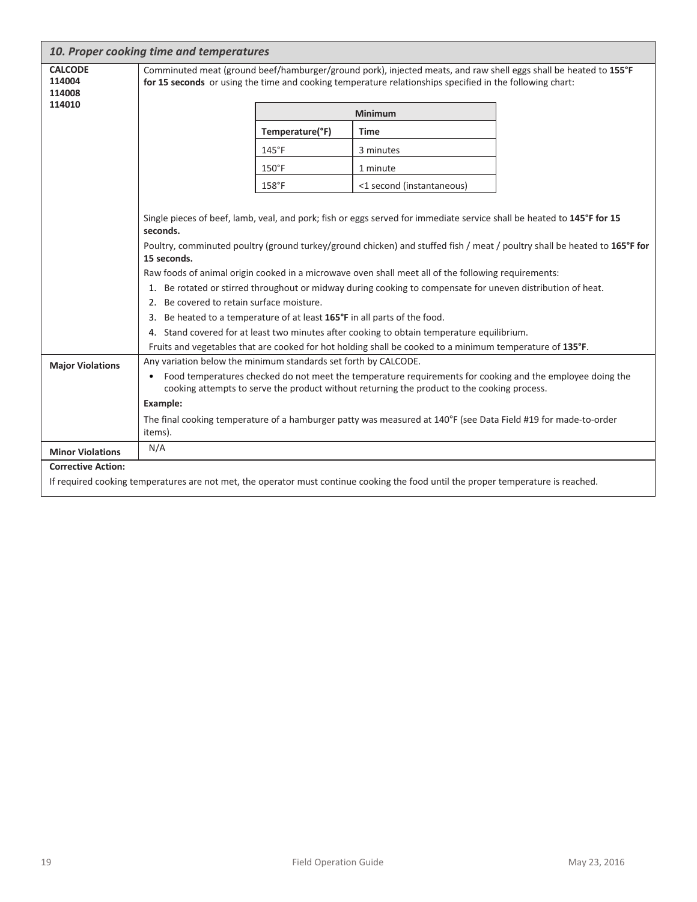## *10. Proper cooking time and temperatures*

**CALCODE 114004 114008 114010**

Comminuted meat (ground beef/hamburger/ground pork), injected meats, and raw shell eggs shall be heated to **155°F for 15 seconds** or using the time and cooking temperature relationships specified in the following chart:

| Minimum | |
|---|---|
| **Temperature(°F)** | **Time** |
| 145°F | 3 minutes |
| 150°F | 1 minute |
| 158°F | <1 second (instantaneous) |

Single pieces of beef, lamb, veal, and pork; fish or eggs served for immediate service shall be heated to **145°F for 15 seconds.**

Poultry, comminuted poultry (ground turkey/ground chicken) and stuffed fish / meat / poultry shall be heated to **165°F for 15 seconds.**

Raw foods of animal origin cooked in a microwave oven shall meet all of the following requirements:

1. Be rotated or stirred throughout or midway during cooking to compensate for uneven distribution of heat.
2. Be covered to retain surface moisture.
3. Be heated to a temperature of at least **165°F** in all parts of the food.
4. Stand covered for at least two minutes after cooking to obtain temperature equilibrium.

Fruits and vegetables that are cooked for hot holding shall be cooked to a minimum temperature of **135°F**.

**Major Violations**

Any variation below the minimum standards set forth by CALCODE.

- Food temperatures checked do not meet the temperature requirements for cooking and the employee doing the cooking attempts to serve the product without returning the product to the cooking process.

**Example:**

The final cooking temperature of a hamburger patty was measured at 140°F (see Data Field #19 for made-to-order items).

**Minor Violations**

N/A

**Corrective Action:**

If required cooking temperatures are not met, the operator must continue cooking the food until the proper temperature is reached.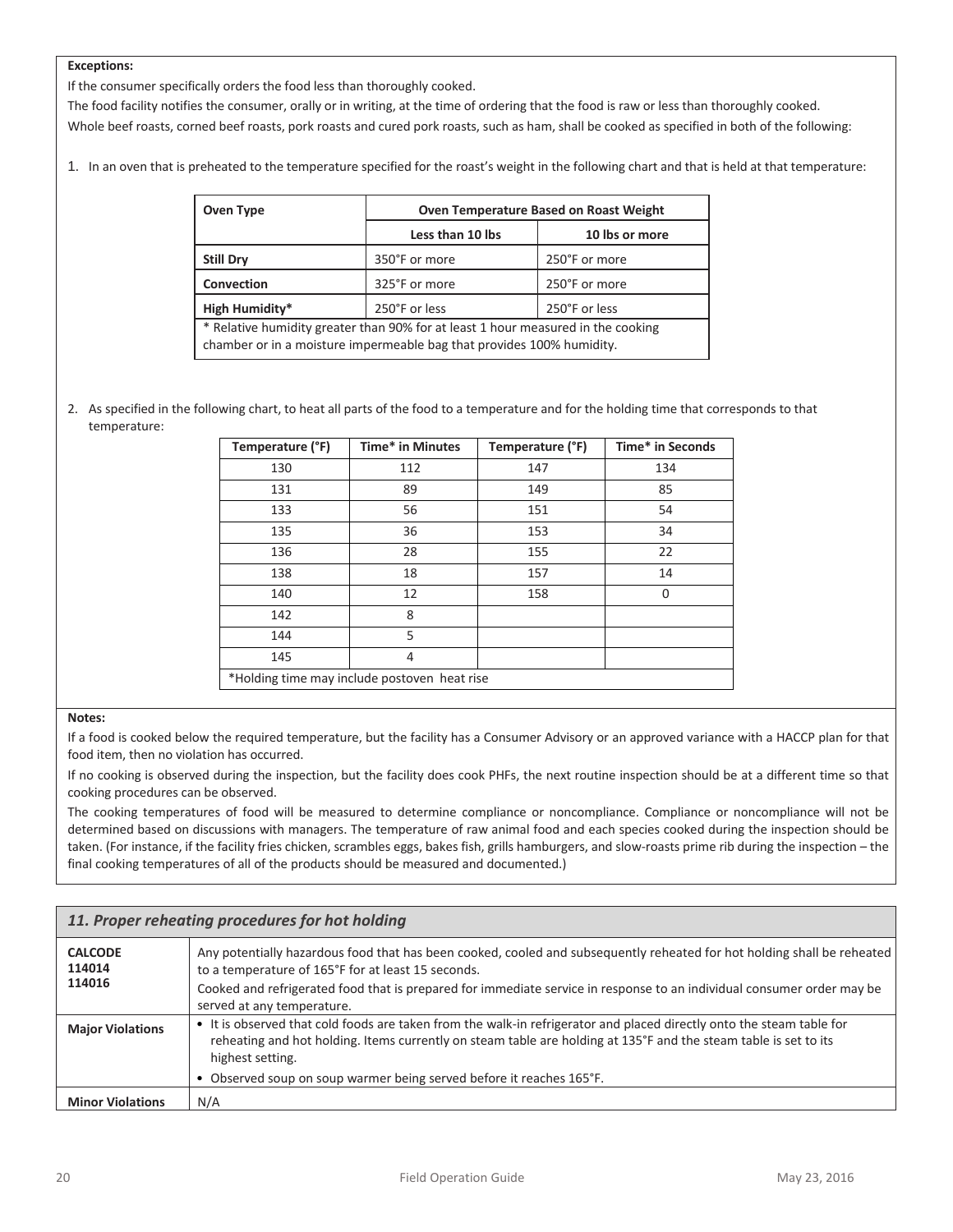**Exceptions:**

If the consumer specifically orders the food less than thoroughly cooked.

The food facility notifies the consumer, orally or in writing, at the time of ordering that the food is raw or less than thoroughly cooked.

Whole beef roasts, corned beef roasts, pork roasts and cured pork roasts, such as ham, shall be cooked as specified in both of the following:

1. In an oven that is preheated to the temperature specified for the roast's weight in the following chart and that is held at that temperature:

| Oven Type | Oven Temperature Based on Roast Weight | |
|---|---|---|
| | Less than 10 lbs | 10 lbs or more |
| Still Dry | 350°F or more | 250°F or more |
| Convection | 325°F or more | 250°F or more |
| High Humidity* | 250°F or less | 250°F or less |

\* Relative humidity greater than 90% for at least 1 hour measured in the cooking chamber or in a moisture impermeable bag that provides 100% humidity.

2. As specified in the following chart, to heat all parts of the food to a temperature and for the holding time that corresponds to that temperature:

| Temperature (°F) | Time* in Minutes | Temperature (°F) | Time* in Seconds |
|---|---|---|---|
| 130 | 112 | 147 | 134 |
| 131 | 89 | 149 | 85 |
| 133 | 56 | 151 | 54 |
| 135 | 36 | 153 | 34 |
| 136 | 28 | 155 | 22 |
| 138 | 18 | 157 | 14 |
| 140 | 12 | 158 | 0 |
| 142 | 8 | | |
| 144 | 5 | | |
| 145 | 4 | | |

*Holding time may include postoven heat rise

**Notes:**

If a food is cooked below the required temperature, but the facility has a Consumer Advisory or an approved variance with a HACCP plan for that food item, then no violation has occurred.

If no cooking is observed during the inspection, but the facility does cook PHFs, the next routine inspection should be at a different time so that cooking procedures can be observed.

The cooking temperatures of food will be measured to determine compliance or noncompliance. Compliance or noncompliance will not be determined based on discussions with managers. The temperature of raw animal food and each species cooked during the inspection should be taken. (For instance, if the facility fries chicken, scrambles eggs, bakes fish, grills hamburgers, and slow-roasts prime rib during the inspection – the final cooking temperatures of all of the products should be measured and documented.)

## *11. Proper reheating procedures for hot holding*

| | |
|---|---|
| **CALCODE** 114014 114016 | Any potentially hazardous food that has been cooked, cooled and subsequently reheated for hot holding shall be reheated to a temperature of 165°F for at least 15 seconds. Cooked and refrigerated food that is prepared for immediate service in response to an individual consumer order may be served at any temperature. |
| **Major Violations** | • It is observed that cold foods are taken from the walk-in refrigerator and placed directly onto the steam table for reheating and hot holding. Items currently on steam table are holding at 135°F and the steam table is set to its highest setting. • Observed soup on soup warmer being served before it reaches 165°F. |
| **Minor Violations** | N/A |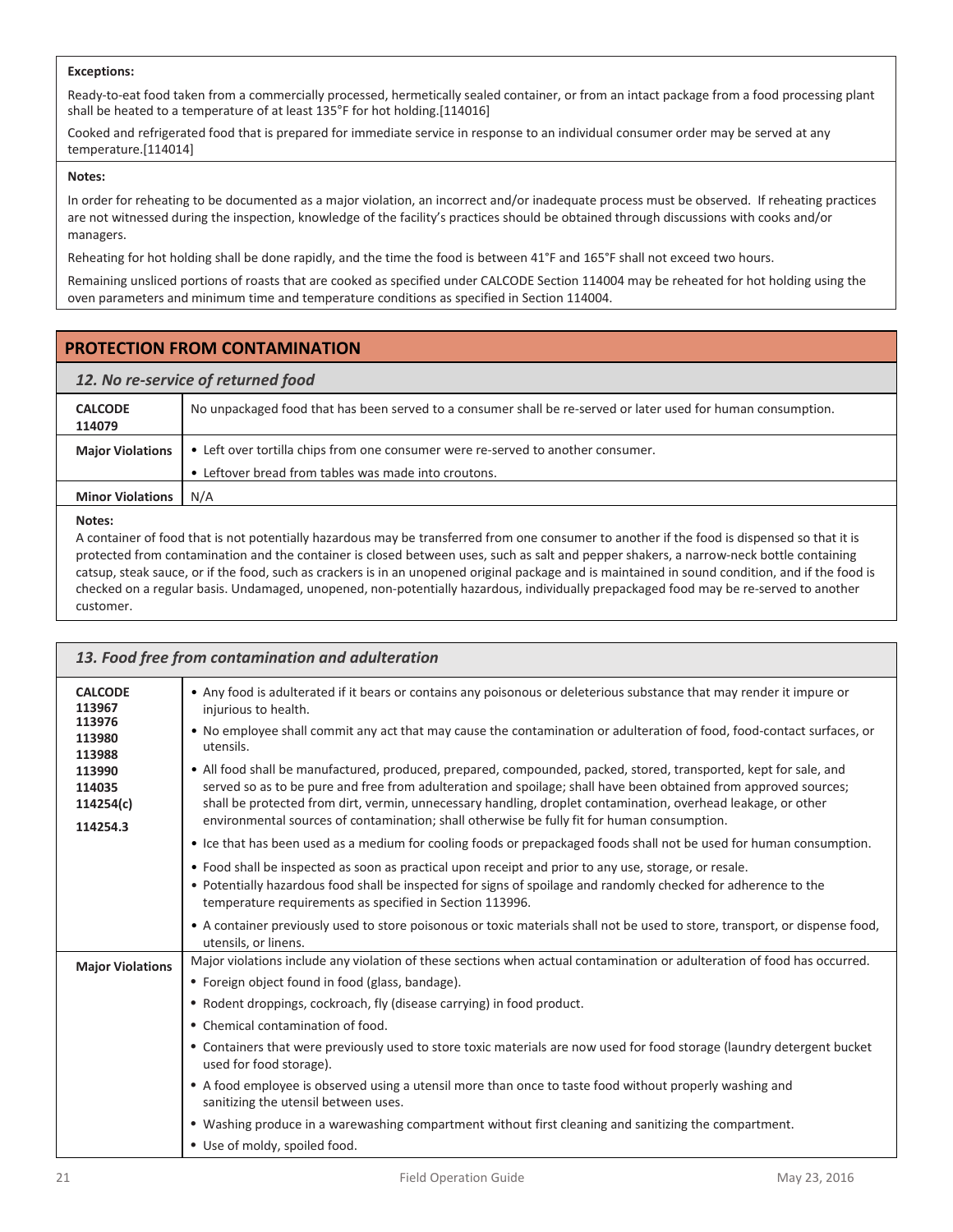**Exceptions:**

Ready-to-eat food taken from a commercially processed, hermetically sealed container, or from an intact package from a food processing plant shall be heated to a temperature of at least 135°F for hot holding.[114016]

Cooked and refrigerated food that is prepared for immediate service in response to an individual consumer order may be served at any temperature.[114014]

**Notes:**

In order for reheating to be documented as a major violation, an incorrect and/or inadequate process must be observed. If reheating practices are not witnessed during the inspection, knowledge of the facility's practices should be obtained through discussions with cooks and/or managers.

Reheating for hot holding shall be done rapidly, and the time the food is between 41°F and 165°F shall not exceed two hours.

Remaining unsliced portions of roasts that are cooked as specified under CALCODE Section 114004 may be reheated for hot holding using the oven parameters and minimum time and temperature conditions as specified in Section 114004.

## PROTECTION FROM CONTAMINATION

### *12. No re-service of returned food*

| | |
|---|---|
| **CALCODE 114079** | No unpackaged food that has been served to a consumer shall be re-served or later used for human consumption. |
| **Major Violations** | • Left over tortilla chips from one consumer were re-served to another consumer.<br>• Leftover bread from tables was made into croutons. |
| **Minor Violations** | N/A |

**Notes:**

A container of food that is not potentially hazardous may be transferred from one consumer to another if the food is dispensed so that it is protected from contamination and the container is closed between uses, such as salt and pepper shakers, a narrow-neck bottle containing catsup, steak sauce, or if the food, such as crackers is in an unopened original package and is maintained in sound condition, and if the food is checked on a regular basis. Undamaged, unopened, non-potentially hazardous, individually prepackaged food may be re-served to another customer.

### *13. Food free from contamination and adulteration*

| | |
|---|---|
| **CALCODE 113967 113976 113980 113988 113990 114035 114254(c) 114254.3** | • Any food is adulterated if it bears or contains any poisonous or deleterious substance that may render it impure or injurious to health.<br>• No employee shall commit any act that may cause the contamination or adulteration of food, food-contact surfaces, or utensils.<br>• All food shall be manufactured, produced, prepared, compounded, packed, stored, transported, kept for sale, and served so as to be pure and free from adulteration and spoilage; shall have been obtained from approved sources; shall be protected from dirt, vermin, unnecessary handling, droplet contamination, overhead leakage, or other environmental sources of contamination; shall otherwise be fully fit for human consumption.<br>• Ice that has been used as a medium for cooling foods or prepackaged foods shall not be used for human consumption.<br>• Food shall be inspected as soon as practical upon receipt and prior to any use, storage, or resale.<br>• Potentially hazardous food shall be inspected for signs of spoilage and randomly checked for adherence to the temperature requirements as specified in Section 113996.<br>• A container previously used to store poisonous or toxic materials shall not be used to store, transport, or dispense food, utensils, or linens. |
| **Major Violations** | Major violations include any violation of these sections when actual contamination or adulteration of food has occurred.<br>• Foreign object found in food (glass, bandage).<br>• Rodent droppings, cockroach, fly (disease carrying) in food product.<br>• Chemical contamination of food.<br>• Containers that were previously used to store toxic materials are now used for food storage (laundry detergent bucket used for food storage).<br>• A food employee is observed using a utensil more than once to taste food without properly washing and sanitizing the utensil between uses.<br>• Washing produce in a warewashing compartment without first cleaning and sanitizing the compartment.<br>• Use of moldy, spoiled food. |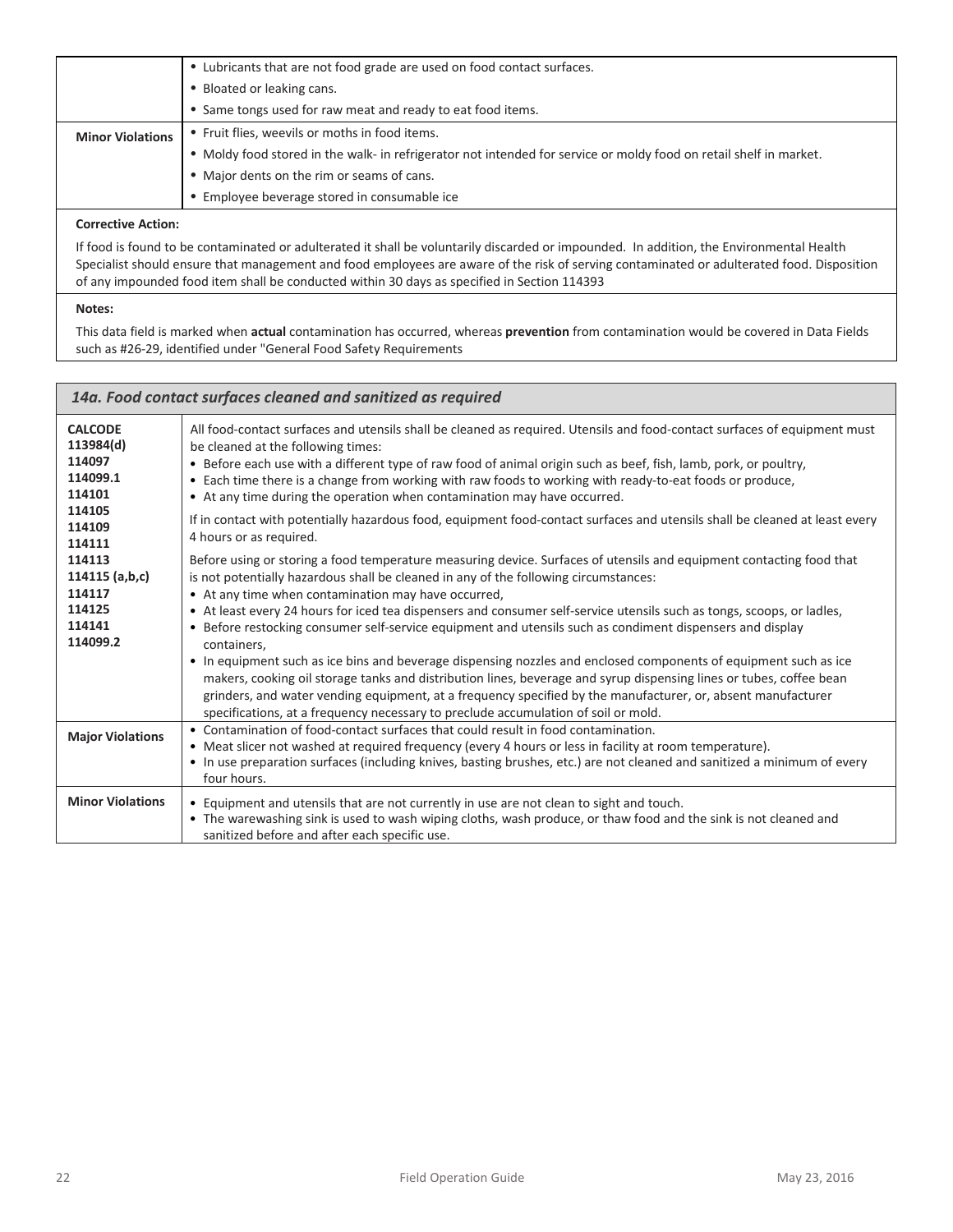| | |
|---|---|
| | • Lubricants that are not food grade are used on food contact surfaces.<br>• Bloated or leaking cans.<br>• Same tongs used for raw meat and ready to eat food items. |
| **Minor Violations** | • Fruit flies, weevils or moths in food items.<br>• Moldy food stored in the walk- in refrigerator not intended for service or moldy food on retail shelf in market.<br>• Major dents on the rim or seams of cans.<br>• Employee beverage stored in consumable ice |

**Corrective Action:**

If food is found to be contaminated or adulterated it shall be voluntarily discarded or impounded. In addition, the Environmental Health Specialist should ensure that management and food employees are aware of the risk of serving contaminated or adulterated food. Disposition of any impounded food item shall be conducted within 30 days as specified in Section 114393

**Notes:**

This data field is marked when **actual** contamination has occurred, whereas **prevention** from contamination would be covered in Data Fields such as #26-29, identified under "General Food Safety Requirements

## *14a. Food contact surfaces cleaned and sanitized as required*

| | |
|---|---|
| **CALCODE**<br>**113984(d)**<br>**114097**<br>**114099.1**<br>**114101**<br>**114105**<br>**114109**<br>**114111**<br>**114113**<br>**114115 (a,b,c)**<br>**114117**<br>**114125**<br>**114141**<br>**114099.2** | All food-contact surfaces and utensils shall be cleaned as required. Utensils and food-contact surfaces of equipment must be cleaned at the following times:<br>• Before each use with a different type of raw food of animal origin such as beef, fish, lamb, pork, or poultry,<br>• Each time there is a change from working with raw foods to working with ready-to-eat foods or produce,<br>• At any time during the operation when contamination may have occurred.<br><br>If in contact with potentially hazardous food, equipment food-contact surfaces and utensils shall be cleaned at least every 4 hours or as required.<br><br>Before using or storing a food temperature measuring device. Surfaces of utensils and equipment contacting food that is not potentially hazardous shall be cleaned in any of the following circumstances:<br>• At any time when contamination may have occurred,<br>• At least every 24 hours for iced tea dispensers and consumer self-service utensils such as tongs, scoops, or ladles,<br>• Before restocking consumer self-service equipment and utensils such as condiment dispensers and display containers,<br>• In equipment such as ice bins and beverage dispensing nozzles and enclosed components of equipment such as ice makers, cooking oil storage tanks and distribution lines, beverage and syrup dispensing lines or tubes, coffee bean grinders, and water vending equipment, at a frequency specified by the manufacturer, or, absent manufacturer specifications, at a frequency necessary to preclude accumulation of soil or mold. |
| **Major Violations** | • Contamination of food-contact surfaces that could result in food contamination.<br>• Meat slicer not washed at required frequency (every 4 hours or less in facility at room temperature).<br>• In use preparation surfaces (including knives, basting brushes, etc.) are not cleaned and sanitized a minimum of every four hours. |
| **Minor Violations** | • Equipment and utensils that are not currently in use are not clean to sight and touch.<br>• The warewashing sink is used to wash wiping cloths, wash produce, or thaw food and the sink is not cleaned and sanitized before and after each specific use. |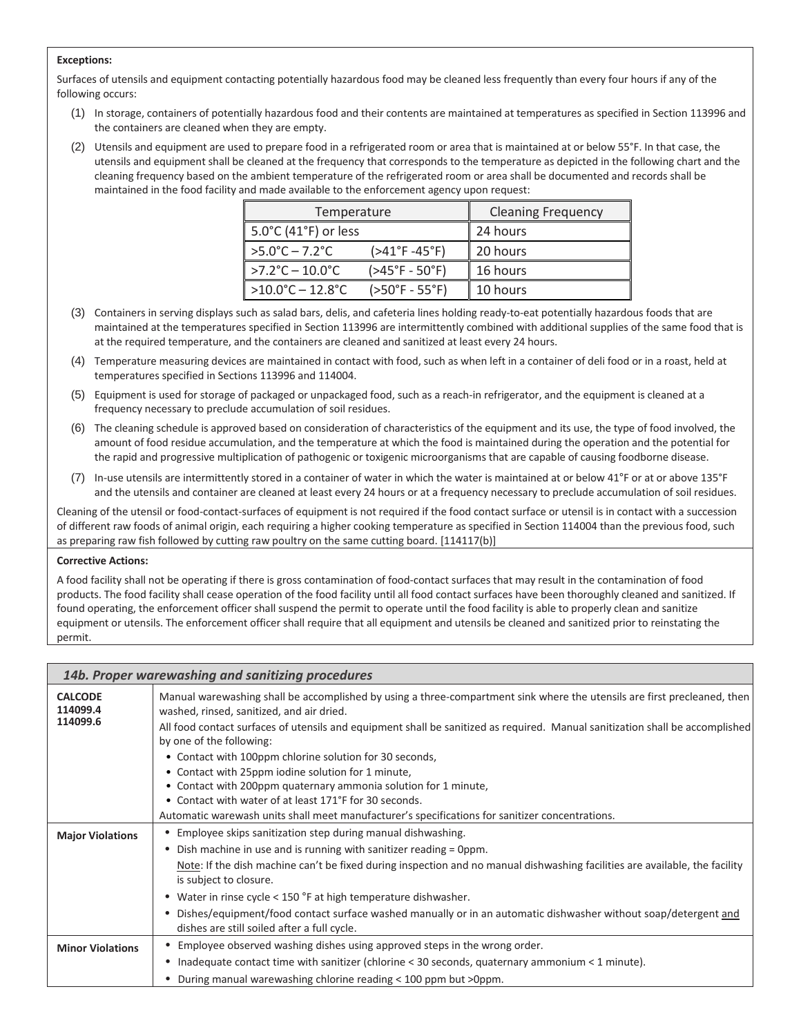**Exceptions:**

Surfaces of utensils and equipment contacting potentially hazardous food may be cleaned less frequently than every four hours if any of the following occurs:

(1) In storage, containers of potentially hazardous food and their contents are maintained at temperatures as specified in Section 113996 and the containers are cleaned when they are empty.

(2) Utensils and equipment are used to prepare food in a refrigerated room or area that is maintained at or below 55°F. In that case, the utensils and equipment shall be cleaned at the frequency that corresponds to the temperature as depicted in the following chart and the cleaning frequency based on the ambient temperature of the refrigerated room or area shall be documented and records shall be maintained in the food facility and made available to the enforcement agency upon request:

| Temperature | | Cleaning Frequency |
|---|---|---|
| 5.0°C (41°F) or less | | 24 hours |
| >5.0°C – 7.2°C | (>41°F -45°F) | 20 hours |
| >7.2°C – 10.0°C | (>45°F - 50°F) | 16 hours |
| >10.0°C – 12.8°C | (>50°F - 55°F) | 10 hours |

(3) Containers in serving displays such as salad bars, delis, and cafeteria lines holding ready-to-eat potentially hazardous foods that are maintained at the temperatures specified in Section 113996 are intermittently combined with additional supplies of the same food that is at the required temperature, and the containers are cleaned and sanitized at least every 24 hours.

(4) Temperature measuring devices are maintained in contact with food, such as when left in a container of deli food or in a roast, held at temperatures specified in Sections 113996 and 114004.

(5) Equipment is used for storage of packaged or unpackaged food, such as a reach-in refrigerator, and the equipment is cleaned at a frequency necessary to preclude accumulation of soil residues.

(6) The cleaning schedule is approved based on consideration of characteristics of the equipment and its use, the type of food involved, the amount of food residue accumulation, and the temperature at which the food is maintained during the operation and the potential for the rapid and progressive multiplication of pathogenic or toxigenic microorganisms that are capable of causing foodborne disease.

(7) In-use utensils are intermittently stored in a container of water in which the water is maintained at or below 41°F or at or above 135°F and the utensils and container are cleaned at least every 24 hours or at a frequency necessary to preclude accumulation of soil residues.

Cleaning of the utensil or food-contact-surfaces of equipment is not required if the food contact surface or utensil is in contact with a succession of different raw foods of animal origin, each requiring a higher cooking temperature as specified in Section 114004 than the previous food, such as preparing raw fish followed by cutting raw poultry on the same cutting board. [114117(b)]

**Corrective Actions:**

A food facility shall not be operating if there is gross contamination of food-contact surfaces that may result in the contamination of food products. The food facility shall cease operation of the food facility until all food contact surfaces have been thoroughly cleaned and sanitized. If found operating, the enforcement officer shall suspend the permit to operate until the food facility is able to properly clean and sanitize equipment or utensils. The enforcement officer shall require that all equipment and utensils be cleaned and sanitized prior to reinstating the permit.

### *14b. Proper warewashing and sanitizing procedures*

| | |
|---|---|
| **CALCODE 114099.4 114099.6** | Manual warewashing shall be accomplished by using a three-compartment sink where the utensils are first precleaned, then washed, rinsed, sanitized, and air dried.<br>All food contact surfaces of utensils and equipment shall be sanitized as required. Manual sanitization shall be accomplished by one of the following:<br>• Contact with 100ppm chlorine solution for 30 seconds,<br>• Contact with 25ppm iodine solution for 1 minute,<br>• Contact with 200ppm quaternary ammonia solution for 1 minute,<br>• Contact with water of at least 171°F for 30 seconds.<br>Automatic warewash units shall meet manufacturer's specifications for sanitizer concentrations. |
| **Major Violations** | • Employee skips sanitization step during manual dishwashing.<br>• Dish machine in use and is running with sanitizer reading = 0ppm.<br>Note: If the dish machine can't be fixed during inspection and no manual dishwashing facilities are available, the facility is subject to closure.<br>• Water in rinse cycle < 150 °F at high temperature dishwasher.<br>• Dishes/equipment/food contact surface washed manually or in an automatic dishwasher without soap/detergent and dishes are still soiled after a full cycle. |
| **Minor Violations** | • Employee observed washing dishes using approved steps in the wrong order.<br>• Inadequate contact time with sanitizer (chlorine < 30 seconds, quaternary ammonium < 1 minute).<br>• During manual warewashing chlorine reading < 100 ppm but >0ppm. |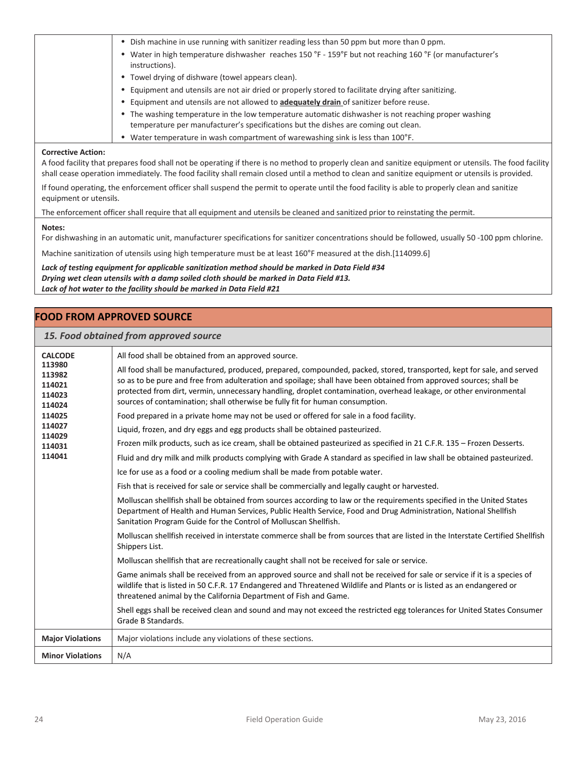| | |
|---|---|
| | • Dish machine in use running with sanitizer reading less than 50 ppm but more than 0 ppm.<br>• Water in high temperature dishwasher reaches 150 °F - 159°F but not reaching 160 °F (or manufacturer's instructions).<br>• Towel drying of dishware (towel appears clean).<br>• Equipment and utensils are not air dried or properly stored to facilitate drying after sanitizing.<br>• Equipment and utensils are not allowed to **adequately drain** of sanitizer before reuse.<br>• The washing temperature in the low temperature automatic dishwasher is not reaching proper washing temperature per manufacturer's specifications but the dishes are coming out clean.<br>• Water temperature in wash compartment of warewashing sink is less than 100°F. |

**Corrective Action:**

A food facility that prepares food shall not be operating if there is no method to properly clean and sanitize equipment or utensils. The food facility shall cease operation immediately. The food facility shall remain closed until a method to clean and sanitize equipment or utensils is provided.

If found operating, the enforcement officer shall suspend the permit to operate until the food facility is able to properly clean and sanitize equipment or utensils.

The enforcement officer shall require that all equipment and utensils be cleaned and sanitized prior to reinstating the permit.

**Notes:**

For dishwashing in an automatic unit, manufacturer specifications for sanitizer concentrations should be followed, usually 50 -100 ppm chlorine.

Machine sanitization of utensils using high temperature must be at least 160°F measured at the dish.[114099.6]

***Lack of testing equipment for applicable sanitization method should be marked in Data Field #34***
***Drying wet clean utensils with a damp soiled cloth should be marked in Data Field #13.***
***Lack of hot water to the facility should be marked in Data Field #21***

## FOOD FROM APPROVED SOURCE

### *15. Food obtained from approved source*

| | |
|---|---|
| **CALCODE**<br>**113980**<br>**113982**<br>**114021**<br>**114023**<br>**114024**<br>**114025**<br>**114027**<br>**114029**<br>**114031**<br>**114041** | All food shall be obtained from an approved source.<br><br>All food shall be manufactured, produced, prepared, compounded, packed, stored, transported, kept for sale, and served so as to be pure and free from adulteration and spoilage; shall have been obtained from approved sources; shall be protected from dirt, vermin, unnecessary handling, droplet contamination, overhead leakage, or other environmental sources of contamination; shall otherwise be fully fit for human consumption.<br><br>Food prepared in a private home may not be used or offered for sale in a food facility.<br><br>Liquid, frozen, and dry eggs and egg products shall be obtained pasteurized.<br><br>Frozen milk products, such as ice cream, shall be obtained pasteurized as specified in 21 C.F.R. 135 – Frozen Desserts.<br><br>Fluid and dry milk and milk products complying with Grade A standard as specified in law shall be obtained pasteurized.<br><br>Ice for use as a food or a cooling medium shall be made from potable water.<br><br>Fish that is received for sale or service shall be commercially and legally caught or harvested.<br><br>Molluscan shellfish shall be obtained from sources according to law or the requirements specified in the United States Department of Health and Human Services, Public Health Service, Food and Drug Administration, National Shellfish Sanitation Program Guide for the Control of Molluscan Shellfish.<br><br>Molluscan shellfish received in interstate commerce shall be from sources that are listed in the Interstate Certified Shellfish Shippers List.<br><br>Molluscan shellfish that are recreationally caught shall not be received for sale or service.<br><br>Game animals shall be received from an approved source and shall not be received for sale or service if it is a species of wildlife that is listed in 50 C.F.R. 17 Endangered and Threatened Wildlife and Plants or is listed as an endangered or threatened animal by the California Department of Fish and Game.<br><br>Shell eggs shall be received clean and sound and may not exceed the restricted egg tolerances for United States Consumer Grade B Standards. |
| **Major Violations** | Major violations include any violations of these sections. |
| **Minor Violations** | N/A |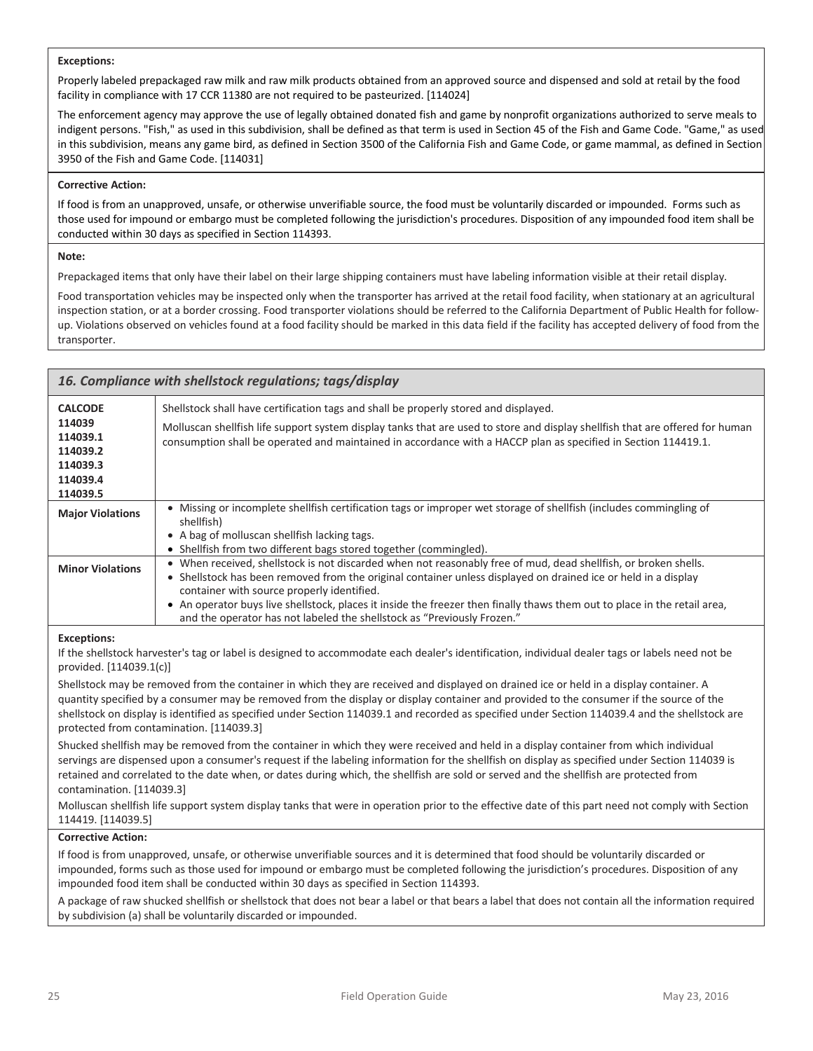**Exceptions:**

Properly labeled prepackaged raw milk and raw milk products obtained from an approved source and dispensed and sold at retail by the food facility in compliance with 17 CCR 11380 are not required to be pasteurized. [114024]

The enforcement agency may approve the use of legally obtained donated fish and game by nonprofit organizations authorized to serve meals to indigent persons. "Fish," as used in this subdivision, shall be defined as that term is used in Section 45 of the Fish and Game Code. "Game," as used in this subdivision, means any game bird, as defined in Section 3500 of the California Fish and Game Code, or game mammal, as defined in Section 3950 of the Fish and Game Code. [114031]

**Corrective Action:**

If food is from an unapproved, unsafe, or otherwise unverifiable source, the food must be voluntarily discarded or impounded. Forms such as those used for impound or embargo must be completed following the jurisdiction's procedures. Disposition of any impounded food item shall be conducted within 30 days as specified in Section 114393.

**Note:**

Prepackaged items that only have their label on their large shipping containers must have labeling information visible at their retail display.

Food transportation vehicles may be inspected only when the transporter has arrived at the retail food facility, when stationary at an agricultural inspection station, or at a border crossing. Food transporter violations should be referred to the California Department of Public Health for follow-up. Violations observed on vehicles found at a food facility should be marked in this data field if the facility has accepted delivery of food from the transporter.

## *16. Compliance with shellstock regulations; tags/display*

| | |
|---|---|
| **CALCODE** **114039** **114039.1** **114039.2** **114039.3** **114039.4** **114039.5** | Shellstock shall have certification tags and shall be properly stored and displayed. <br><br> Molluscan shellfish life support system display tanks that are used to store and display shellfish that are offered for human consumption shall be operated and maintained in accordance with a HACCP plan as specified in Section 114419.1. |
| **Major Violations** | • Missing or incomplete shellfish certification tags or improper wet storage of shellfish (includes commingling of shellfish) <br> • A bag of molluscan shellfish lacking tags. <br> • Shellfish from two different bags stored together (commingled). |
| **Minor Violations** | • When received, shellstock is not discarded when not reasonably free of mud, dead shellfish, or broken shells. <br> • Shellstock has been removed from the original container unless displayed on drained ice or held in a display container with source properly identified. <br> • An operator buys live shellstock, places it inside the freezer then finally thaws them out to place in the retail area, and the operator has not labeled the shellstock as "Previously Frozen." |

**Exceptions:**

If the shellstock harvester's tag or label is designed to accommodate each dealer's identification, individual dealer tags or labels need not be provided. [114039.1(c)]

Shellstock may be removed from the container in which they are received and displayed on drained ice or held in a display container. A quantity specified by a consumer may be removed from the display or display container and provided to the consumer if the source of the shellstock on display is identified as specified under Section 114039.1 and recorded as specified under Section 114039.4 and the shellstock are protected from contamination. [114039.3]

Shucked shellfish may be removed from the container in which they were received and held in a display container from which individual servings are dispensed upon a consumer's request if the labeling information for the shellfish on display as specified under Section 114039 is retained and correlated to the date when, or dates during which, the shellfish are sold or served and the shellfish are protected from contamination. [114039.3]

Molluscan shellfish life support system display tanks that were in operation prior to the effective date of this part need not comply with Section 114419. [114039.5]

**Corrective Action:**

If food is from unapproved, unsafe, or otherwise unverifiable sources and it is determined that food should be voluntarily discarded or impounded, forms such as those used for impound or embargo must be completed following the jurisdiction's procedures. Disposition of any impounded food item shall be conducted within 30 days as specified in Section 114393.

A package of raw shucked shellfish or shellstock that does not bear a label or that bears a label that does not contain all the information required by subdivision (a) shall be voluntarily discarded or impounded.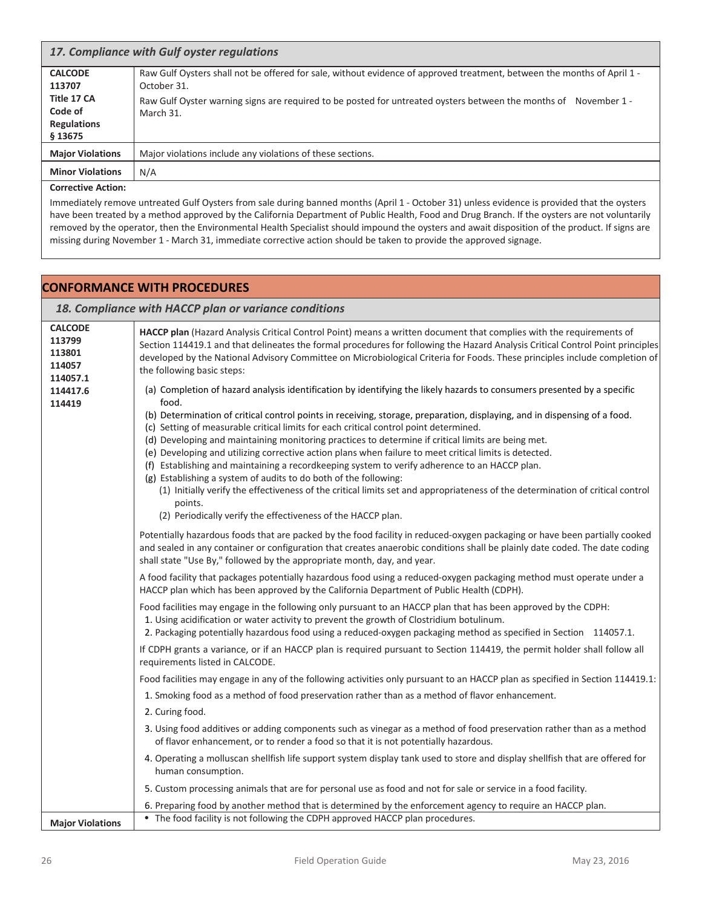### 17. Compliance with Gulf oyster regulations

| | |
|---|---|
| **CALCODE 113707**<br>**Title 17 CA Code of Regulations § 13675** | Raw Gulf Oysters shall not be offered for sale, without evidence of approved treatment, between the months of April 1 - October 31.<br><br>Raw Gulf Oyster warning signs are required to be posted for untreated oysters between the months of November 1 - March 31. |
| **Major Violations** | Major violations include any violations of these sections. |
| **Minor Violations** | N/A |

**Corrective Action:**

Immediately remove untreated Gulf Oysters from sale during banned months (April 1 - October 31) unless evidence is provided that the oysters have been treated by a method approved by the California Department of Public Health, Food and Drug Branch. If the oysters are not voluntarily removed by the operator, then the Environmental Health Specialist should impound the oysters and await disposition of the product. If signs are missing during November 1 - March 31, immediate corrective action should be taken to provide the approved signage.

## CONFORMANCE WITH PROCEDURES

### 18. Compliance with HACCP plan or variance conditions

| | |
|---|---|
| **CALCODE 113799 113801 114057 114057.1 114417.6 114419** | **HACCP plan** (Hazard Analysis Critical Control Point) means a written document that complies with the requirements of Section 114419.1 and that delineates the formal procedures for following the Hazard Analysis Critical Control Point principles developed by the National Advisory Committee on Microbiological Criteria for Foods. These principles include completion of the following basic steps:<br><br>(a) Completion of hazard analysis identification by identifying the likely hazards to consumers presented by a specific food.<br>(b) Determination of critical control points in receiving, storage, preparation, displaying, and in dispensing of a food.<br>(c) Setting of measurable critical limits for each critical control point determined.<br>(d) Developing and maintaining monitoring practices to determine if critical limits are being met.<br>(e) Developing and utilizing corrective action plans when failure to meet critical limits is detected.<br>(f) Establishing and maintaining a recordkeeping system to verify adherence to an HACCP plan.<br>(g) Establishing a system of audits to do both of the following:<br>(1) Initially verify the effectiveness of the critical limits set and appropriateness of the determination of critical control points.<br>(2) Periodically verify the effectiveness of the HACCP plan.<br><br>Potentially hazardous foods that are packed by the food facility in reduced-oxygen packaging or have been partially cooked and sealed in any container or configuration that creates anaerobic conditions shall be plainly date coded. The date coding shall state "Use By," followed by the appropriate month, day, and year.<br><br>A food facility that packages potentially hazardous food using a reduced-oxygen packaging method must operate under a HACCP plan which has been approved by the California Department of Public Health (CDPH).<br><br>Food facilities may engage in the following only pursuant to an HACCP plan that has been approved by the CDPH:<br>1. Using acidification or water activity to prevent the growth of Clostridium botulinum.<br>2. Packaging potentially hazardous food using a reduced-oxygen packaging method as specified in Section 114057.1.<br><br>If CDPH grants a variance, or if an HACCP plan is required pursuant to Section 114419, the permit holder shall follow all requirements listed in CALCODE.<br><br>Food facilities may engage in any of the following activities only pursuant to an HACCP plan as specified in Section 114419.1:<br>1. Smoking food as a method of food preservation rather than as a method of flavor enhancement.<br>2. Curing food.<br>3. Using food additives or adding components such as vinegar as a method of food preservation rather than as a method of flavor enhancement, or to render a food so that it is not potentially hazardous.<br>4. Operating a molluscan shellfish life support system display tank used to store and display shellfish that are offered for human consumption.<br>5. Custom processing animals that are for personal use as food and not for sale or service in a food facility.<br>6. Preparing food by another method that is determined by the enforcement agency to require an HACCP plan. |
| **Major Violations** | • The food facility is not following the CDPH approved HACCP plan procedures. |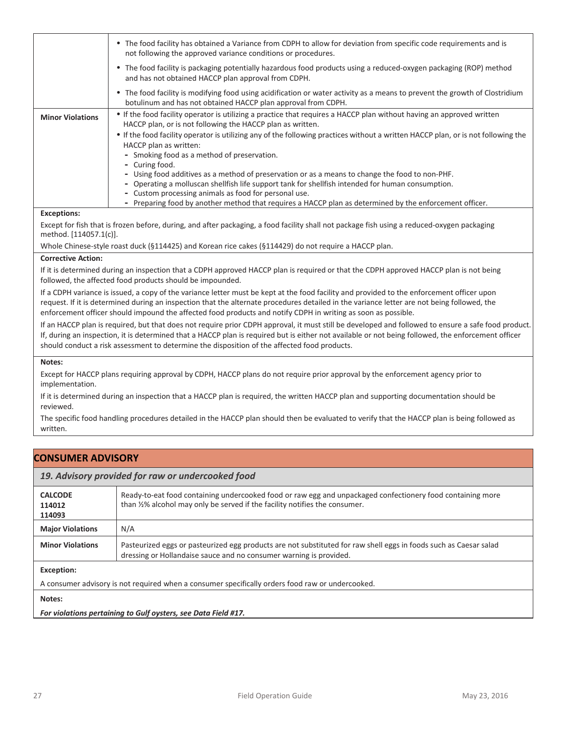| | |
|---|---|
| | • The food facility has obtained a Variance from CDPH to allow for deviation from specific code requirements and is not following the approved variance conditions or procedures.<br>• The food facility is packaging potentially hazardous food products using a reduced-oxygen packaging (ROP) method and has not obtained HACCP plan approval from CDPH.<br>• The food facility is modifying food using acidification or water activity as a means to prevent the growth of Clostridium botulinum and has not obtained HACCP plan approval from CDPH. |
| **Minor Violations** | • If the food facility operator is utilizing a practice that requires a HACCP plan without having an approved written HACCP plan, or is not following the HACCP plan as written.<br>• If the food facility operator is utilizing any of the following practices without a written HACCP plan, or is not following the HACCP plan as written:<br>- Smoking food as a method of preservation.<br>- Curing food.<br>- Using food additives as a method of preservation or as a means to change the food to non-PHF.<br>- Operating a molluscan shellfish life support tank for shellfish intended for human consumption.<br>- Custom processing animals as food for personal use.<br>- Preparing food by another method that requires a HACCP plan as determined by the enforcement officer. |

**Exceptions:**

Except for fish that is frozen before, during, and after packaging, a food facility shall not package fish using a reduced-oxygen packaging method. [114057.1(c)].

Whole Chinese-style roast duck (§114425) and Korean rice cakes (§114429) do not require a HACCP plan.

**Corrective Action:**

If it is determined during an inspection that a CDPH approved HACCP plan is required or that the CDPH approved HACCP plan is not being followed, the affected food products should be impounded.

If a CDPH variance is issued, a copy of the variance letter must be kept at the food facility and provided to the enforcement officer upon request. If it is determined during an inspection that the alternate procedures detailed in the variance letter are not being followed, the enforcement officer should impound the affected food products and notify CDPH in writing as soon as possible.

If an HACCP plan is required, but that does not require prior CDPH approval, it must still be developed and followed to ensure a safe food product. If, during an inspection, it is determined that a HACCP plan is required but is either not available or not being followed, the enforcement officer should conduct a risk assessment to determine the disposition of the affected food products.

**Notes:**

Except for HACCP plans requiring approval by CDPH, HACCP plans do not require prior approval by the enforcement agency prior to implementation.

If it is determined during an inspection that a HACCP plan is required, the written HACCP plan and supporting documentation should be reviewed.

The specific food handling procedures detailed in the HACCP plan should then be evaluated to verify that the HACCP plan is being followed as written.

## CONSUMER ADVISORY

### *19. Advisory provided for raw or undercooked food*

| | |
|---|---|
| **CALCODE**<br>**114012**<br>**114093** | Ready-to-eat food containing undercooked food or raw egg and unpackaged confectionery food containing more than ½% alcohol may only be served if the facility notifies the consumer. |
| **Major Violations** | N/A |
| **Minor Violations** | Pasteurized eggs or pasteurized egg products are not substituted for raw shell eggs in foods such as Caesar salad dressing or Hollandaise sauce and no consumer warning is provided. |

**Exception:**

A consumer advisory is not required when a consumer specifically orders food raw or undercooked.

**Notes:**

***For violations pertaining to Gulf oysters, see Data Field #17.***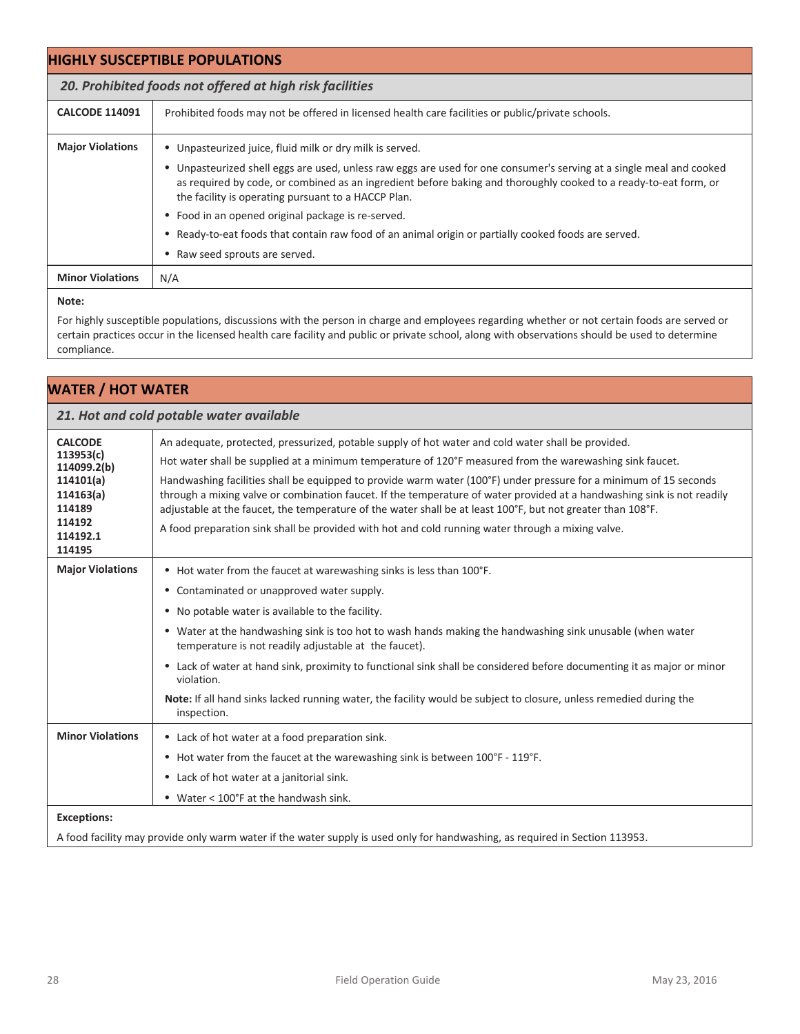## HIGHLY SUSCEPTIBLE POPULATIONS

### *20. Prohibited foods not offered at high risk facilities*

| | |
|---|---|
| **CALCODE 114091** | Prohibited foods may not be offered in licensed health care facilities or public/private schools. |
| **Major Violations** | • Unpasteurized juice, fluid milk or dry milk is served.<br>• Unpasteurized shell eggs are used, unless raw eggs are used for one consumer's serving at a single meal and cooked as required by code, or combined as an ingredient before baking and thoroughly cooked to a ready-to-eat form, or the facility is operating pursuant to a HACCP Plan.<br>• Food in an opened original package is re-served.<br>• Ready-to-eat foods that contain raw food of an animal origin or partially cooked foods are served.<br>• Raw seed sprouts are served. |
| **Minor Violations** | N/A |

**Note:**

For highly susceptible populations, discussions with the person in charge and employees regarding whether or not certain foods are served or certain practices occur in the licensed health care facility and public or private school, along with observations should be used to determine compliance.

## WATER / HOT WATER

### *21. Hot and cold potable water available*

| | |
|---|---|
| **CALCODE 113953(c) 114099.2(b) 114101(a) 114163(a) 114189 114192 114192.1 114195** | An adequate, protected, pressurized, potable supply of hot water and cold water shall be provided.<br>Hot water shall be supplied at a minimum temperature of 120°F measured from the warewashing sink faucet.<br>Handwashing facilities shall be equipped to provide warm water (100°F) under pressure for a minimum of 15 seconds through a mixing valve or combination faucet. If the temperature of water provided at a handwashing sink is not readily adjustable at the faucet, the temperature of the water shall be at least 100°F, but not greater than 108°F.<br>A food preparation sink shall be provided with hot and cold running water through a mixing valve. |
| **Major Violations** | • Hot water from the faucet at warewashing sinks is less than 100°F.<br>• Contaminated or unapproved water supply.<br>• No potable water is available to the facility.<br>• Water at the handwashing sink is too hot to wash hands making the handwashing sink unusable (when water temperature is not readily adjustable at the faucet).<br>• Lack of water at hand sink, proximity to functional sink shall be considered before documenting it as major or minor violation.<br>**Note:** If all hand sinks lacked running water, the facility would be subject to closure, unless remedied during the inspection. |
| **Minor Violations** | • Lack of hot water at a food preparation sink.<br>• Hot water from the faucet at the warewashing sink is between 100°F - 119°F.<br>• Lack of hot water at a janitorial sink.<br>• Water < 100°F at the handwash sink. |

**Exceptions:**

A food facility may provide only warm water if the water supply is used only for handwashing, as required in Section 113953.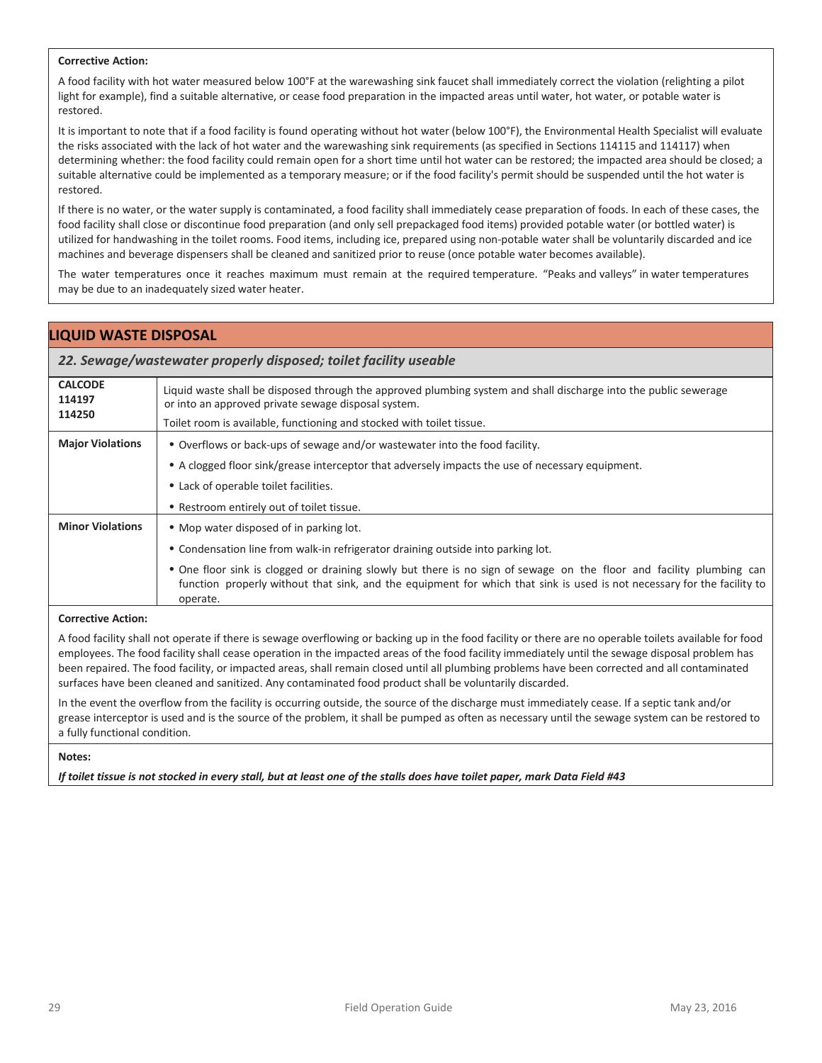**Corrective Action:**

A food facility with hot water measured below 100°F at the warewashing sink faucet shall immediately correct the violation (relighting a pilot light for example), find a suitable alternative, or cease food preparation in the impacted areas until water, hot water, or potable water is restored.

It is important to note that if a food facility is found operating without hot water (below 100°F), the Environmental Health Specialist will evaluate the risks associated with the lack of hot water and the warewashing sink requirements (as specified in Sections 114115 and 114117) when determining whether: the food facility could remain open for a short time until hot water can be restored; the impacted area should be closed; a suitable alternative could be implemented as a temporary measure; or if the food facility's permit should be suspended until the hot water is restored.

If there is no water, or the water supply is contaminated, a food facility shall immediately cease preparation of foods. In each of these cases, the food facility shall close or discontinue food preparation (and only sell prepackaged food items) provided potable water (or bottled water) is utilized for handwashing in the toilet rooms. Food items, including ice, prepared using non-potable water shall be voluntarily discarded and ice machines and beverage dispensers shall be cleaned and sanitized prior to reuse (once potable water becomes available).

The water temperatures once it reaches maximum must remain at the required temperature. "Peaks and valleys" in water temperatures may be due to an inadequately sized water heater.

## LIQUID WASTE DISPOSAL

### *22. Sewage/wastewater properly disposed; toilet facility useable*

| | |
|---|---|
| **CALCODE 114197 114250** | Liquid waste shall be disposed through the approved plumbing system and shall discharge into the public sewerage or into an approved private sewage disposal system.<br>Toilet room is available, functioning and stocked with toilet tissue. |
| **Major Violations** | • Overflows or back-ups of sewage and/or wastewater into the food facility.<br>• A clogged floor sink/grease interceptor that adversely impacts the use of necessary equipment.<br>• Lack of operable toilet facilities.<br>• Restroom entirely out of toilet tissue. |
| **Minor Violations** | • Mop water disposed of in parking lot.<br>• Condensation line from walk-in refrigerator draining outside into parking lot.<br>• One floor sink is clogged or draining slowly but there is no sign of sewage on the floor and facility plumbing can function properly without that sink, and the equipment for which that sink is used is not necessary for the facility to operate. |

**Corrective Action:**

A food facility shall not operate if there is sewage overflowing or backing up in the food facility or there are no operable toilets available for food employees. The food facility shall cease operation in the impacted areas of the food facility immediately until the sewage disposal problem has been repaired. The food facility, or impacted areas, shall remain closed until all plumbing problems have been corrected and all contaminated surfaces have been cleaned and sanitized. Any contaminated food product shall be voluntarily discarded.

In the event the overflow from the facility is occurring outside, the source of the discharge must immediately cease. If a septic tank and/or grease interceptor is used and is the source of the problem, it shall be pumped as often as necessary until the sewage system can be restored to a fully functional condition.

**Notes:**

***If toilet tissue is not stocked in every stall, but at least one of the stalls does have toilet paper, mark Data Field #43***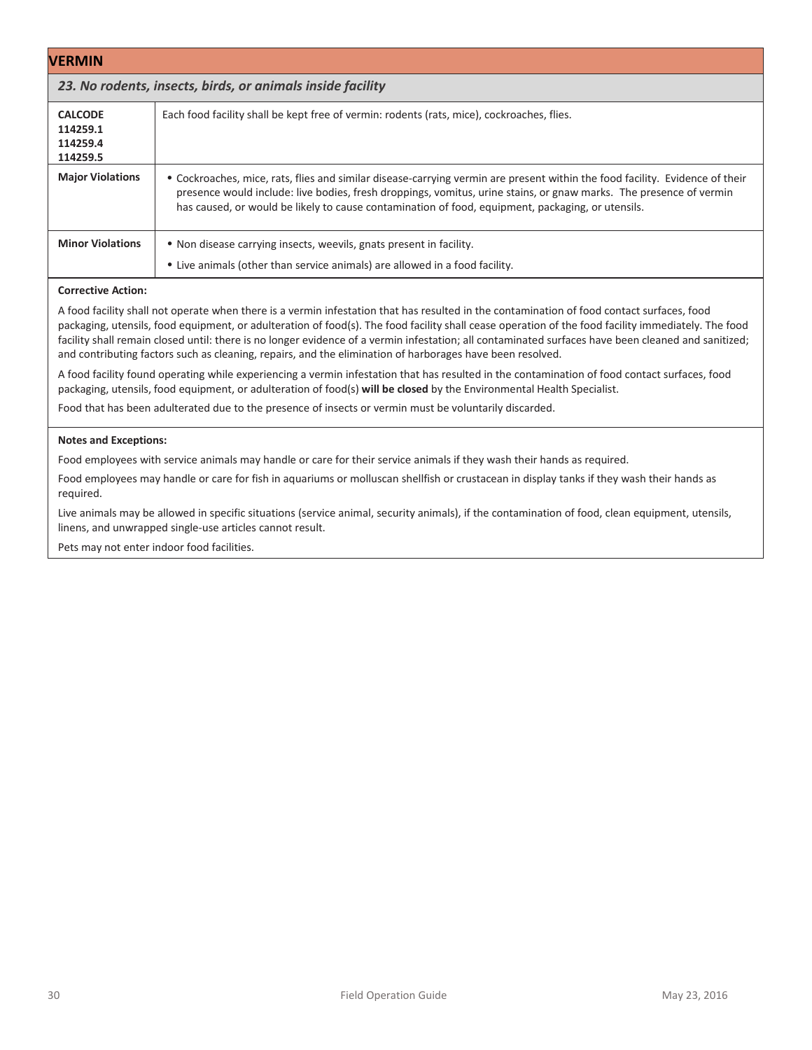## VERMIN

### *23. No rodents, insects, birds, or animals inside facility*

| | |
|---|---|
| **CALCODE 114259.1 114259.4 114259.5** | Each food facility shall be kept free of vermin: rodents (rats, mice), cockroaches, flies. |
| **Major Violations** | • Cockroaches, mice, rats, flies and similar disease-carrying vermin are present within the food facility. Evidence of their presence would include: live bodies, fresh droppings, vomitus, urine stains, or gnaw marks. The presence of vermin has caused, or would be likely to cause contamination of food, equipment, packaging, or utensils. |
| **Minor Violations** | • Non disease carrying insects, weevils, gnats present in facility.<br>• Live animals (other than service animals) are allowed in a food facility. |

**Corrective Action:**

A food facility shall not operate when there is a vermin infestation that has resulted in the contamination of food contact surfaces, food packaging, utensils, food equipment, or adulteration of food(s). The food facility shall cease operation of the food facility immediately. The food facility shall remain closed until: there is no longer evidence of a vermin infestation; all contaminated surfaces have been cleaned and sanitized; and contributing factors such as cleaning, repairs, and the elimination of harborages have been resolved.

A food facility found operating while experiencing a vermin infestation that has resulted in the contamination of food contact surfaces, food packaging, utensils, food equipment, or adulteration of food(s) **will be closed** by the Environmental Health Specialist.

Food that has been adulterated due to the presence of insects or vermin must be voluntarily discarded.

**Notes and Exceptions:**

Food employees with service animals may handle or care for their service animals if they wash their hands as required.

Food employees may handle or care for fish in aquariums or molluscan shellfish or crustacean in display tanks if they wash their hands as required.

Live animals may be allowed in specific situations (service animal, security animals), if the contamination of food, clean equipment, utensils, linens, and unwrapped single-use articles cannot result.

Pets may not enter indoor food facilities.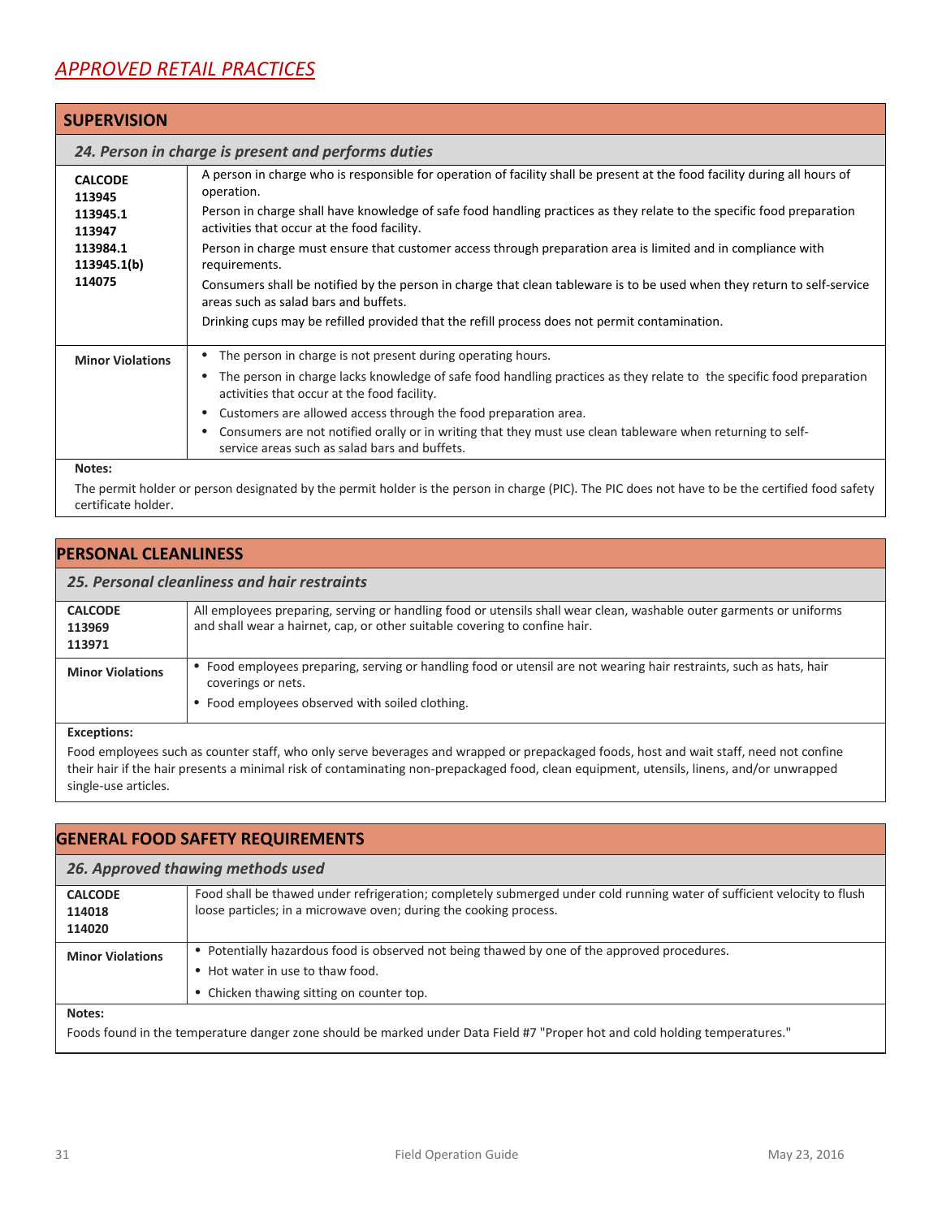## *APPROVED RETAIL PRACTICES*

### SUPERVISION

#### *24. Person in charge is present and performs duties*

| | |
|---|---|
| **CALCODE**<br>**113945**<br>**113945.1**<br>**113947**<br>**113984.1**<br>**113945.1(b)**<br>**114075** | A person in charge who is responsible for operation of facility shall be present at the food facility during all hours of operation.<br>Person in charge shall have knowledge of safe food handling practices as they relate to the specific food preparation activities that occur at the food facility.<br>Person in charge must ensure that customer access through preparation area is limited and in compliance with requirements.<br>Consumers shall be notified by the person in charge that clean tableware is to be used when they return to self-service areas such as salad bars and buffets.<br>Drinking cups may be refilled provided that the refill process does not permit contamination. |
| **Minor Violations** | • The person in charge is not present during operating hours.<br>• The person in charge lacks knowledge of safe food handling practices as they relate to the specific food preparation activities that occur at the food facility.<br>• Customers are allowed access through the food preparation area.<br>• Consumers are not notified orally or in writing that they must use clean tableware when returning to self-service areas such as salad bars and buffets. |

**Notes:**

The permit holder or person designated by the permit holder is the person in charge (PIC). The PIC does not have to be the certified food safety certificate holder.

### PERSONAL CLEANLINESS

#### *25. Personal cleanliness and hair restraints*

| | |
|---|---|
| **CALCODE**<br>**113969**<br>**113971** | All employees preparing, serving or handling food or utensils shall wear clean, washable outer garments or uniforms and shall wear a hairnet, cap, or other suitable covering to confine hair. |
| **Minor Violations** | • Food employees preparing, serving or handling food or utensil are not wearing hair restraints, such as hats, hair coverings or nets.<br>• Food employees observed with soiled clothing. |

**Exceptions:**

Food employees such as counter staff, who only serve beverages and wrapped or prepackaged foods, host and wait staff, need not confine their hair if the hair presents a minimal risk of contaminating non-prepackaged food, clean equipment, utensils, linens, and/or unwrapped single-use articles.

### GENERAL FOOD SAFETY REQUIREMENTS

#### *26. Approved thawing methods used*

| | |
|---|---|
| **CALCODE**<br>**114018**<br>**114020** | Food shall be thawed under refrigeration; completely submerged under cold running water of sufficient velocity to flush loose particles; in a microwave oven; during the cooking process. |
| **Minor Violations** | • Potentially hazardous food is observed not being thawed by one of the approved procedures.<br>• Hot water in use to thaw food.<br>• Chicken thawing sitting on counter top. |

**Notes:**

Foods found in the temperature danger zone should be marked under Data Field #7 "Proper hot and cold holding temperatures."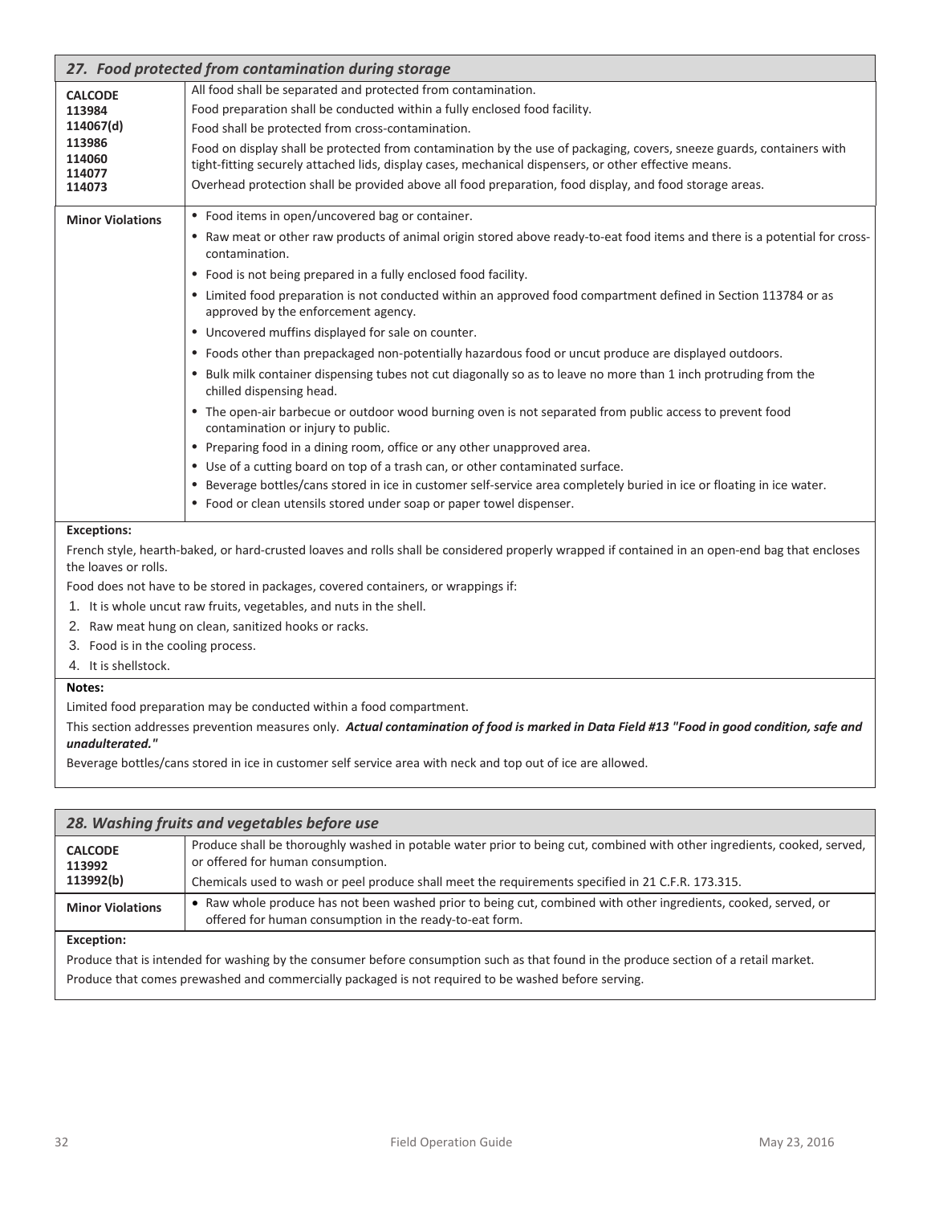## *27. Food protected from contamination during storage*

| | |
|---|---|
| **CALCODE**<br>**113984**<br>**114067(d)**<br>**113986**<br>**114060**<br>**114077**<br>**114073** | All food shall be separated and protected from contamination.<br>Food preparation shall be conducted within a fully enclosed food facility.<br>Food shall be protected from cross-contamination.<br>Food on display shall be protected from contamination by the use of packaging, covers, sneeze guards, containers with tight-fitting securely attached lids, display cases, mechanical dispensers, or other effective means.<br>Overhead protection shall be provided above all food preparation, food display, and food storage areas. |
| **Minor Violations** | • Food items in open/uncovered bag or container.<br>• Raw meat or other raw products of animal origin stored above ready-to-eat food items and there is a potential for cross-contamination.<br>• Food is not being prepared in a fully enclosed food facility.<br>• Limited food preparation is not conducted within an approved food compartment defined in Section 113784 or as approved by the enforcement agency.<br>• Uncovered muffins displayed for sale on counter.<br>• Foods other than prepackaged non-potentially hazardous food or uncut produce are displayed outdoors.<br>• Bulk milk container dispensing tubes not cut diagonally so as to leave no more than 1 inch protruding from the chilled dispensing head.<br>• The open-air barbecue or outdoor wood burning oven is not separated from public access to prevent food contamination or injury to public.<br>• Preparing food in a dining room, office or any other unapproved area.<br>• Use of a cutting board on top of a trash can, or other contaminated surface.<br>• Beverage bottles/cans stored in ice in customer self-service area completely buried in ice or floating in ice water.<br>• Food or clean utensils stored under soap or paper towel dispenser. |

**Exceptions:**

French style, hearth-baked, or hard-crusted loaves and rolls shall be considered properly wrapped if contained in an open-end bag that encloses the loaves or rolls.

Food does not have to be stored in packages, covered containers, or wrappings if:

1. It is whole uncut raw fruits, vegetables, and nuts in the shell.
2. Raw meat hung on clean, sanitized hooks or racks.
3. Food is in the cooling process.
4. It is shellstock.

**Notes:**

Limited food preparation may be conducted within a food compartment.

This section addresses prevention measures only. ***Actual contamination of food is marked in Data Field #13 "Food in good condition, safe and unadulterated."***

Beverage bottles/cans stored in ice in customer self service area with neck and top out of ice are allowed.

## *28. Washing fruits and vegetables before use*

| | |
|---|---|
| **CALCODE**<br>**113992**<br>**113992(b)** | Produce shall be thoroughly washed in potable water prior to being cut, combined with other ingredients, cooked, served, or offered for human consumption.<br>Chemicals used to wash or peel produce shall meet the requirements specified in 21 C.F.R. 173.315. |
| **Minor Violations** | • Raw whole produce has not been washed prior to being cut, combined with other ingredients, cooked, served, or offered for human consumption in the ready-to-eat form. |

**Exception:**

Produce that is intended for washing by the consumer before consumption such as that found in the produce section of a retail market.

Produce that comes prewashed and commercially packaged is not required to be washed before serving.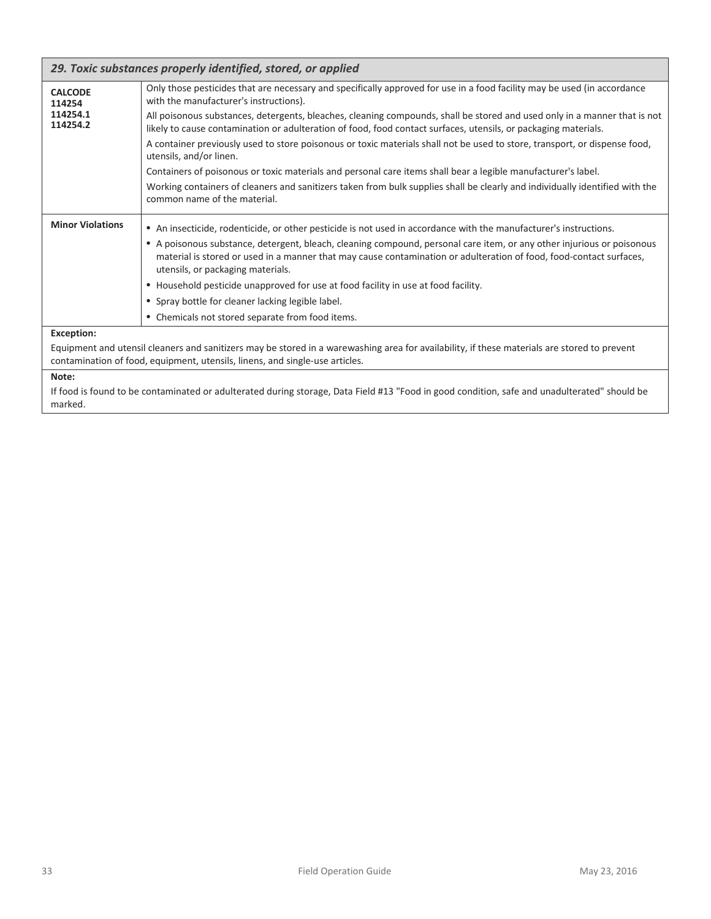## *29. Toxic substances properly identified, stored, or applied*

| | |
|---|---|
| **CALCODE**<br>**114254**<br>**114254.1**<br>**114254.2** | Only those pesticides that are necessary and specifically approved for use in a food facility may be used (in accordance with the manufacturer's instructions).<br>All poisonous substances, detergents, bleaches, cleaning compounds, shall be stored and used only in a manner that is not likely to cause contamination or adulteration of food, food contact surfaces, utensils, or packaging materials.<br>A container previously used to store poisonous or toxic materials shall not be used to store, transport, or dispense food, utensils, and/or linen.<br>Containers of poisonous or toxic materials and personal care items shall bear a legible manufacturer's label.<br>Working containers of cleaners and sanitizers taken from bulk supplies shall be clearly and individually identified with the common name of the material. |
| **Minor Violations** | • An insecticide, rodenticide, or other pesticide is not used in accordance with the manufacturer's instructions.<br>• A poisonous substance, detergent, bleach, cleaning compound, personal care item, or any other injurious or poisonous material is stored or used in a manner that may cause contamination or adulteration of food, food-contact surfaces, utensils, or packaging materials.<br>• Household pesticide unapproved for use at food facility in use at food facility.<br>• Spray bottle for cleaner lacking legible label.<br>• Chemicals not stored separate from food items. |

**Exception:**

Equipment and utensil cleaners and sanitizers may be stored in a warewashing area for availability, if these materials are stored to prevent contamination of food, equipment, utensils, linens, and single-use articles.

**Note:**

If food is found to be contaminated or adulterated during storage, Data Field #13 "Food in good condition, safe and unadulterated" should be marked.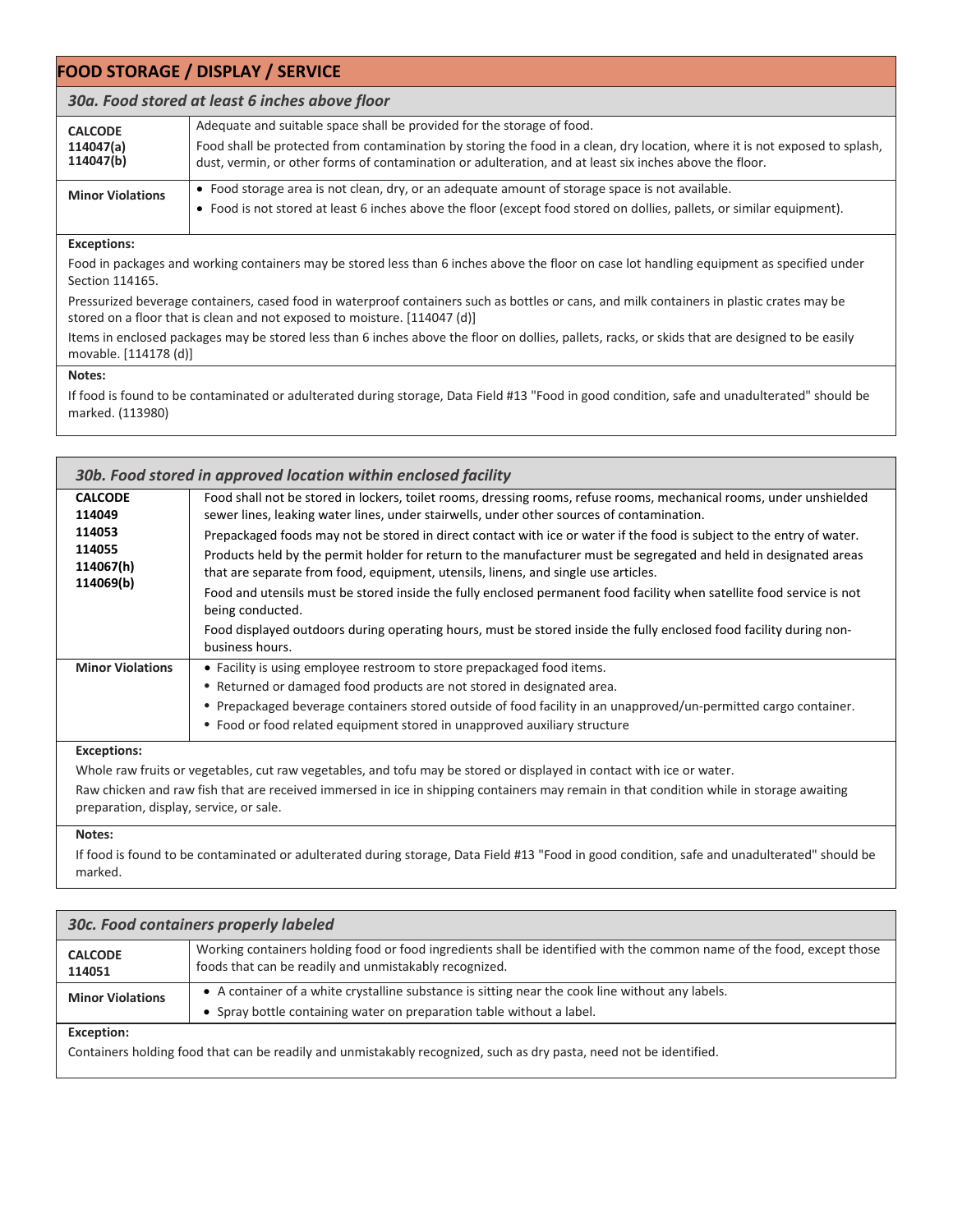## FOOD STORAGE / DISPLAY / SERVICE

### *30a. Food stored at least 6 inches above floor*

| | |
|---|---|
| **CALCODE**<br>**114047(a)**<br>**114047(b)** | Adequate and suitable space shall be provided for the storage of food.<br>Food shall be protected from contamination by storing the food in a clean, dry location, where it is not exposed to splash, dust, vermin, or other forms of contamination or adulteration, and at least six inches above the floor. |
| **Minor Violations** | • Food storage area is not clean, dry, or an adequate amount of storage space is not available.<br>• Food is not stored at least 6 inches above the floor (except food stored on dollies, pallets, or similar equipment). |

**Exceptions:**

Food in packages and working containers may be stored less than 6 inches above the floor on case lot handling equipment as specified under Section 114165.

Pressurized beverage containers, cased food in waterproof containers such as bottles or cans, and milk containers in plastic crates may be stored on a floor that is clean and not exposed to moisture. [114047 (d)]

Items in enclosed packages may be stored less than 6 inches above the floor on dollies, pallets, racks, or skids that are designed to be easily movable. [114178 (d)]

**Notes:**

If food is found to be contaminated or adulterated during storage, Data Field #13 "Food in good condition, safe and unadulterated" should be marked. (113980)

### *30b. Food stored in approved location within enclosed facility*

| | |
|---|---|
| **CALCODE**<br>**114049**<br>**114053**<br>**114055**<br>**114067(h)**<br>**114069(b)** | Food shall not be stored in lockers, toilet rooms, dressing rooms, refuse rooms, mechanical rooms, under unshielded sewer lines, leaking water lines, under stairwells, under other sources of contamination.<br>Prepackaged foods may not be stored in direct contact with ice or water if the food is subject to the entry of water.<br>Products held by the permit holder for return to the manufacturer must be segregated and held in designated areas that are separate from food, equipment, utensils, linens, and single use articles.<br>Food and utensils must be stored inside the fully enclosed permanent food facility when satellite food service is not being conducted.<br>Food displayed outdoors during operating hours, must be stored inside the fully enclosed food facility during non-business hours. |
| **Minor Violations** | • Facility is using employee restroom to store prepackaged food items.<br>• Returned or damaged food products are not stored in designated area.<br>• Prepackaged beverage containers stored outside of food facility in an unapproved/un-permitted cargo container.<br>• Food or food related equipment stored in unapproved auxiliary structure |

**Exceptions:**

Whole raw fruits or vegetables, cut raw vegetables, and tofu may be stored or displayed in contact with ice or water.

Raw chicken and raw fish that are received immersed in ice in shipping containers may remain in that condition while in storage awaiting preparation, display, service, or sale.

**Notes:**

If food is found to be contaminated or adulterated during storage, Data Field #13 "Food in good condition, safe and unadulterated" should be marked.

### *30c. Food containers properly labeled*

| | |
|---|---|
| **CALCODE**<br>**114051** | Working containers holding food or food ingredients shall be identified with the common name of the food, except those foods that can be readily and unmistakably recognized. |
| **Minor Violations** | • A container of a white crystalline substance is sitting near the cook line without any labels.<br>• Spray bottle containing water on preparation table without a label. |

**Exception:**

Containers holding food that can be readily and unmistakably recognized, such as dry pasta, need not be identified.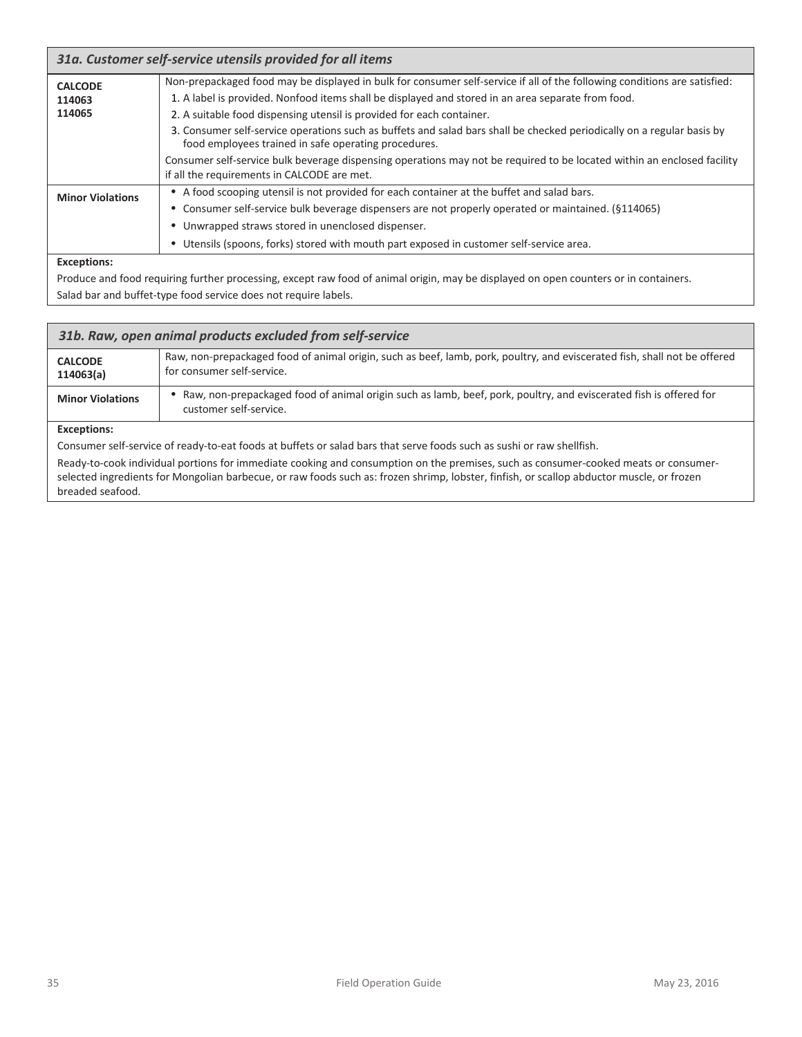### *31a. Customer self-service utensils provided for all items*

| | |
|---|---|
| **CALCODE 114063 114065** | Non-prepackaged food may be displayed in bulk for consumer self-service if all of the following conditions are satisfied:<br>1. A label is provided. Nonfood items shall be displayed and stored in an area separate from food.<br>2. A suitable food dispensing utensil is provided for each container.<br>3. Consumer self-service operations such as buffets and salad bars shall be checked periodically on a regular basis by food employees trained in safe operating procedures.<br>Consumer self-service bulk beverage dispensing operations may not be required to be located within an enclosed facility if all the requirements in CALCODE are met. |
| **Minor Violations** | • A food scooping utensil is not provided for each container at the buffet and salad bars.<br>• Consumer self-service bulk beverage dispensers are not properly operated or maintained. (§114065)<br>• Unwrapped straws stored in unenclosed dispenser.<br>• Utensils (spoons, forks) stored with mouth part exposed in customer self-service area. |

**Exceptions:**

Produce and food requiring further processing, except raw food of animal origin, may be displayed on open counters or in containers.

Salad bar and buffet-type food service does not require labels.

### *31b. Raw, open animal products excluded from self-service*

| | |
|---|---|
| **CALCODE 114063(a)** | Raw, non-prepackaged food of animal origin, such as beef, lamb, pork, poultry, and eviscerated fish, shall not be offered for consumer self-service. |
| **Minor Violations** | • Raw, non-prepackaged food of animal origin such as lamb, beef, pork, poultry, and eviscerated fish is offered for customer self-service. |

**Exceptions:**

Consumer self-service of ready-to-eat foods at buffets or salad bars that serve foods such as sushi or raw shellfish.

Ready-to-cook individual portions for immediate cooking and consumption on the premises, such as consumer-cooked meats or consumer-selected ingredients for Mongolian barbecue, or raw foods such as: frozen shrimp, lobster, finfish, or scallop abductor muscle, or frozen breaded seafood.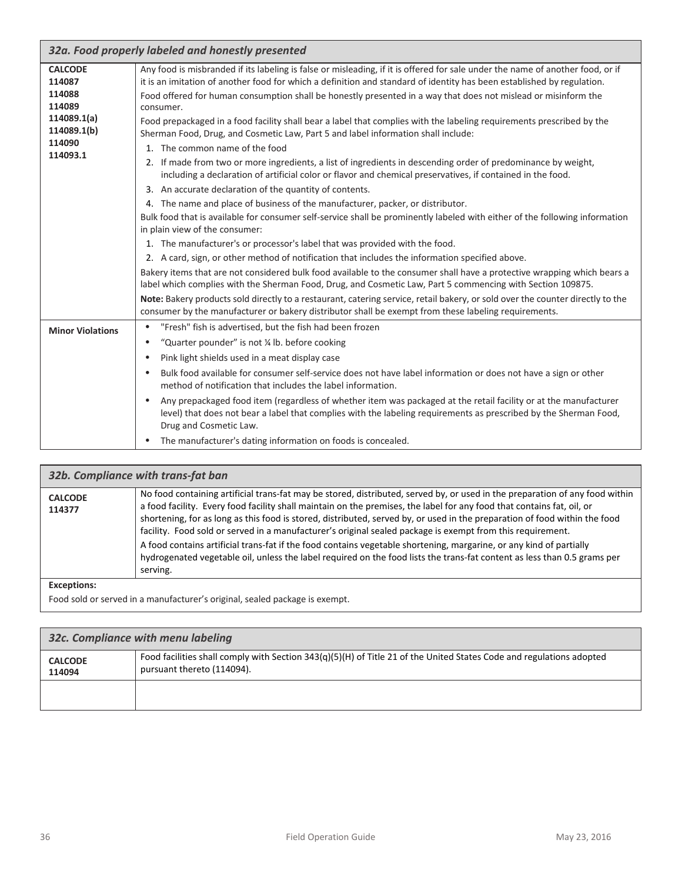### *32a. Food properly labeled and honestly presented*

| | |
|---|---|
| **CALCODE**<br>**114087**<br>**114088**<br>**114089**<br>**114089.1(a)**<br>**114089.1(b)**<br>**114090**<br>**114093.1** | Any food is misbranded if its labeling is false or misleading, if it is offered for sale under the name of another food, or if it is an imitation of another food for which a definition and standard of identity has been established by regulation.<br>Food offered for human consumption shall be honestly presented in a way that does not mislead or misinform the consumer.<br>Food prepackaged in a food facility shall bear a label that complies with the labeling requirements prescribed by the Sherman Food, Drug, and Cosmetic Law, Part 5 and label information shall include:<br>1. The common name of the food<br>2. If made from two or more ingredients, a list of ingredients in descending order of predominance by weight, including a declaration of artificial color or flavor and chemical preservatives, if contained in the food.<br>3. An accurate declaration of the quantity of contents.<br>4. The name and place of business of the manufacturer, packer, or distributor.<br>Bulk food that is available for consumer self-service shall be prominently labeled with either of the following information in plain view of the consumer:<br>1. The manufacturer's or processor's label that was provided with the food.<br>2. A card, sign, or other method of notification that includes the information specified above.<br>Bakery items that are not considered bulk food available to the consumer shall have a protective wrapping which bears a label which complies with the Sherman Food, Drug, and Cosmetic Law, Part 5 commencing with Section 109875.<br>**Note:** Bakery products sold directly to a restaurant, catering service, retail bakery, or sold over the counter directly to the consumer by the manufacturer or bakery distributor shall be exempt from these labeling requirements. |
| **Minor Violations** | • "Fresh" fish is advertised, but the fish had been frozen<br>• "Quarter pounder" is not ¼ lb. before cooking<br>• Pink light shields used in a meat display case<br>• Bulk food available for consumer self-service does not have label information or does not have a sign or other method of notification that includes the label information.<br>• Any prepackaged food item (regardless of whether item was packaged at the retail facility or at the manufacturer level) that does not bear a label that complies with the labeling requirements as prescribed by the Sherman Food, Drug and Cosmetic Law.<br>• The manufacturer's dating information on foods is concealed. |

### *32b. Compliance with trans-fat ban*

| | |
|---|---|
| **CALCODE**<br>**114377** | No food containing artificial trans-fat may be stored, distributed, served by, or used in the preparation of any food within a food facility. Every food facility shall maintain on the premises, the label for any food that contains fat, oil, or shortening, for as long as this food is stored, distributed, served by, or used in the preparation of food within the food facility. Food sold or served in a manufacturer's original sealed package is exempt from this requirement.<br>A food contains artificial trans-fat if the food contains vegetable shortening, margarine, or any kind of partially hydrogenated vegetable oil, unless the label required on the food lists the trans-fat content as less than 0.5 grams per serving. |

**Exceptions:**

Food sold or served in a manufacturer's original, sealed package is exempt.

### *32c. Compliance with menu labeling*

| | |
|---|---|
| **CALCODE**<br>**114094** | Food facilities shall comply with Section 343(q)(5)(H) of Title 21 of the United States Code and regulations adopted pursuant thereto (114094). |
| | |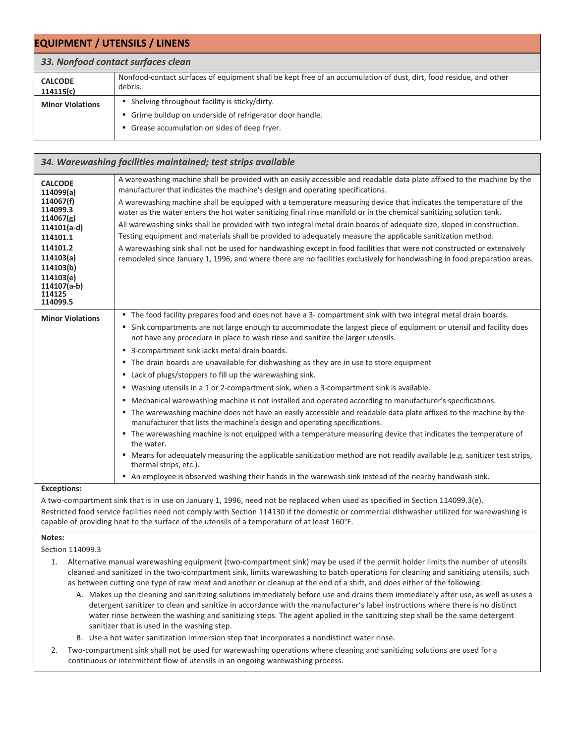## EQUIPMENT / UTENSILS / LINENS

### 33. Nonfood contact surfaces clean

| | |
|---|---|
| **CALCODE 114115(c)** | Nonfood-contact surfaces of equipment shall be kept free of an accumulation of dust, dirt, food residue, and other debris. |
| **Minor Violations** | • Shelving throughout facility is sticky/dirty.<br>• Grime buildup on underside of refrigerator door handle.<br>• Grease accumulation on sides of deep fryer. |

### 34. Warewashing facilities maintained; test strips available

| | |
|---|---|
| **CALCODE 114099(a) 114067(f) 114099.3 114067(g) 114101(a-d) 114101.1 114101.2 114103(a) 114103(b) 114103(e) 114107(a-b) 114125 114099.5** | A warewashing machine shall be provided with an easily accessible and readable data plate affixed to the machine by the manufacturer that indicates the machine's design and operating specifications.<br>A warewashing machine shall be equipped with a temperature measuring device that indicates the temperature of the water as the water enters the hot water sanitizing final rinse manifold or in the chemical sanitizing solution tank.<br>All warewashing sinks shall be provided with two integral metal drain boards of adequate size, sloped in construction.<br>Testing equipment and materials shall be provided to adequately measure the applicable sanitization method.<br>A warewashing sink shall not be used for handwashing except in food facilities that were not constructed or extensively remodeled since January 1, 1996, and where there are no facilities exclusively for handwashing in food preparation areas. |
| **Minor Violations** | • The food facility prepares food and does not have a 3- compartment sink with two integral metal drain boards.<br>• Sink compartments are not large enough to accommodate the largest piece of equipment or utensil and facility does not have any procedure in place to wash rinse and sanitize the larger utensils.<br>• 3-compartment sink lacks metal drain boards.<br>• The drain boards are unavailable for dishwashing as they are in use to store equipment<br>• Lack of plugs/stoppers to fill up the warewashing sink.<br>• Washing utensils in a 1 or 2-compartment sink, when a 3-compartment sink is available.<br>• Mechanical warewashing machine is not installed and operated according to manufacturer's specifications.<br>• The warewashing machine does not have an easily accessible and readable data plate affixed to the machine by the manufacturer that lists the machine's design and operating specifications.<br>• The warewashing machine is not equipped with a temperature measuring device that indicates the temperature of the water.<br>• Means for adequately measuring the applicable sanitization method are not readily available (e.g. sanitizer test strips, thermal strips, etc.).<br>• An employee is observed washing their hands in the warewash sink instead of the nearby handwash sink. |

**Exceptions:**

A two-compartment sink that is in use on January 1, 1996, need not be replaced when used as specified in Section 114099.3(e).

Restricted food service facilities need not comply with Section 114130 if the domestic or commercial dishwasher utilized for warewashing is capable of providing heat to the surface of the utensils of a temperature of at least 160°F.

**Notes:**

Section 114099.3

1. Alternative manual warewashing equipment (two-compartment sink) may be used if the permit holder limits the number of utensils cleaned and sanitized in the two-compartment sink, limits warewashing to batch operations for cleaning and sanitizing utensils, such as between cutting one type of raw meat and another or cleanup at the end of a shift, and does either of the following:
   - A. Makes up the cleaning and sanitizing solutions immediately before use and drains them immediately after use, as well as uses a detergent sanitizer to clean and sanitize in accordance with the manufacturer's label instructions where there is no distinct water rinse between the washing and sanitizing steps. The agent applied in the sanitizing step shall be the same detergent sanitizer that is used in the washing step.
   - B. Use a hot water sanitization immersion step that incorporates a nondistinct water rinse.
2. Two-compartment sink shall not be used for warewashing operations where cleaning and sanitizing solutions are used for a continuous or intermittent flow of utensils in an ongoing warewashing process.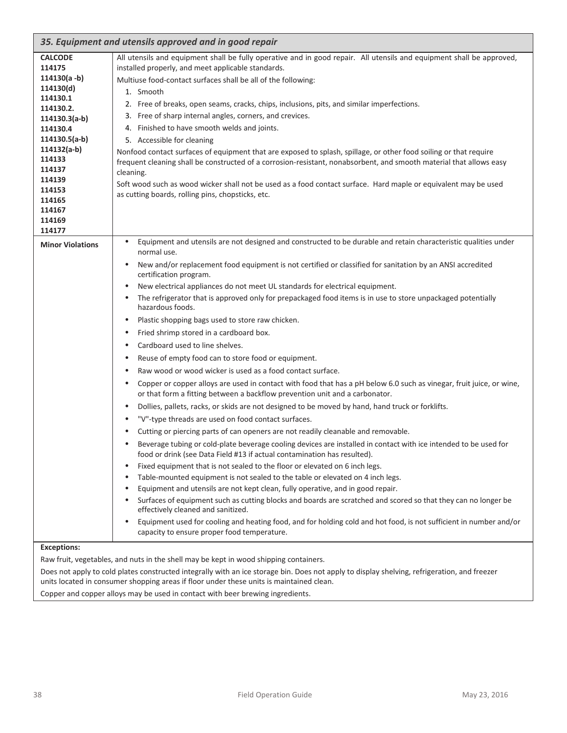### *35. Equipment and utensils approved and in good repair*

| | |
|---|---|
| **CALCODE**<br>**114175**<br>**114130(a -b)**<br>**114130(d)**<br>**114130.1**<br>**114130.2.**<br>**114130.3(a-b)**<br>**114130.4**<br>**114130.5(a-b)**<br>**114132(a-b)**<br>**114133**<br>**114137**<br>**114139**<br>**114153**<br>**114165**<br>**114167**<br>**114169**<br>**114177** | All utensils and equipment shall be fully operative and in good repair. All utensils and equipment shall be approved, installed properly, and meet applicable standards.<br>Multiuse food-contact surfaces shall be all of the following:<br>1. Smooth<br>2. Free of breaks, open seams, cracks, chips, inclusions, pits, and similar imperfections.<br>3. Free of sharp internal angles, corners, and crevices.<br>4. Finished to have smooth welds and joints.<br>5. Accessible for cleaning<br>Nonfood contact surfaces of equipment that are exposed to splash, spillage, or other food soiling or that require frequent cleaning shall be constructed of a corrosion-resistant, nonabsorbent, and smooth material that allows easy cleaning.<br>Soft wood such as wood wicker shall not be used as a food contact surface. Hard maple or equivalent may be used as cutting boards, rolling pins, chopsticks, etc. |
| **Minor Violations** | • Equipment and utensils are not designed and constructed to be durable and retain characteristic qualities under normal use.<br>• New and/or replacement food equipment is not certified or classified for sanitation by an ANSI accredited certification program.<br>• New electrical appliances do not meet UL standards for electrical equipment.<br>• The refrigerator that is approved only for prepackaged food items is in use to store unpackaged potentially hazardous foods.<br>• Plastic shopping bags used to store raw chicken.<br>• Fried shrimp stored in a cardboard box.<br>• Cardboard used to line shelves.<br>• Reuse of empty food can to store food or equipment.<br>• Raw wood or wood wicker is used as a food contact surface.<br>• Copper or copper alloys are used in contact with food that has a pH below 6.0 such as vinegar, fruit juice, or wine, or that form a fitting between a backflow prevention unit and a carbonator.<br>• Dollies, pallets, racks, or skids are not designed to be moved by hand, hand truck or forklifts.<br>• "V"-type threads are used on food contact surfaces.<br>• Cutting or piercing parts of can openers are not readily cleanable and removable.<br>• Beverage tubing or cold-plate beverage cooling devices are installed in contact with ice intended to be used for food or drink (see Data Field #13 if actual contamination has resulted).<br>• Fixed equipment that is not sealed to the floor or elevated on 6 inch legs.<br>• Table-mounted equipment is not sealed to the table or elevated on 4 inch legs.<br>• Equipment and utensils are not kept clean, fully operative, and in good repair.<br>• Surfaces of equipment such as cutting blocks and boards are scratched and scored so that they can no longer be effectively cleaned and sanitized.<br>• Equipment used for cooling and heating food, and for holding cold and hot food, is not sufficient in number and/or capacity to ensure proper food temperature. |

**Exceptions:**

Raw fruit, vegetables, and nuts in the shell may be kept in wood shipping containers.

Does not apply to cold plates constructed integrally with an ice storage bin. Does not apply to display shelving, refrigeration, and freezer units located in consumer shopping areas if floor under these units is maintained clean.

Copper and copper alloys may be used in contact with beer brewing ingredients.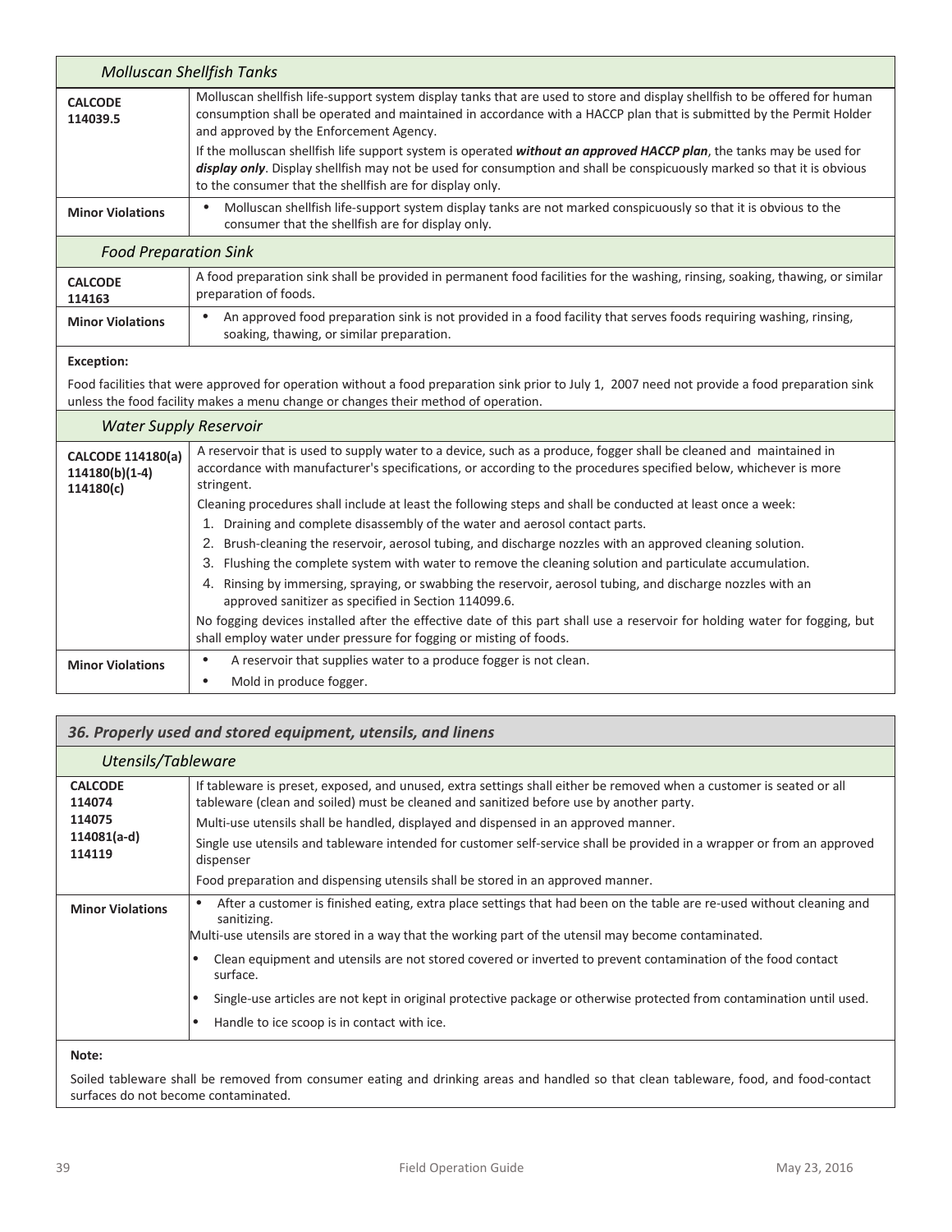| *Molluscan Shellfish Tanks* | |
|---|---|
| **CALCODE 114039.5** | Molluscan shellfish life-support system display tanks that are used to store and display shellfish to be offered for human consumption shall be operated and maintained in accordance with a HACCP plan that is submitted by the Permit Holder and approved by the Enforcement Agency.<br>If the molluscan shellfish life support system is operated ***without an approved HACCP plan***, the tanks may be used for ***display only***. Display shellfish may not be used for consumption and shall be conspicuously marked so that it is obvious to the consumer that the shellfish are for display only. |
| **Minor Violations** | • Molluscan shellfish life-support system display tanks are not marked conspicuously so that it is obvious to the consumer that the shellfish are for display only. |

| *Food Preparation Sink* | |
|---|---|
| **CALCODE 114163** | A food preparation sink shall be provided in permanent food facilities for the washing, rinsing, soaking, thawing, or similar preparation of foods. |
| **Minor Violations** | • An approved food preparation sink is not provided in a food facility that serves foods requiring washing, rinsing, soaking, thawing, or similar preparation. |

**Exception:**

Food facilities that were approved for operation without a food preparation sink prior to July 1, 2007 need not provide a food preparation sink unless the food facility makes a menu change or changes their method of operation.

| *Water Supply Reservoir* | |
|---|---|
| **CALCODE 114180(a) 114180(b)(1-4) 114180(c)** | A reservoir that is used to supply water to a device, such as a produce, fogger shall be cleaned and maintained in accordance with manufacturer's specifications, or according to the procedures specified below, whichever is more stringent.<br>Cleaning procedures shall include at least the following steps and shall be conducted at least once a week:<br>1. Draining and complete disassembly of the water and aerosol contact parts.<br>2. Brush-cleaning the reservoir, aerosol tubing, and discharge nozzles with an approved cleaning solution.<br>3. Flushing the complete system with water to remove the cleaning solution and particulate accumulation.<br>4. Rinsing by immersing, spraying, or swabbing the reservoir, aerosol tubing, and discharge nozzles with an approved sanitizer as specified in Section 114099.6.<br>No fogging devices installed after the effective date of this part shall use a reservoir for holding water for fogging, but shall employ water under pressure for fogging or misting of foods. |
| **Minor Violations** | • A reservoir that supplies water to a produce fogger is not clean.<br>• Mold in produce fogger. |

## *36. Properly used and stored equipment, utensils, and linens*

| *Utensils/Tableware* | |
|---|---|
| **CALCODE 114074 114075 114081(a-d) 114119** | If tableware is preset, exposed, and unused, extra settings shall either be removed when a customer is seated or all tableware (clean and soiled) must be cleaned and sanitized before use by another party.<br>Multi-use utensils shall be handled, displayed and dispensed in an approved manner.<br>Single use utensils and tableware intended for customer self-service shall be provided in a wrapper or from an approved dispenser<br>Food preparation and dispensing utensils shall be stored in an approved manner. |
| **Minor Violations** | • After a customer is finished eating, extra place settings that had been on the table are re-used without cleaning and sanitizing.<br>Multi-use utensils are stored in a way that the working part of the utensil may become contaminated.<br>• Clean equipment and utensils are not stored covered or inverted to prevent contamination of the food contact surface.<br>• Single-use articles are not kept in original protective package or otherwise protected from contamination until used.<br>• Handle to ice scoop is in contact with ice. |

**Note:**

Soiled tableware shall be removed from consumer eating and drinking areas and handled so that clean tableware, food, and food-contact surfaces do not become contaminated.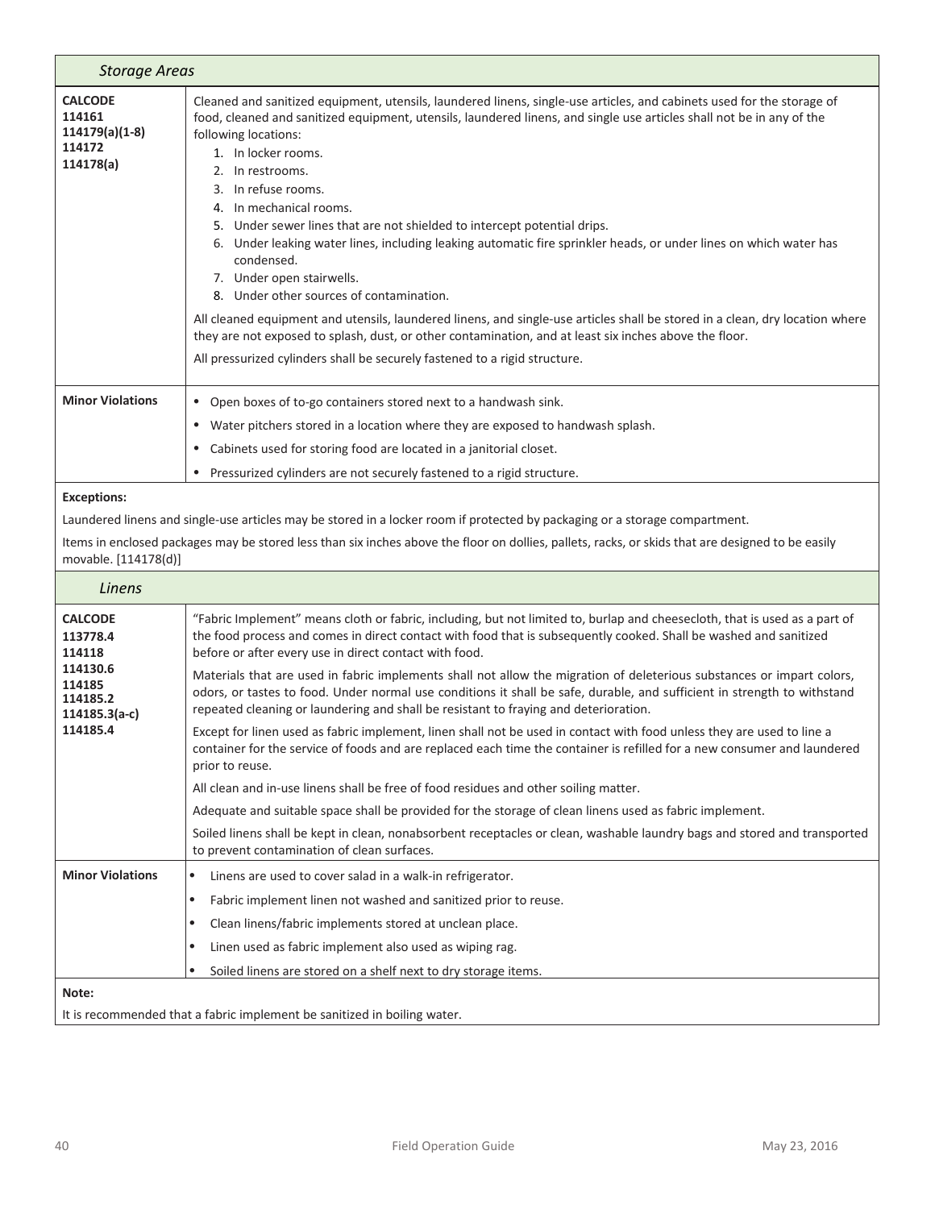## *Storage Areas*

| | |
|---|---|
| **CALCODE**<br>**114161**<br>**114179(a)(1-8)**<br>**114172**<br>**114178(a)** | Cleaned and sanitized equipment, utensils, laundered linens, single-use articles, and cabinets used for the storage of food, cleaned and sanitized equipment, utensils, laundered linens, and single use articles shall not be in any of the following locations:<br>1. In locker rooms.<br>2. In restrooms.<br>3. In refuse rooms.<br>4. In mechanical rooms.<br>5. Under sewer lines that are not shielded to intercept potential drips.<br>6. Under leaking water lines, including leaking automatic fire sprinkler heads, or under lines on which water has condensed.<br>7. Under open stairwells.<br>8. Under other sources of contamination.<br><br>All cleaned equipment and utensils, laundered linens, and single-use articles shall be stored in a clean, dry location where they are not exposed to splash, dust, or other contamination, and at least six inches above the floor.<br><br>All pressurized cylinders shall be securely fastened to a rigid structure. |
| **Minor Violations** | • Open boxes of to-go containers stored next to a handwash sink.<br>• Water pitchers stored in a location where they are exposed to handwash splash.<br>• Cabinets used for storing food are located in a janitorial closet.<br>• Pressurized cylinders are not securely fastened to a rigid structure. |

**Exceptions:**

Laundered linens and single-use articles may be stored in a locker room if protected by packaging or a storage compartment.

Items in enclosed packages may be stored less than six inches above the floor on dollies, pallets, racks, or skids that are designed to be easily movable. [114178(d)]

## *Linens*

| | |
|---|---|
| **CALCODE**<br>**113778.4**<br>**114118**<br>**114130.6**<br>**114185**<br>**114185.2**<br>**114185.3(a-c)**<br>**114185.4** | "Fabric Implement" means cloth or fabric, including, but not limited to, burlap and cheesecloth, that is used as a part of the food process and comes in direct contact with food that is subsequently cooked. Shall be washed and sanitized before or after every use in direct contact with food.<br><br>Materials that are used in fabric implements shall not allow the migration of deleterious substances or impart colors, odors, or tastes to food. Under normal use conditions it shall be safe, durable, and sufficient in strength to withstand repeated cleaning or laundering and shall be resistant to fraying and deterioration.<br><br>Except for linen used as fabric implement, linen shall not be used in contact with food unless they are used to line a container for the service of foods and are replaced each time the container is refilled for a new consumer and laundered prior to reuse.<br><br>All clean and in-use linens shall be free of food residues and other soiling matter.<br><br>Adequate and suitable space shall be provided for the storage of clean linens used as fabric implement.<br><br>Soiled linens shall be kept in clean, nonabsorbent receptacles or clean, washable laundry bags and stored and transported to prevent contamination of clean surfaces. |
| **Minor Violations** | • Linens are used to cover salad in a walk-in refrigerator.<br>• Fabric implement linen not washed and sanitized prior to reuse.<br>• Clean linens/fabric implements stored at unclean place.<br>• Linen used as fabric implement also used as wiping rag.<br>• Soiled linens are stored on a shelf next to dry storage items. |

**Note:**

It is recommended that a fabric implement be sanitized in boiling water.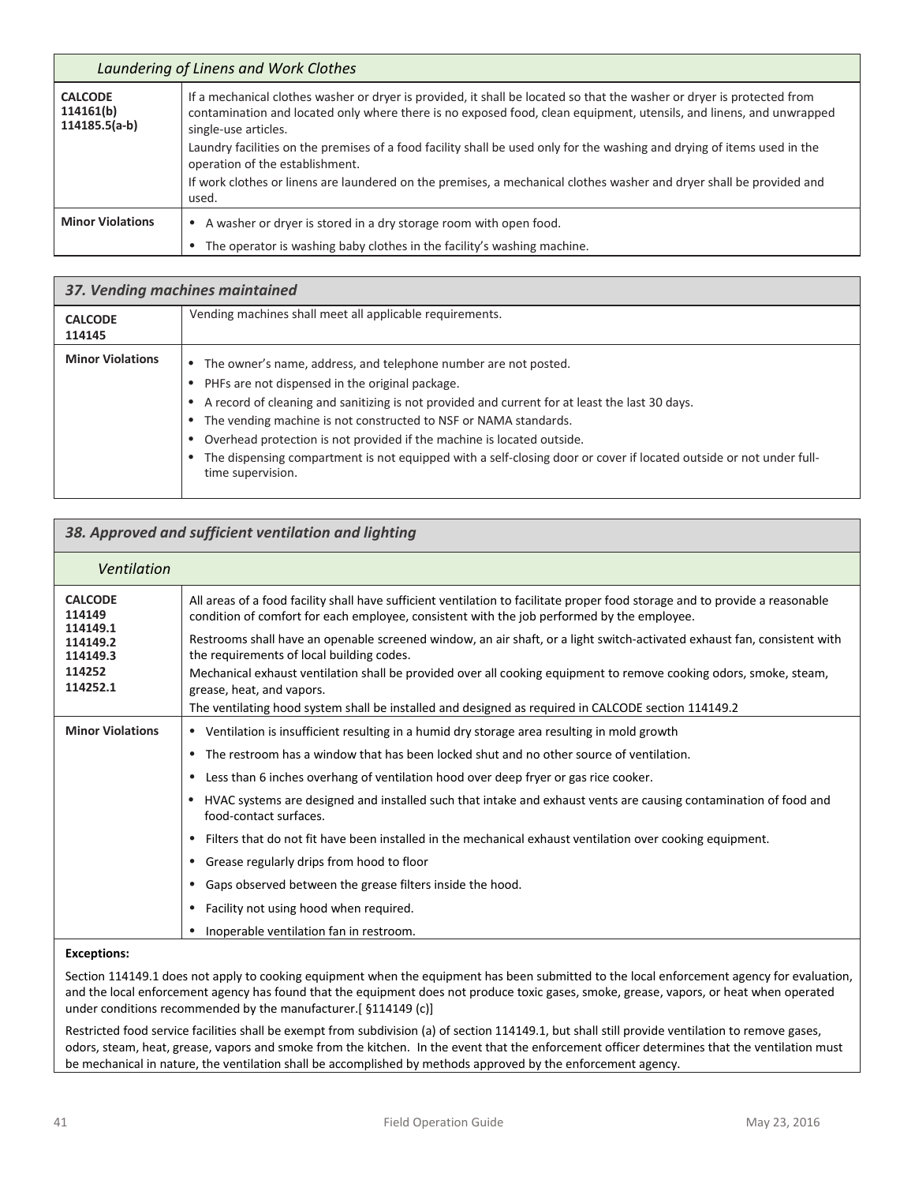| *Laundering of Linens and Work Clothes* | |
|---|---|
| **CALCODE 114161(b) 114185.5(a-b)** | If a mechanical clothes washer or dryer is provided, it shall be located so that the washer or dryer is protected from contamination and located only where there is no exposed food, clean equipment, utensils, and linens, and unwrapped single-use articles.<br>Laundry facilities on the premises of a food facility shall be used only for the washing and drying of items used in the operation of the establishment.<br>If work clothes or linens are laundered on the premises, a mechanical clothes washer and dryer shall be provided and used. |
| **Minor Violations** | • A washer or dryer is stored in a dry storage room with open food.<br>• The operator is washing baby clothes in the facility's washing machine. |

| *37. Vending machines maintained* | |
|---|---|
| **CALCODE 114145** | Vending machines shall meet all applicable requirements. |
| **Minor Violations** | • The owner's name, address, and telephone number are not posted.<br>• PHFs are not dispensed in the original package.<br>• A record of cleaning and sanitizing is not provided and current for at least the last 30 days.<br>• The vending machine is not constructed to NSF or NAMA standards.<br>• Overhead protection is not provided if the machine is located outside.<br>• The dispensing compartment is not equipped with a self-closing door or cover if located outside or not under full-time supervision. |

## 38. Approved and sufficient ventilation and lighting

| *Ventilation* | |
|---|---|
| **CALCODE 114149 114149.1 114149.2 114149.3 114252 114252.1** | All areas of a food facility shall have sufficient ventilation to facilitate proper food storage and to provide a reasonable condition of comfort for each employee, consistent with the job performed by the employee.<br>Restrooms shall have an openable screened window, an air shaft, or a light switch-activated exhaust fan, consistent with the requirements of local building codes.<br>Mechanical exhaust ventilation shall be provided over all cooking equipment to remove cooking odors, smoke, steam, grease, heat, and vapors.<br>The ventilating hood system shall be installed and designed as required in CALCODE section 114149.2 |
| **Minor Violations** | • Ventilation is insufficient resulting in a humid dry storage area resulting in mold growth<br>• The restroom has a window that has been locked shut and no other source of ventilation.<br>• Less than 6 inches overhang of ventilation hood over deep fryer or gas rice cooker.<br>• HVAC systems are designed and installed such that intake and exhaust vents are causing contamination of food and food-contact surfaces.<br>• Filters that do not fit have been installed in the mechanical exhaust ventilation over cooking equipment.<br>• Grease regularly drips from hood to floor<br>• Gaps observed between the grease filters inside the hood.<br>• Facility not using hood when required.<br>• Inoperable ventilation fan in restroom. |

**Exceptions:**

Section 114149.1 does not apply to cooking equipment when the equipment has been submitted to the local enforcement agency for evaluation, and the local enforcement agency has found that the equipment does not produce toxic gases, smoke, grease, vapors, or heat when operated under conditions recommended by the manufacturer.[ §114149 (c)]

Restricted food service facilities shall be exempt from subdivision (a) of section 114149.1, but shall still provide ventilation to remove gases, odors, steam, heat, grease, vapors and smoke from the kitchen. In the event that the enforcement officer determines that the ventilation must be mechanical in nature, the ventilation shall be accomplished by methods approved by the enforcement agency.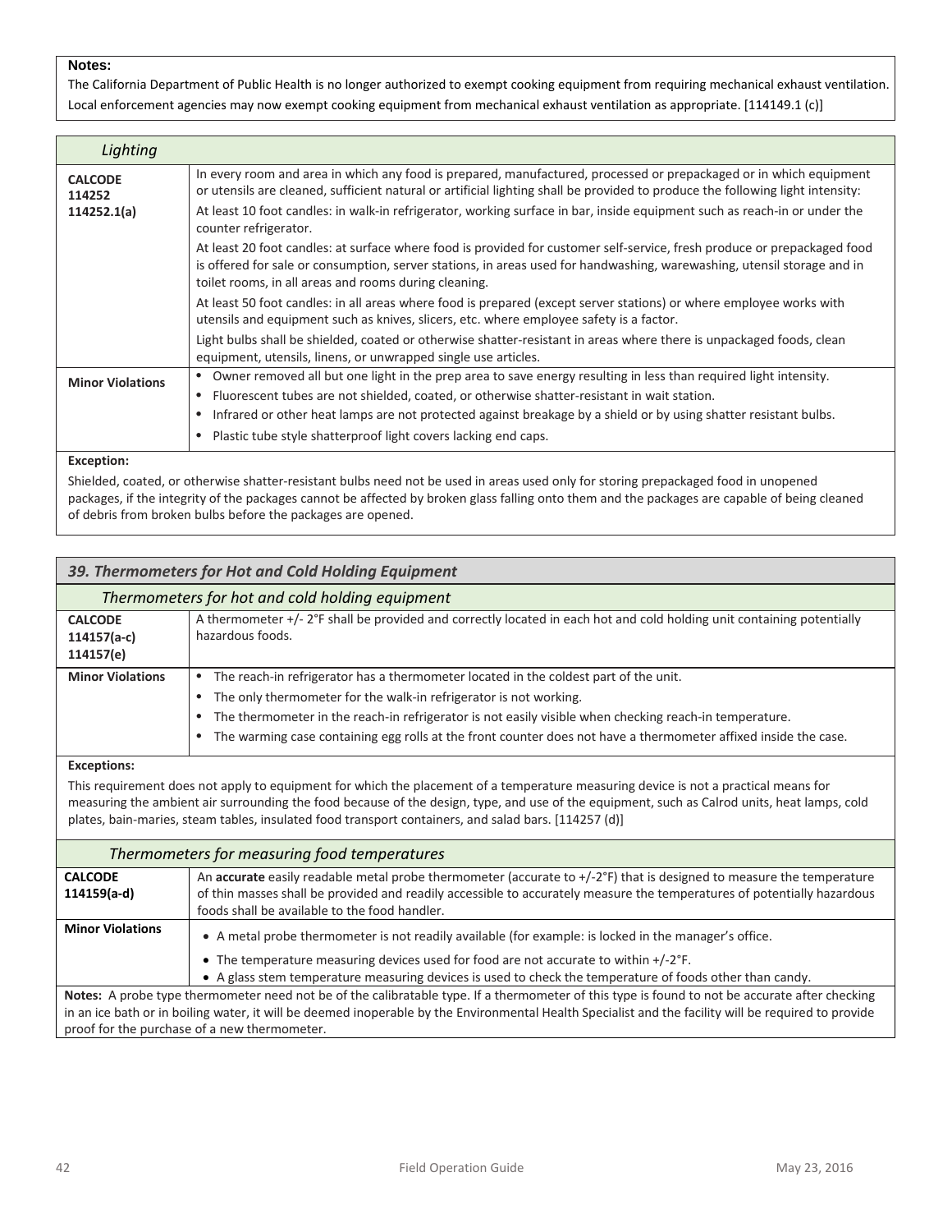**Notes:**

The California Department of Public Health is no longer authorized to exempt cooking equipment from requiring mechanical exhaust ventilation. Local enforcement agencies may now exempt cooking equipment from mechanical exhaust ventilation as appropriate. [114149.1 (c)]

### *Lighting*

| | |
|---|---|
| **CALCODE 114252 114252.1(a)** | In every room and area in which any food is prepared, manufactured, processed or prepackaged or in which equipment or utensils are cleaned, sufficient natural or artificial lighting shall be provided to produce the following light intensity:<br>At least 10 foot candles: in walk-in refrigerator, working surface in bar, inside equipment such as reach-in or under the counter refrigerator.<br>At least 20 foot candles: at surface where food is provided for customer self-service, fresh produce or prepackaged food is offered for sale or consumption, server stations, in areas used for handwashing, warewashing, utensil storage and in toilet rooms, in all areas and rooms during cleaning.<br>At least 50 foot candles: in all areas where food is prepared (except server stations) or where employee works with utensils and equipment such as knives, slicers, etc. where employee safety is a factor.<br>Light bulbs shall be shielded, coated or otherwise shatter-resistant in areas where there is unpackaged foods, clean equipment, utensils, linens, or unwrapped single use articles. |
| **Minor Violations** | • Owner removed all but one light in the prep area to save energy resulting in less than required light intensity.<br>• Fluorescent tubes are not shielded, coated, or otherwise shatter-resistant in wait station.<br>• Infrared or other heat lamps are not protected against breakage by a shield or by using shatter resistant bulbs.<br>• Plastic tube style shatterproof light covers lacking end caps. |

**Exception:**

Shielded, coated, or otherwise shatter-resistant bulbs need not be used in areas used only for storing prepackaged food in unopened packages, if the integrity of the packages cannot be affected by broken glass falling onto them and the packages are capable of being cleaned of debris from broken bulbs before the packages are opened.

## *39. Thermometers for Hot and Cold Holding Equipment*

### *Thermometers for hot and cold holding equipment*

| | |
|---|---|
| **CALCODE 114157(a-c) 114157(e)** | A thermometer +/- 2°F shall be provided and correctly located in each hot and cold holding unit containing potentially hazardous foods. |
| **Minor Violations** | • The reach-in refrigerator has a thermometer located in the coldest part of the unit.<br>• The only thermometer for the walk-in refrigerator is not working.<br>• The thermometer in the reach-in refrigerator is not easily visible when checking reach-in temperature.<br>• The warming case containing egg rolls at the front counter does not have a thermometer affixed inside the case. |

**Exceptions:**

This requirement does not apply to equipment for which the placement of a temperature measuring device is not a practical means for measuring the ambient air surrounding the food because of the design, type, and use of the equipment, such as Calrod units, heat lamps, cold plates, bain-maries, steam tables, insulated food transport containers, and salad bars. [114257 (d)]

### *Thermometers for measuring food temperatures*

| | |
|---|---|
| **CALCODE 114159(a-d)** | An **accurate** easily readable metal probe thermometer (accurate to +/-2°F) that is designed to measure the temperature of thin masses shall be provided and readily accessible to accurately measure the temperatures of potentially hazardous foods shall be available to the food handler. |
| **Minor Violations** | • A metal probe thermometer is not readily available (for example: is locked in the manager's office.<br>• The temperature measuring devices used for food are not accurate to within +/-2°F.<br>• A glass stem temperature measuring devices is used to check the temperature of foods other than candy. |

**Notes:** A probe type thermometer need not be of the calibratable type. If a thermometer of this type is found to not be accurate after checking in an ice bath or in boiling water, it will be deemed inoperable by the Environmental Health Specialist and the facility will be required to provide proof for the purchase of a new thermometer.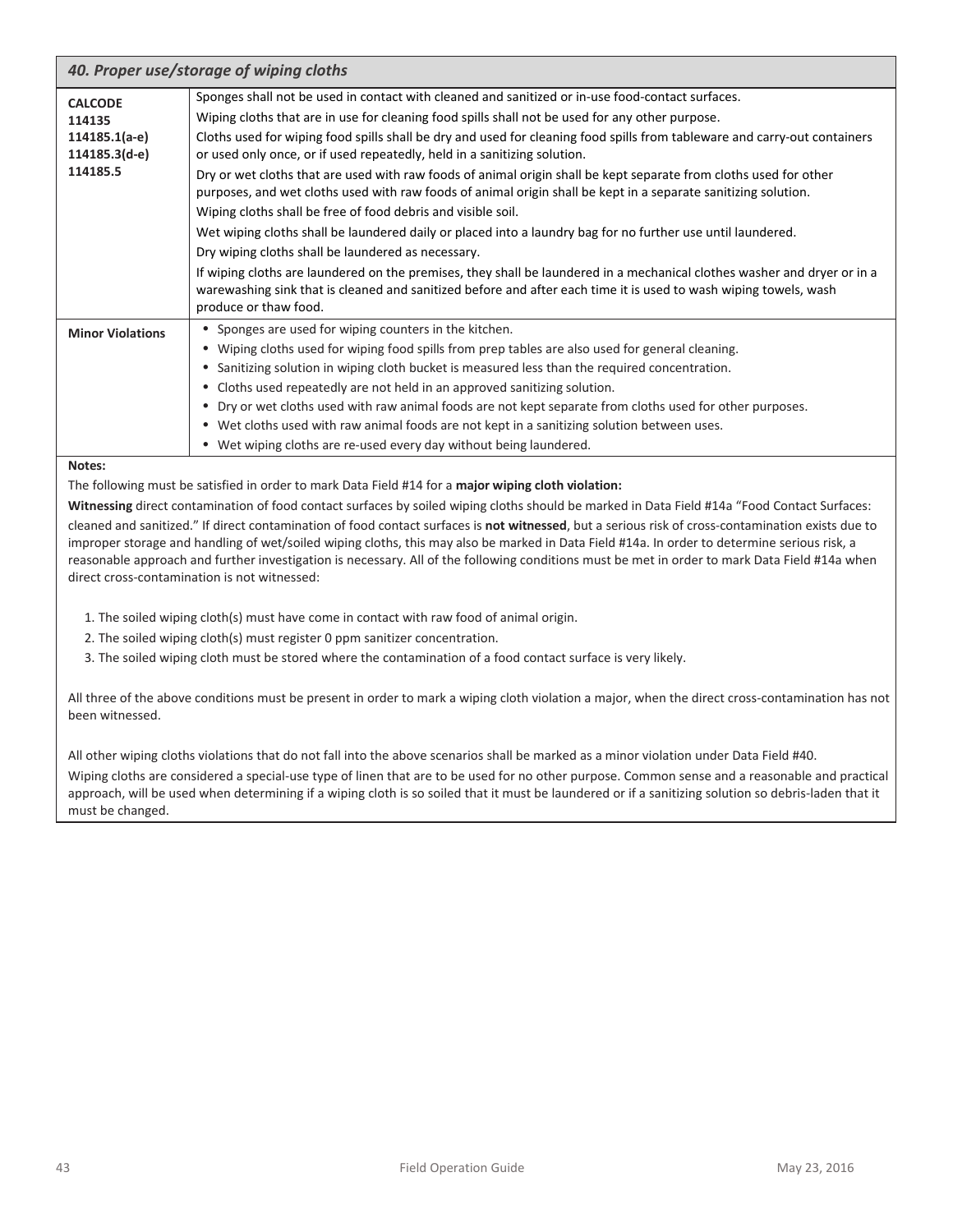### 40. Proper use/storage of wiping cloths

| | |
|---|---|
| **CALCODE**<br>**114135**<br>**114185.1(a-e)**<br>**114185.3(d-e)**<br>**114185.5** | Sponges shall not be used in contact with cleaned and sanitized or in-use food-contact surfaces.<br>Wiping cloths that are in use for cleaning food spills shall not be used for any other purpose.<br>Cloths used for wiping food spills shall be dry and used for cleaning food spills from tableware and carry-out containers or used only once, or if used repeatedly, held in a sanitizing solution.<br>Dry or wet cloths that are used with raw foods of animal origin shall be kept separate from cloths used for other purposes, and wet cloths used with raw foods of animal origin shall be kept in a separate sanitizing solution.<br>Wiping cloths shall be free of food debris and visible soil.<br>Wet wiping cloths shall be laundered daily or placed into a laundry bag for no further use until laundered.<br>Dry wiping cloths shall be laundered as necessary.<br>If wiping cloths are laundered on the premises, they shall be laundered in a mechanical clothes washer and dryer or in a warewashing sink that is cleaned and sanitized before and after each time it is used to wash wiping towels, wash produce or thaw food. |
| **Minor Violations** | • Sponges are used for wiping counters in the kitchen.<br>• Wiping cloths used for wiping food spills from prep tables are also used for general cleaning.<br>• Sanitizing solution in wiping cloth bucket is measured less than the required concentration.<br>• Cloths used repeatedly are not held in an approved sanitizing solution.<br>• Dry or wet cloths used with raw animal foods are not kept separate from cloths used for other purposes.<br>• Wet cloths used with raw animal foods are not kept in a sanitizing solution between uses.<br>• Wet wiping cloths are re-used every day without being laundered. |

**Notes:**

The following must be satisfied in order to mark Data Field #14 for a **major wiping cloth violation:**

**Witnessing** direct contamination of food contact surfaces by soiled wiping cloths should be marked in Data Field #14a "Food Contact Surfaces: cleaned and sanitized." If direct contamination of food contact surfaces is **not witnessed**, but a serious risk of cross-contamination exists due to improper storage and handling of wet/soiled wiping cloths, this may also be marked in Data Field #14a. In order to determine serious risk, a reasonable approach and further investigation is necessary. All of the following conditions must be met in order to mark Data Field #14a when direct cross-contamination is not witnessed:

1. The soiled wiping cloth(s) must have come in contact with raw food of animal origin.
2. The soiled wiping cloth(s) must register 0 ppm sanitizer concentration.
3. The soiled wiping cloth must be stored where the contamination of a food contact surface is very likely.

All three of the above conditions must be present in order to mark a wiping cloth violation a major, when the direct cross-contamination has not been witnessed.

All other wiping cloths violations that do not fall into the above scenarios shall be marked as a minor violation under Data Field #40.

Wiping cloths are considered a special-use type of linen that are to be used for no other purpose. Common sense and a reasonable and practical approach, will be used when determining if a wiping cloth is so soiled that it must be laundered or if a sanitizing solution so debris-laden that it must be changed.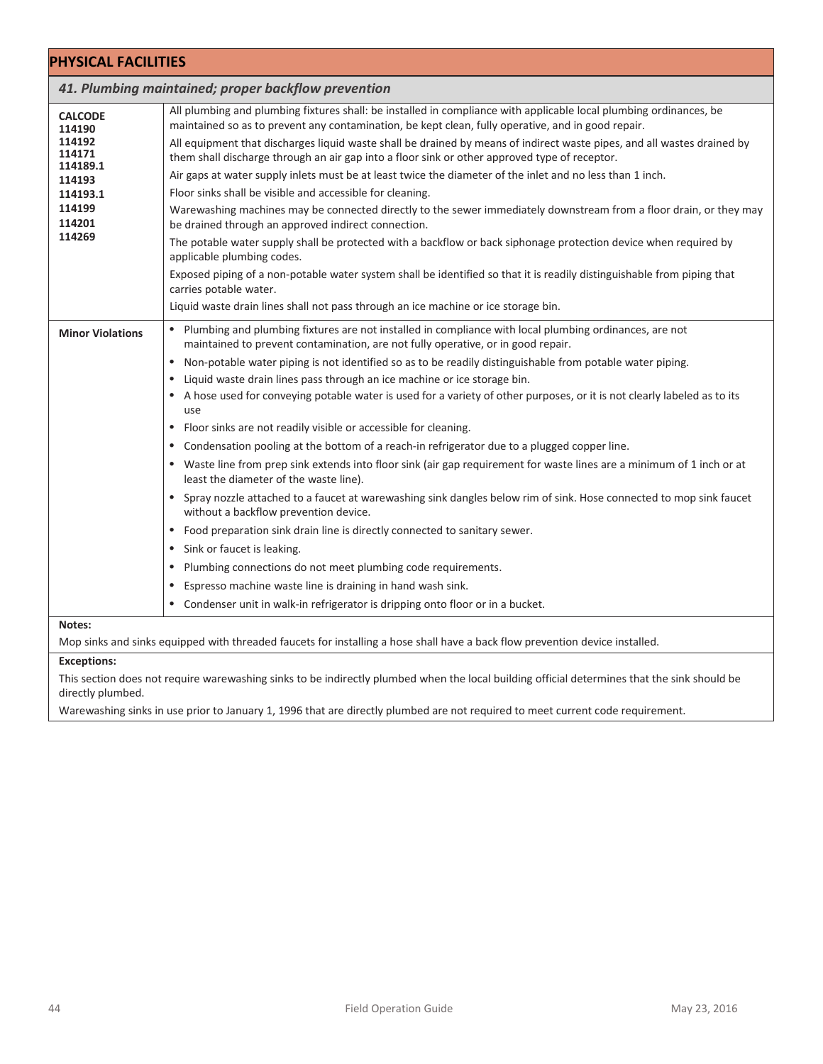## PHYSICAL FACILITIES

### *41. Plumbing maintained; proper backflow prevention*

| | |
|---|---|
| **CALCODE**<br>**114190**<br>**114192**<br>**114171**<br>**114189.1**<br>**114193**<br>**114193.1**<br>**114199**<br>**114201**<br>**114269** | All plumbing and plumbing fixtures shall: be installed in compliance with applicable local plumbing ordinances, be maintained so as to prevent any contamination, be kept clean, fully operative, and in good repair.<br>All equipment that discharges liquid waste shall be drained by means of indirect waste pipes, and all wastes drained by them shall discharge through an air gap into a floor sink or other approved type of receptor.<br>Air gaps at water supply inlets must be at least twice the diameter of the inlet and no less than 1 inch.<br>Floor sinks shall be visible and accessible for cleaning.<br>Warewashing machines may be connected directly to the sewer immediately downstream from a floor drain, or they may be drained through an approved indirect connection.<br>The potable water supply shall be protected with a backflow or back siphonage protection device when required by applicable plumbing codes.<br>Exposed piping of a non-potable water system shall be identified so that it is readily distinguishable from piping that carries potable water.<br>Liquid waste drain lines shall not pass through an ice machine or ice storage bin. |
| **Minor Violations** | • Plumbing and plumbing fixtures are not installed in compliance with local plumbing ordinances, are not maintained to prevent contamination, are not fully operative, or in good repair.<br>• Non-potable water piping is not identified so as to be readily distinguishable from potable water piping.<br>• Liquid waste drain lines pass through an ice machine or ice storage bin.<br>• A hose used for conveying potable water is used for a variety of other purposes, or it is not clearly labeled as to its use<br>• Floor sinks are not readily visible or accessible for cleaning.<br>• Condensation pooling at the bottom of a reach-in refrigerator due to a plugged copper line.<br>• Waste line from prep sink extends into floor sink (air gap requirement for waste lines are a minimum of 1 inch or at least the diameter of the waste line).<br>• Spray nozzle attached to a faucet at warewashing sink dangles below rim of sink. Hose connected to mop sink faucet without a backflow prevention device.<br>• Food preparation sink drain line is directly connected to sanitary sewer.<br>• Sink or faucet is leaking.<br>• Plumbing connections do not meet plumbing code requirements.<br>• Espresso machine waste line is draining in hand wash sink.<br>• Condenser unit in walk-in refrigerator is dripping onto floor or in a bucket. |

**Notes:**

Mop sinks and sinks equipped with threaded faucets for installing a hose shall have a back flow prevention device installed.

**Exceptions:**

This section does not require warewashing sinks to be indirectly plumbed when the local building official determines that the sink should be directly plumbed.

Warewashing sinks in use prior to January 1, 1996 that are directly plumbed are not required to meet current code requirement.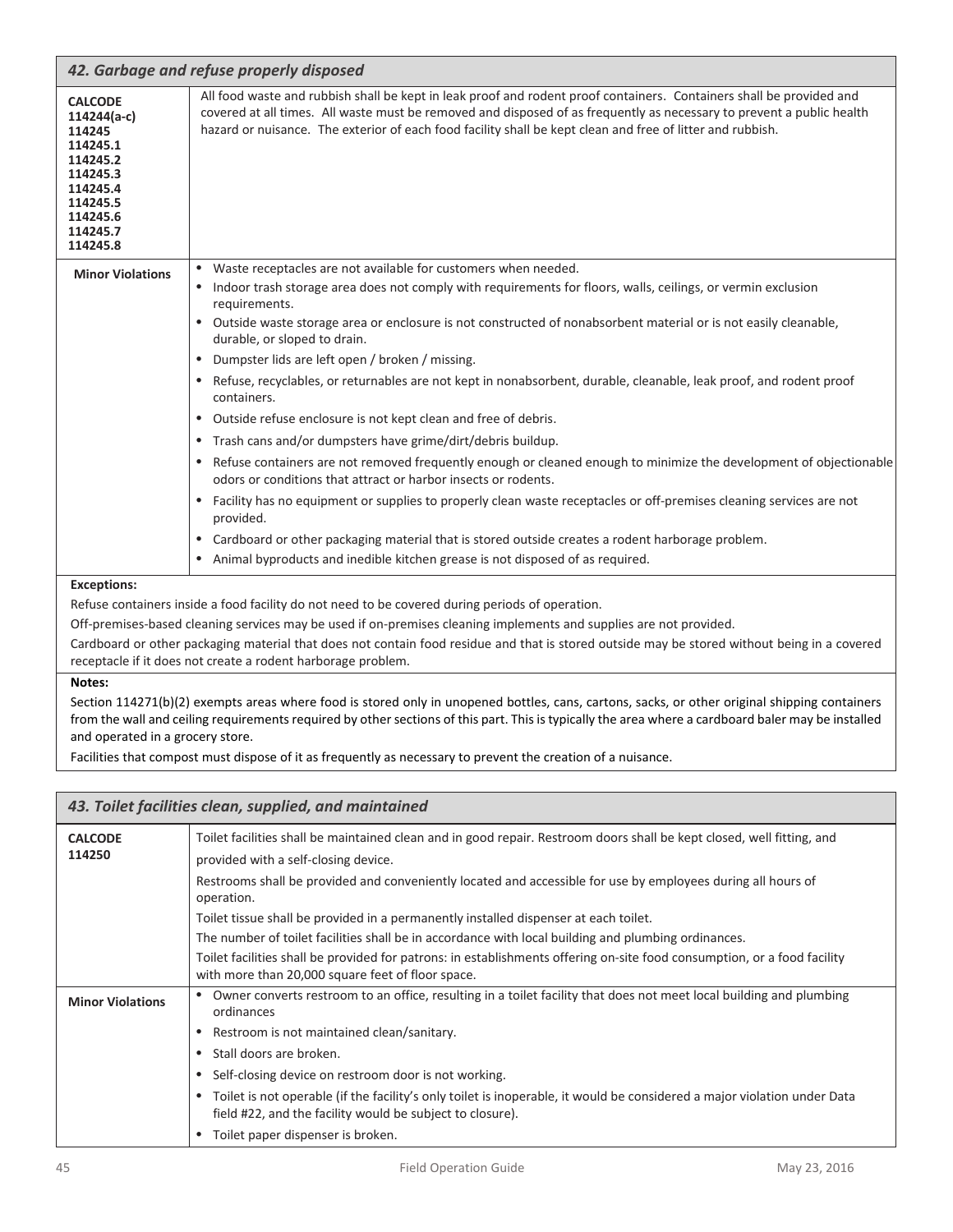### *42. Garbage and refuse properly disposed*

| | |
|---|---|
| **CALCODE**<br>**114244(a-c)**<br>**114245**<br>**114245.1**<br>**114245.2**<br>**114245.3**<br>**114245.4**<br>**114245.5**<br>**114245.6**<br>**114245.7**<br>**114245.8** | All food waste and rubbish shall be kept in leak proof and rodent proof containers. Containers shall be provided and covered at all times. All waste must be removed and disposed of as frequently as necessary to prevent a public health hazard or nuisance. The exterior of each food facility shall be kept clean and free of litter and rubbish. |
| **Minor Violations** | • Waste receptacles are not available for customers when needed.<br>• Indoor trash storage area does not comply with requirements for floors, walls, ceilings, or vermin exclusion requirements.<br>• Outside waste storage area or enclosure is not constructed of nonabsorbent material or is not easily cleanable, durable, or sloped to drain.<br>• Dumpster lids are left open / broken / missing.<br>• Refuse, recyclables, or returnables are not kept in nonabsorbent, durable, cleanable, leak proof, and rodent proof containers.<br>• Outside refuse enclosure is not kept clean and free of debris.<br>• Trash cans and/or dumpsters have grime/dirt/debris buildup.<br>• Refuse containers are not removed frequently enough or cleaned enough to minimize the development of objectionable odors or conditions that attract or harbor insects or rodents.<br>• Facility has no equipment or supplies to properly clean waste receptacles or off-premises cleaning services are not provided.<br>• Cardboard or other packaging material that is stored outside creates a rodent harborage problem.<br>• Animal byproducts and inedible kitchen grease is not disposed of as required. |

**Exceptions:**

Refuse containers inside a food facility do not need to be covered during periods of operation.

Off-premises-based cleaning services may be used if on-premises cleaning implements and supplies are not provided.

Cardboard or other packaging material that does not contain food residue and that is stored outside may be stored without being in a covered receptacle if it does not create a rodent harborage problem.

**Notes:**

Section 114271(b)(2) exempts areas where food is stored only in unopened bottles, cans, cartons, sacks, or other original shipping containers from the wall and ceiling requirements required by other sections of this part. This is typically the area where a cardboard baler may be installed and operated in a grocery store.

Facilities that compost must dispose of it as frequently as necessary to prevent the creation of a nuisance.

### *43. Toilet facilities clean, supplied, and maintained*

| | |
|---|---|
| **CALCODE**<br>**114250** | Toilet facilities shall be maintained clean and in good repair. Restroom doors shall be kept closed, well fitting, and provided with a self-closing device.<br>Restrooms shall be provided and conveniently located and accessible for use by employees during all hours of operation.<br>Toilet tissue shall be provided in a permanently installed dispenser at each toilet.<br>The number of toilet facilities shall be in accordance with local building and plumbing ordinances.<br>Toilet facilities shall be provided for patrons: in establishments offering on-site food consumption, or a food facility with more than 20,000 square feet of floor space. |
| **Minor Violations** | • Owner converts restroom to an office, resulting in a toilet facility that does not meet local building and plumbing ordinances<br>• Restroom is not maintained clean/sanitary.<br>• Stall doors are broken.<br>• Self-closing device on restroom door is not working.<br>• Toilet is not operable (if the facility's only toilet is inoperable, it would be considered a major violation under Data field #22, and the facility would be subject to closure).<br>• Toilet paper dispenser is broken. |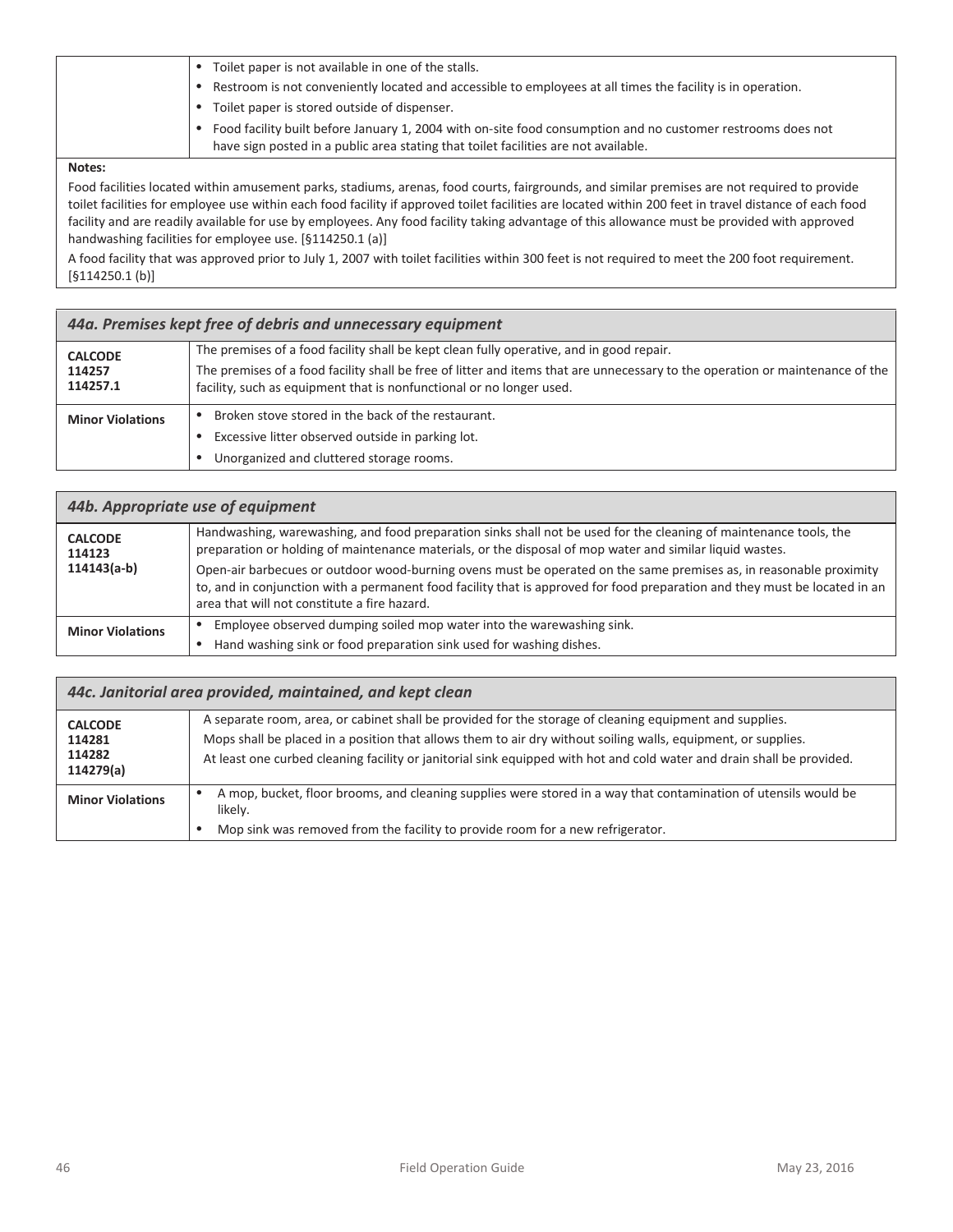| | |
|---|---|
| | • Toilet paper is not available in one of the stalls.<br>• Restroom is not conveniently located and accessible to employees at all times the facility is in operation.<br>• Toilet paper is stored outside of dispenser.<br>• Food facility built before January 1, 2004 with on-site food consumption and no customer restrooms does not have sign posted in a public area stating that toilet facilities are not available. |

**Notes:**

Food facilities located within amusement parks, stadiums, arenas, food courts, fairgrounds, and similar premises are not required to provide toilet facilities for employee use within each food facility if approved toilet facilities are located within 200 feet in travel distance of each food facility and are readily available for use by employees. Any food facility taking advantage of this allowance must be provided with approved handwashing facilities for employee use. [§114250.1 (a)]

A food facility that was approved prior to July 1, 2007 with toilet facilities within 300 feet is not required to meet the 200 foot requirement. [§114250.1 (b)]

### *44a. Premises kept free of debris and unnecessary equipment*

| | |
|---|---|
| **CALCODE**<br>**114257**<br>**114257.1** | The premises of a food facility shall be kept clean fully operative, and in good repair.<br>The premises of a food facility shall be free of litter and items that are unnecessary to the operation or maintenance of the facility, such as equipment that is nonfunctional or no longer used. |
| **Minor Violations** | • Broken stove stored in the back of the restaurant.<br>• Excessive litter observed outside in parking lot.<br>• Unorganized and cluttered storage rooms. |

### *44b. Appropriate use of equipment*

| | |
|---|---|
| **CALCODE**<br>**114123**<br>**114143(a-b)** | Handwashing, warewashing, and food preparation sinks shall not be used for the cleaning of maintenance tools, the preparation or holding of maintenance materials, or the disposal of mop water and similar liquid wastes.<br>Open-air barbecues or outdoor wood-burning ovens must be operated on the same premises as, in reasonable proximity to, and in conjunction with a permanent food facility that is approved for food preparation and they must be located in an area that will not constitute a fire hazard. |
| **Minor Violations** | • Employee observed dumping soiled mop water into the warewashing sink.<br>• Hand washing sink or food preparation sink used for washing dishes. |

### *44c. Janitorial area provided, maintained, and kept clean*

| | |
|---|---|
| **CALCODE**<br>**114281**<br>**114282**<br>**114279(a)** | A separate room, area, or cabinet shall be provided for the storage of cleaning equipment and supplies.<br>Mops shall be placed in a position that allows them to air dry without soiling walls, equipment, or supplies.<br>At least one curbed cleaning facility or janitorial sink equipped with hot and cold water and drain shall be provided. |
| **Minor Violations** | • A mop, bucket, floor brooms, and cleaning supplies were stored in a way that contamination of utensils would be likely.<br>• Mop sink was removed from the facility to provide room for a new refrigerator. |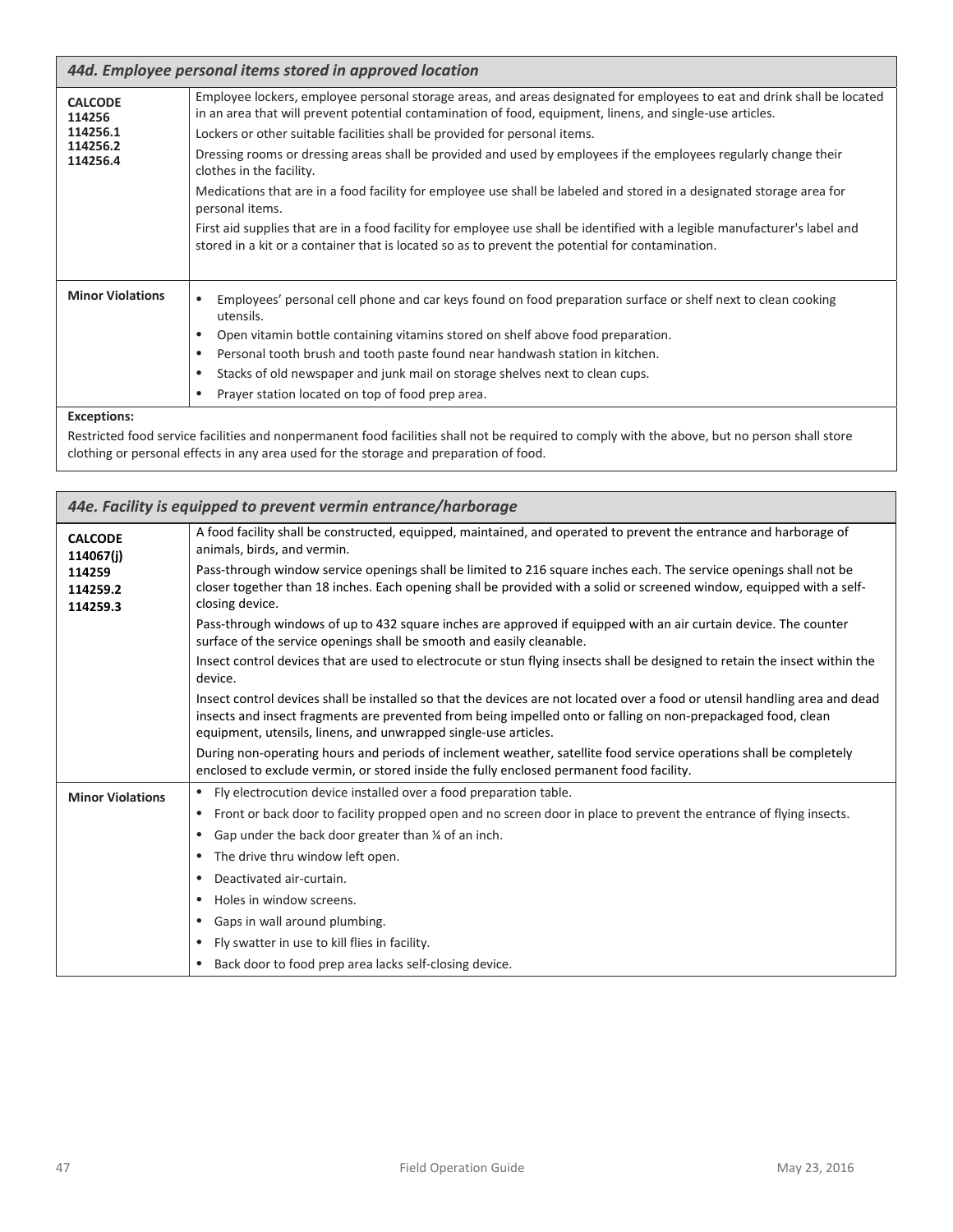| 44d. Employee personal items stored in approved location | |
|---|---|
| **CALCODE**<br>**114256**<br>**114256.1**<br>**114256.2**<br>**114256.4** | Employee lockers, employee personal storage areas, and areas designated for employees to eat and drink shall be located in an area that will prevent potential contamination of food, equipment, linens, and single-use articles.<br>Lockers or other suitable facilities shall be provided for personal items.<br>Dressing rooms or dressing areas shall be provided and used by employees if the employees regularly change their clothes in the facility.<br>Medications that are in a food facility for employee use shall be labeled and stored in a designated storage area for personal items.<br>First aid supplies that are in a food facility for employee use shall be identified with a legible manufacturer's label and stored in a kit or a container that is located so as to prevent the potential for contamination. |
| **Minor Violations** | • Employees' personal cell phone and car keys found on food preparation surface or shelf next to clean cooking utensils.<br>• Open vitamin bottle containing vitamins stored on shelf above food preparation.<br>• Personal tooth brush and tooth paste found near handwash station in kitchen.<br>• Stacks of old newspaper and junk mail on storage shelves next to clean cups.<br>• Prayer station located on top of food prep area. |
| **Exceptions:**<br>Restricted food service facilities and nonpermanent food facilities shall not be required to comply with the above, but no person shall store clothing or personal effects in any area used for the storage and preparation of food. | |

| 44e. Facility is equipped to prevent vermin entrance/harborage | |
|---|---|
| **CALCODE**<br>**114067(j)**<br>**114259**<br>**114259.2**<br>**114259.3** | A food facility shall be constructed, equipped, maintained, and operated to prevent the entrance and harborage of animals, birds, and vermin.<br>Pass-through window service openings shall be limited to 216 square inches each. The service openings shall not be closer together than 18 inches. Each opening shall be provided with a solid or screened window, equipped with a self-closing device.<br>Pass-through windows of up to 432 square inches are approved if equipped with an air curtain device. The counter surface of the service openings shall be smooth and easily cleanable.<br>Insect control devices that are used to electrocute or stun flying insects shall be designed to retain the insect within the device.<br>Insect control devices shall be installed so that the devices are not located over a food or utensil handling area and dead insects and insect fragments are prevented from being impelled onto or falling on non-prepackaged food, clean equipment, utensils, linens, and unwrapped single-use articles.<br>During non-operating hours and periods of inclement weather, satellite food service operations shall be completely enclosed to exclude vermin, or stored inside the fully enclosed permanent food facility. |
| **Minor Violations** | • Fly electrocution device installed over a food preparation table.<br>• Front or back door to facility propped open and no screen door in place to prevent the entrance of flying insects.<br>• Gap under the back door greater than ¼ of an inch.<br>• The drive thru window left open.<br>• Deactivated air-curtain.<br>• Holes in window screens.<br>• Gaps in wall around plumbing.<br>• Fly swatter in use to kill flies in facility.<br>• Back door to food prep area lacks self-closing device. |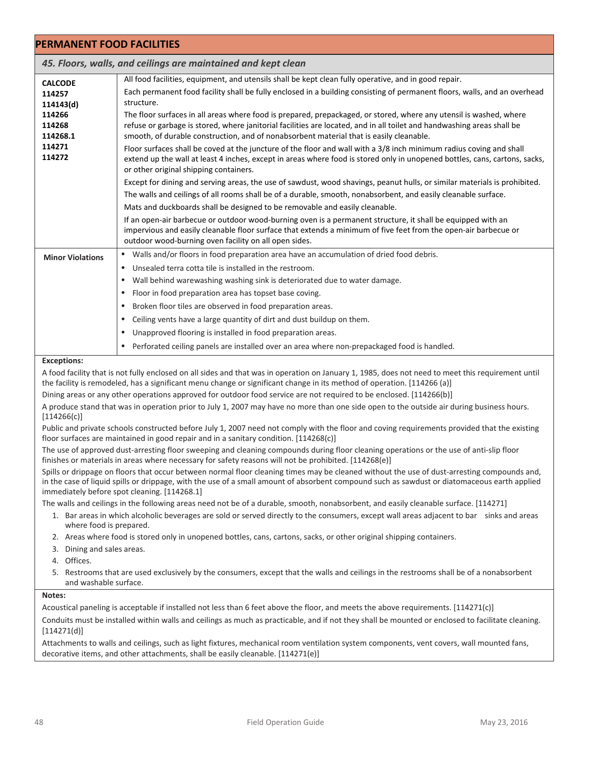# PERMANENT FOOD FACILITIES

## *45. Floors, walls, and ceilings are maintained and kept clean*

| | |
|---|---|
| **CALCODE**<br>**114257**<br>**114143(d)**<br>**114266**<br>**114268**<br>**114268.1**<br>**114271**<br>**114272** | All food facilities, equipment, and utensils shall be kept clean fully operative, and in good repair.<br>Each permanent food facility shall be fully enclosed in a building consisting of permanent floors, walls, and an overhead structure.<br>The floor surfaces in all areas where food is prepared, prepackaged, or stored, where any utensil is washed, where refuse or garbage is stored, where janitorial facilities are located, and in all toilet and handwashing areas shall be smooth, of durable construction, and of nonabsorbent material that is easily cleanable.<br>Floor surfaces shall be coved at the juncture of the floor and wall with a 3/8 inch minimum radius coving and shall extend up the wall at least 4 inches, except in areas where food is stored only in unopened bottles, cans, cartons, sacks, or other original shipping containers.<br>Except for dining and serving areas, the use of sawdust, wood shavings, peanut hulls, or similar materials is prohibited.<br>The walls and ceilings of all rooms shall be of a durable, smooth, nonabsorbent, and easily cleanable surface.<br>Mats and duckboards shall be designed to be removable and easily cleanable.<br>If an open-air barbecue or outdoor wood-burning oven is a permanent structure, it shall be equipped with an impervious and easily cleanable floor surface that extends a minimum of five feet from the open-air barbecue or outdoor wood-burning oven facility on all open sides. |
| **Minor Violations** | • Walls and/or floors in food preparation area have an accumulation of dried food debris.<br>• Unsealed terra cotta tile is installed in the restroom.<br>• Wall behind warewashing washing sink is deteriorated due to water damage.<br>• Floor in food preparation area has topset base coving.<br>• Broken floor tiles are observed in food preparation areas.<br>• Ceiling vents have a large quantity of dirt and dust buildup on them.<br>• Unapproved flooring is installed in food preparation areas.<br>• Perforated ceiling panels are installed over an area where non-prepackaged food is handled. |

**Exceptions:**

A food facility that is not fully enclosed on all sides and that was in operation on January 1, 1985, does not need to meet this requirement until the facility is remodeled, has a significant menu change or significant change in its method of operation. [114266 (a)]

Dining areas or any other operations approved for outdoor food service are not required to be enclosed. [114266(b)]

A produce stand that was in operation prior to July 1, 2007 may have no more than one side open to the outside air during business hours. [114266(c)]

Public and private schools constructed before July 1, 2007 need not comply with the floor and coving requirements provided that the existing floor surfaces are maintained in good repair and in a sanitary condition. [114268(c)]

The use of approved dust-arresting floor sweeping and cleaning compounds during floor cleaning operations or the use of anti-slip floor finishes or materials in areas where necessary for safety reasons will not be prohibited. [114268(e)]

Spills or drippage on floors that occur between normal floor cleaning times may be cleaned without the use of dust-arresting compounds and, in the case of liquid spills or drippage, with the use of a small amount of absorbent compound such as sawdust or diatomaceous earth applied immediately before spot cleaning. [114268.1]

The walls and ceilings in the following areas need not be of a durable, smooth, nonabsorbent, and easily cleanable surface. [114271]

1. Bar areas in which alcoholic beverages are sold or served directly to the consumers, except wall areas adjacent to bar sinks and areas where food is prepared.
2. Areas where food is stored only in unopened bottles, cans, cartons, sacks, or other original shipping containers.
3. Dining and sales areas.
4. Offices.
5. Restrooms that are used exclusively by the consumers, except that the walls and ceilings in the restrooms shall be of a nonabsorbent and washable surface.

**Notes:**

Acoustical paneling is acceptable if installed not less than 6 feet above the floor, and meets the above requirements. [114271(c)]

Conduits must be installed within walls and ceilings as much as practicable, and if not they shall be mounted or enclosed to facilitate cleaning. [114271(d)]

Attachments to walls and ceilings, such as light fixtures, mechanical room ventilation system components, vent covers, wall mounted fans, decorative items, and other attachments, shall be easily cleanable. [114271(e)]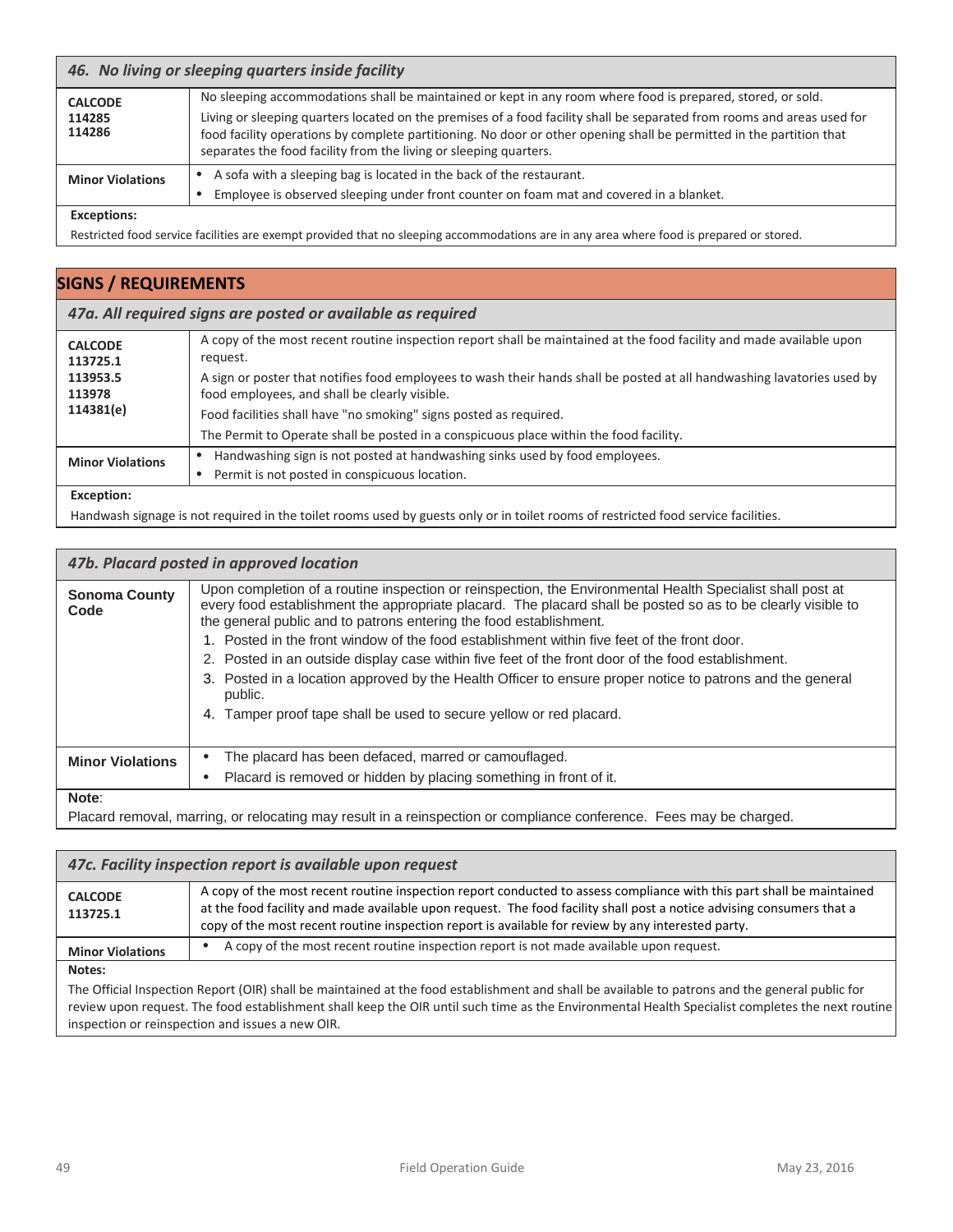### 46. No living or sleeping quarters inside facility

| | |
|---|---|
| **CALCODE** 114285 114286 | No sleeping accommodations shall be maintained or kept in any room where food is prepared, stored, or sold.<br>Living or sleeping quarters located on the premises of a food facility shall be separated from rooms and areas used for food facility operations by complete partitioning. No door or other opening shall be permitted in the partition that separates the food facility from the living or sleeping quarters. |
| **Minor Violations** | • A sofa with a sleeping bag is located in the back of the restaurant.<br>• Employee is observed sleeping under front counter on foam mat and covered in a blanket. |

**Exceptions:**

Restricted food service facilities are exempt provided that no sleeping accommodations are in any area where food is prepared or stored.

## SIGNS / REQUIREMENTS

### 47a. All required signs are posted or available as required

| | |
|---|---|
| **CALCODE** 113725.1 113953.5 113978 114381(e) | A copy of the most recent routine inspection report shall be maintained at the food facility and made available upon request.<br>A sign or poster that notifies food employees to wash their hands shall be posted at all handwashing lavatories used by food employees, and shall be clearly visible.<br>Food facilities shall have "no smoking" signs posted as required.<br>The Permit to Operate shall be posted in a conspicuous place within the food facility. |
| **Minor Violations** | • Handwashing sign is not posted at handwashing sinks used by food employees.<br>• Permit is not posted in conspicuous location. |

**Exception:**

Handwash signage is not required in the toilet rooms used by guests only or in toilet rooms of restricted food service facilities.

### 47b. Placard posted in approved location

| | |
|---|---|
| **Sonoma County Code** | Upon completion of a routine inspection or reinspection, the Environmental Health Specialist shall post at every food establishment the appropriate placard. The placard shall be posted so as to be clearly visible to the general public and to patrons entering the food establishment.<br>1. Posted in the front window of the food establishment within five feet of the front door.<br>2. Posted in an outside display case within five feet of the front door of the food establishment.<br>3. Posted in a location approved by the Health Officer to ensure proper notice to patrons and the general public.<br>4. Tamper proof tape shall be used to secure yellow or red placard. |
| **Minor Violations** | • The placard has been defaced, marred or camouflaged.<br>• Placard is removed or hidden by placing something in front of it. |

**Note**:

Placard removal, marring, or relocating may result in a reinspection or compliance conference. Fees may be charged.

### 47c. Facility inspection report is available upon request

| | |
|---|---|
| **CALCODE** 113725.1 | A copy of the most recent routine inspection report conducted to assess compliance with this part shall be maintained at the food facility and made available upon request. The food facility shall post a notice advising consumers that a copy of the most recent routine inspection report is available for review by any interested party. |
| **Minor Violations** | • A copy of the most recent routine inspection report is not made available upon request. |

**Notes:**

The Official Inspection Report (OIR) shall be maintained at the food establishment and shall be available to patrons and the general public for review upon request. The food establishment shall keep the OIR until such time as the Environmental Health Specialist completes the next routine inspection or reinspection and issues a new OIR.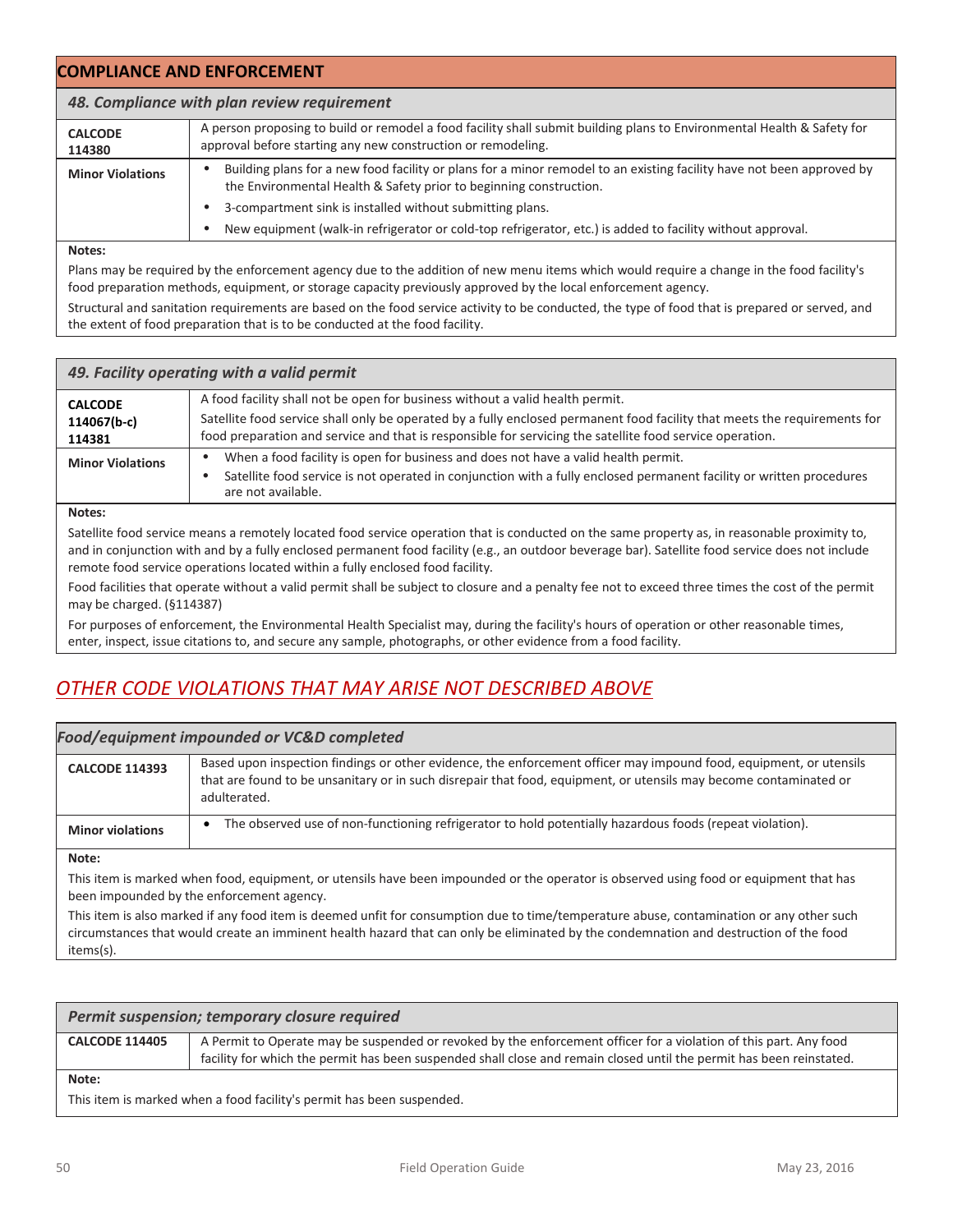## COMPLIANCE AND ENFORCEMENT

### *48. Compliance with plan review requirement*

| | |
|---|---|
| **CALCODE 114380** | A person proposing to build or remodel a food facility shall submit building plans to Environmental Health & Safety for approval before starting any new construction or remodeling. |
| **Minor Violations** | • Building plans for a new food facility or plans for a minor remodel to an existing facility have not been approved by the Environmental Health & Safety prior to beginning construction.<br>• 3-compartment sink is installed without submitting plans.<br>• New equipment (walk-in refrigerator or cold-top refrigerator, etc.) is added to facility without approval. |

**Notes:**

Plans may be required by the enforcement agency due to the addition of new menu items which would require a change in the food facility's food preparation methods, equipment, or storage capacity previously approved by the local enforcement agency.

Structural and sanitation requirements are based on the food service activity to be conducted, the type of food that is prepared or served, and the extent of food preparation that is to be conducted at the food facility.

### *49. Facility operating with a valid permit*

| | |
|---|---|
| **CALCODE 114067(b-c) 114381** | A food facility shall not be open for business without a valid health permit.<br>Satellite food service shall only be operated by a fully enclosed permanent food facility that meets the requirements for food preparation and service and that is responsible for servicing the satellite food service operation. |
| **Minor Violations** | • When a food facility is open for business and does not have a valid health permit.<br>• Satellite food service is not operated in conjunction with a fully enclosed permanent facility or written procedures are not available. |

**Notes:**

Satellite food service means a remotely located food service operation that is conducted on the same property as, in reasonable proximity to, and in conjunction with and by a fully enclosed permanent food facility (e.g., an outdoor beverage bar). Satellite food service does not include remote food service operations located within a fully enclosed food facility.

Food facilities that operate without a valid permit shall be subject to closure and a penalty fee not to exceed three times the cost of the permit may be charged. (§114387)

For purposes of enforcement, the Environmental Health Specialist may, during the facility's hours of operation or other reasonable times, enter, inspect, issue citations to, and secure any sample, photographs, or other evidence from a food facility.

## *OTHER CODE VIOLATIONS THAT MAY ARISE NOT DESCRIBED ABOVE*

### *Food/equipment impounded or VC&D completed*

| | |
|---|---|
| **CALCODE 114393** | Based upon inspection findings or other evidence, the enforcement officer may impound food, equipment, or utensils that are found to be unsanitary or in such disrepair that food, equipment, or utensils may become contaminated or adulterated. |
| **Minor violations** | • The observed use of non-functioning refrigerator to hold potentially hazardous foods (repeat violation). |

**Note:**

This item is marked when food, equipment, or utensils have been impounded or the operator is observed using food or equipment that has been impounded by the enforcement agency.

This item is also marked if any food item is deemed unfit for consumption due to time/temperature abuse, contamination or any other such circumstances that would create an imminent health hazard that can only be eliminated by the condemnation and destruction of the food items(s).

### *Permit suspension; temporary closure required*

| | |
|---|---|
| **CALCODE 114405** | A Permit to Operate may be suspended or revoked by the enforcement officer for a violation of this part. Any food facility for which the permit has been suspended shall close and remain closed until the permit has been reinstated. |

**Note:**

This item is marked when a food facility's permit has been suspended.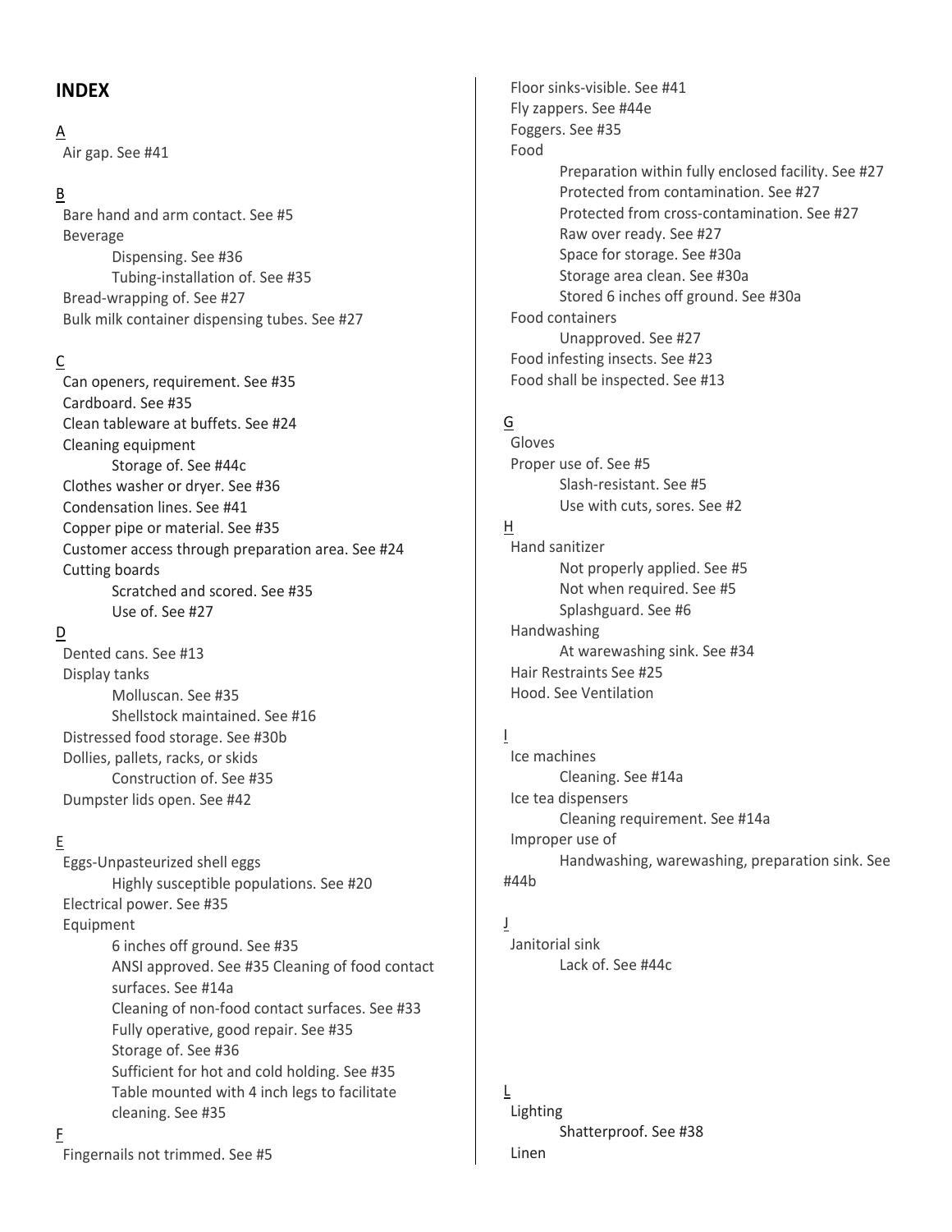## INDEX

A

Air gap. See #41

B

Bare hand and arm contact. See #5
Beverage
- Dispensing. See #36
- Tubing-installation of. See #35

Bread-wrapping of. See #27
Bulk milk container dispensing tubes. See #27

C

Can openers, requirement. See #35
Cardboard. See #35
Clean tableware at buffets. See #24
Cleaning equipment
- Storage of. See #44c

Clothes washer or dryer. See #36
Condensation lines. See #41
Copper pipe or material. See #35
Customer access through preparation area. See #24
Cutting boards
- Scratched and scored. See #35
- Use of. See #27

D

Dented cans. See #13
Display tanks
- Molluscan. See #35
- Shellstock maintained. See #16

Distressed food storage. See #30b
Dollies, pallets, racks, or skids
- Construction of. See #35

Dumpster lids open. See #42

E

Eggs-Unpasteurized shell eggs
- Highly susceptible populations. See #20

Electrical power. See #35
Equipment
- 6 inches off ground. See #35
- ANSI approved. See #35 Cleaning of food contact surfaces. See #14a
- Cleaning of non-food contact surfaces. See #33
- Fully operative, good repair. See #35
- Storage of. See #36
- Sufficient for hot and cold holding. See #35
- Table mounted with 4 inch legs to facilitate cleaning. See #35

F

Fingernails not trimmed. See #5
Floor sinks-visible. See #41
Fly zappers. See #44e
Foggers. See #35
Food
- Preparation within fully enclosed facility. See #27
- Protected from contamination. See #27
- Protected from cross-contamination. See #27
- Raw over ready. See #27
- Space for storage. See #30a
- Storage area clean. See #30a
- Stored 6 inches off ground. See #30a

Food containers
- Unapproved. See #27

Food infesting insects. See #23
Food shall be inspected. See #13

G

Gloves
Proper use of. See #5
- Slash-resistant. See #5
- Use with cuts, sores. See #2

H

Hand sanitizer
- Not properly applied. See #5
- Not when required. See #5
- Splashguard. See #6

Handwashing
- At warewashing sink. See #34

Hair Restraints See #25
Hood. See Ventilation

I

Ice machines
- Cleaning. See #14a

Ice tea dispensers
- Cleaning requirement. See #14a

Improper use of
- Handwashing, warewashing, preparation sink. See #44b

J

Janitorial sink
- Lack of. See #44c

L

Lighting
- Shatterproof. See #38

Linen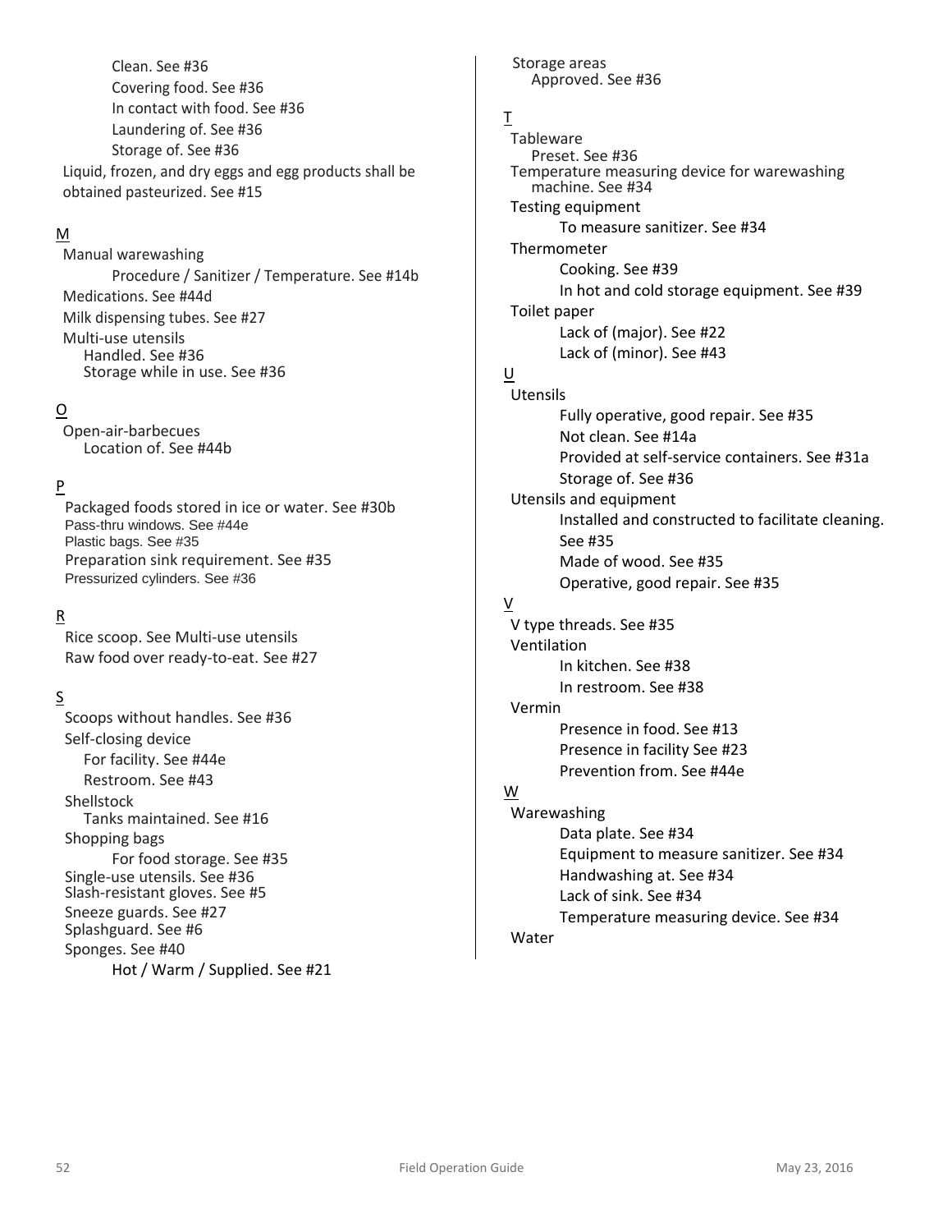- Clean. See #36
- Covering food. See #36
- In contact with food. See #36
- Laundering of. See #36
- Storage of. See #36

Liquid, frozen, and dry eggs and egg products shall be obtained pasteurized. See #15

M

Manual warewashing
- Procedure / Sanitizer / Temperature. See #14b

Medications. See #44d

Milk dispensing tubes. See #27

Multi-use utensils
- Handled. See #36
- Storage while in use. See #36

O

Open-air-barbecues
- Location of. See #44b

P

Packaged foods stored in ice or water. See #30b

Pass-thru windows. See #44e

Plastic bags. See #35

Preparation sink requirement. See #35

Pressurized cylinders. See #36

R

Rice scoop. See Multi-use utensils

Raw food over ready-to-eat. See #27

S

Scoops without handles. See #36

Self-closing device
- For facility. See #44e
- Restroom. See #43

Shellstock
- Tanks maintained. See #16

Shopping bags
- For food storage. See #35

Single-use utensils. See #36

Slash-resistant gloves. See #5

Sneeze guards. See #27

Splashguard. See #6

Sponges. See #40
- Hot / Warm / Supplied. See #21

Storage areas
- Approved. See #36

T

Tableware
- Preset. See #36

Temperature measuring device for warewashing machine. See #34

Testing equipment
- To measure sanitizer. See #34

Thermometer
- Cooking. See #39
- In hot and cold storage equipment. See #39

Toilet paper
- Lack of (major). See #22
- Lack of (minor). See #43

U

Utensils
- Fully operative, good repair. See #35
- Not clean. See #14a
- Provided at self-service containers. See #31a
- Storage of. See #36

Utensils and equipment
- Installed and constructed to facilitate cleaning. See #35
- Made of wood. See #35
- Operative, good repair. See #35

V

V type threads. See #35

Ventilation
- In kitchen. See #38
- In restroom. See #38

Vermin
- Presence in food. See #13
- Presence in facility See #23
- Prevention from. See #44e

W

Warewashing
- Data plate. See #34
- Equipment to measure sanitizer. See #34
- Handwashing at. See #34
- Lack of sink. See #34
- Temperature measuring device. See #34

Water